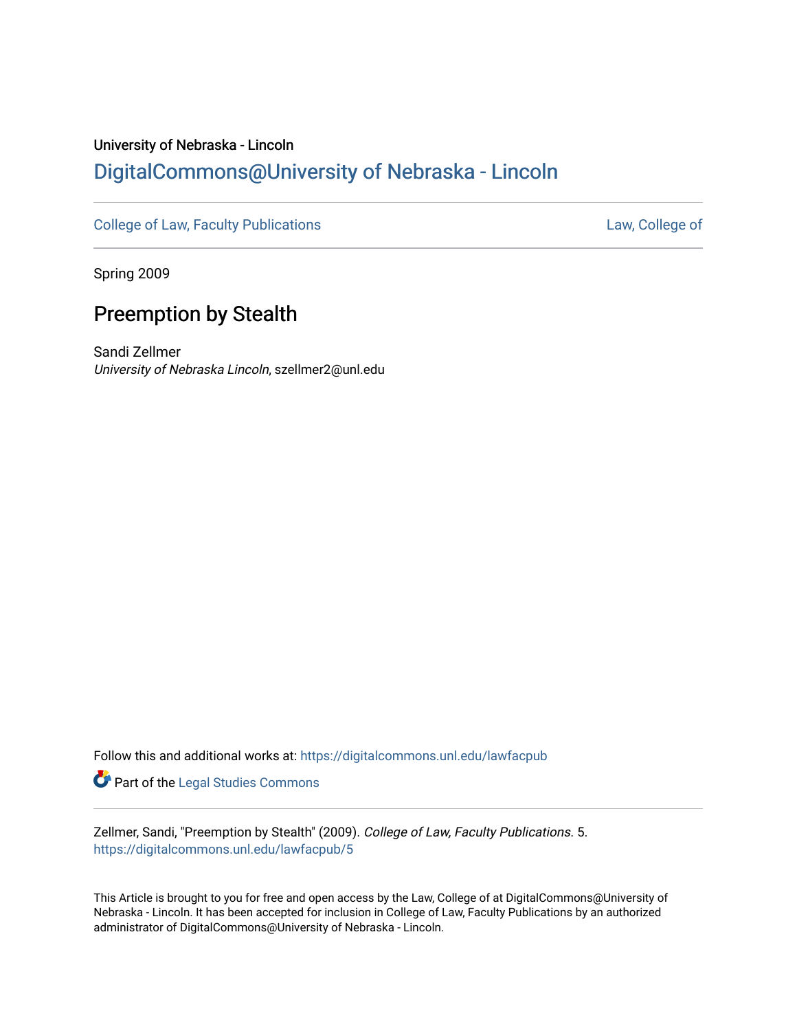University of Nebraska - Lincoln

## DigitalCommons@University of Nebraska - Lincoln

College of Law, Faculty Publications — Law, College of

Spring 2009

# Preemption by Stealth

Sandi Zellmer
*University of Nebraska Lincoln*, szellmer2@unl.edu

Follow this and additional works at: https://digitalcommons.unl.edu/lawfacpub

Part of the Legal Studies Commons

Zellmer, Sandi, "Preemption by Stealth" (2009). *College of Law, Faculty Publications*. 5.
https://digitalcommons.unl.edu/lawfacpub/5

This Article is brought to you for free and open access by the Law, College of at DigitalCommons@University of Nebraska - Lincoln. It has been accepted for inclusion in College of Law, Faculty Publications by an authorized administrator of DigitalCommons@University of Nebraska - Lincoln.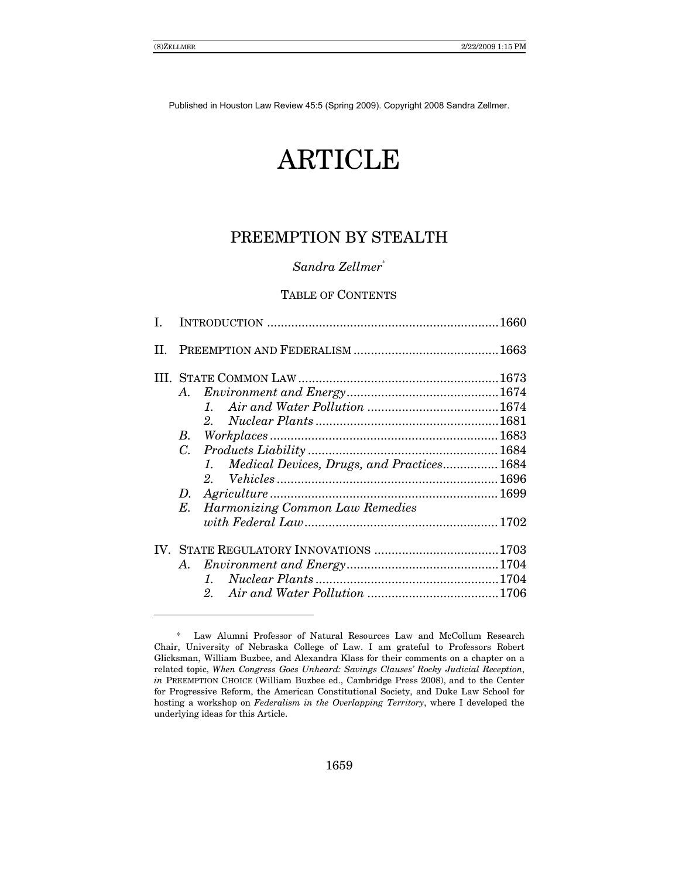Published in Houston Law Review 45:5 (Spring 2009). Copyright 2008 Sandra Zellmer.

# ARTICLE

## PREEMPTION BY STEALTH

*Sandra Zellmer*[*]

TABLE OF CONTENTS

I. INTRODUCTION .......... 1660

II. PREEMPTION AND FEDERALISM .......... 1663

III. STATE COMMON LAW .......... 1673
- A. *Environment and Energy* .......... 1674
  - 1. *Air and Water Pollution* .......... 1674
  - 2. *Nuclear Plants* .......... 1681
- B. *Workplaces* .......... 1683
- C. *Products Liability* .......... 1684
  - 1. *Medical Devices, Drugs, and Practices* .......... 1684
  - 2. *Vehicles* .......... 1696
- D. *Agriculture* .......... 1699
- E. *Harmonizing Common Law Remedies with Federal Law* .......... 1702

IV. STATE REGULATORY INNOVATIONS .......... 1703
- A. *Environment and Energy* .......... 1704
  - 1. *Nuclear Plants* .......... 1704
  - 2. *Air and Water Pollution* .......... 1706

---

[*] Law Alumni Professor of Natural Resources Law and McCollum Research Chair, University of Nebraska College of Law. I am grateful to Professors Robert Glicksman, William Buzbee, and Alexandra Klass for their comments on a chapter on a related topic, *When Congress Goes Unheard: Savings Clauses' Rocky Judicial Reception*, *in* PREEMPTION CHOICE (William Buzbee ed., Cambridge Press 2008), and to the Center for Progressive Reform, the American Constitutional Society, and Duke Law School for hosting a workshop on *Federalism in the Overlapping Territory*, where I developed the underlying ideas for this Article.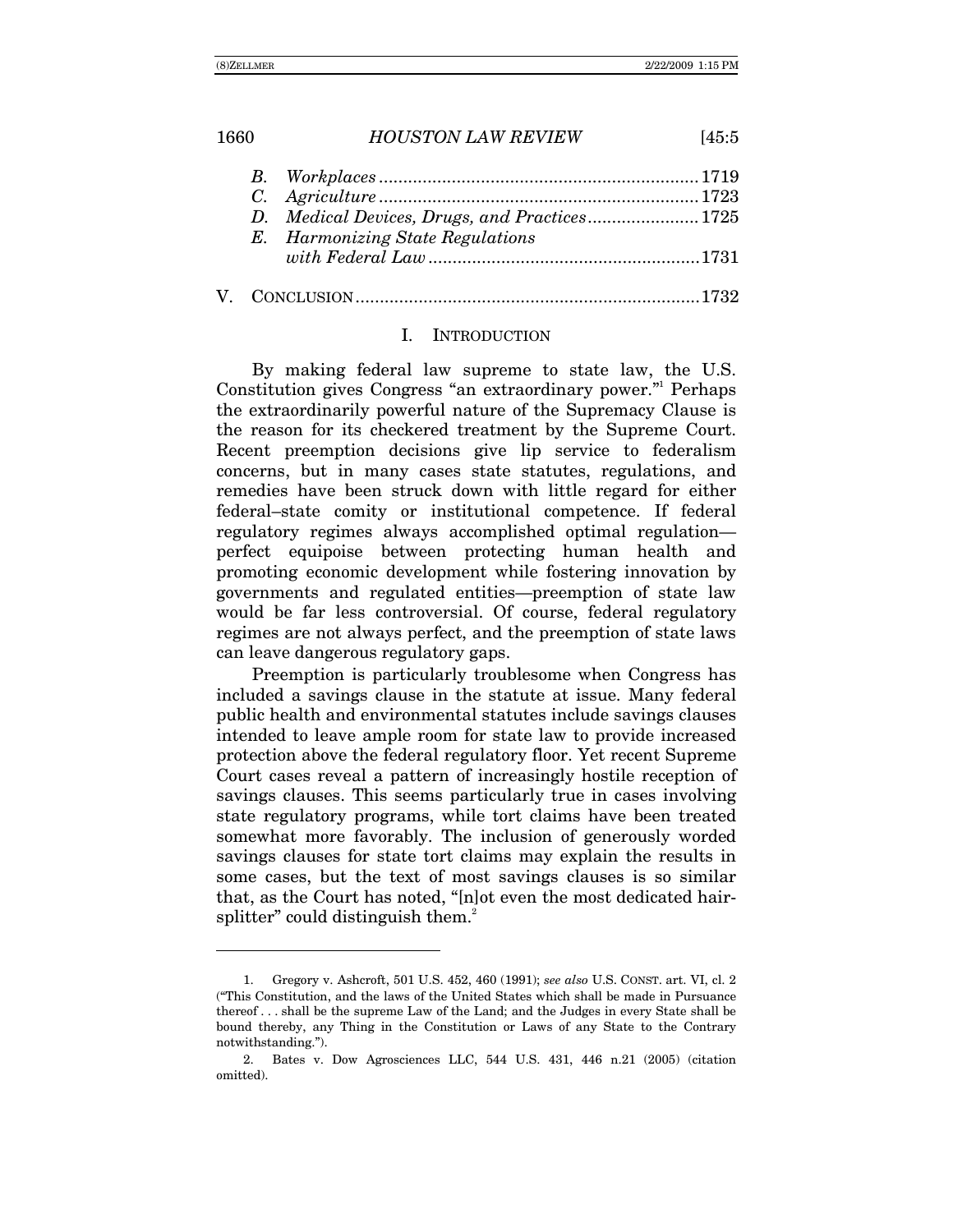*B. Workplaces* ....... 1719
*C. Agriculture* ....... 1723
*D. Medical Devices, Drugs, and Practices* ....... 1725
*E. Harmonizing State Regulations with Federal Law* ....... 1731

V. CONCLUSION ....... 1732

## I. INTRODUCTION

By making federal law supreme to state law, the U.S. Constitution gives Congress "an extraordinary power."[1] Perhaps the extraordinarily powerful nature of the Supremacy Clause is the reason for its checkered treatment by the Supreme Court. Recent preemption decisions give lip service to federalism concerns, but in many cases state statutes, regulations, and remedies have been struck down with little regard for either federal–state comity or institutional competence. If federal regulatory regimes always accomplished optimal regulation—perfect equipoise between protecting human health and promoting economic development while fostering innovation by governments and regulated entities—preemption of state law would be far less controversial. Of course, federal regulatory regimes are not always perfect, and the preemption of state laws can leave dangerous regulatory gaps.

Preemption is particularly troublesome when Congress has included a savings clause in the statute at issue. Many federal public health and environmental statutes include savings clauses intended to leave ample room for state law to provide increased protection above the federal regulatory floor. Yet recent Supreme Court cases reveal a pattern of increasingly hostile reception of savings clauses. This seems particularly true in cases involving state regulatory programs, while tort claims have been treated somewhat more favorably. The inclusion of generously worded savings clauses for state tort claims may explain the results in some cases, but the text of most savings clauses is so similar that, as the Court has noted, "[n]ot even the most dedicated hair-splitter" could distinguish them.[2]

---

1. Gregory v. Ashcroft, 501 U.S. 452, 460 (1991); *see also* U.S. CONST. art. VI, cl. 2 ("This Constitution, and the laws of the United States which shall be made in Pursuance thereof . . . shall be the supreme Law of the Land; and the Judges in every State shall be bound thereby, any Thing in the Constitution or Laws of any State to the Contrary notwithstanding.").

2. Bates v. Dow Agrosciences LLC, 544 U.S. 431, 446 n.21 (2005) (citation omitted).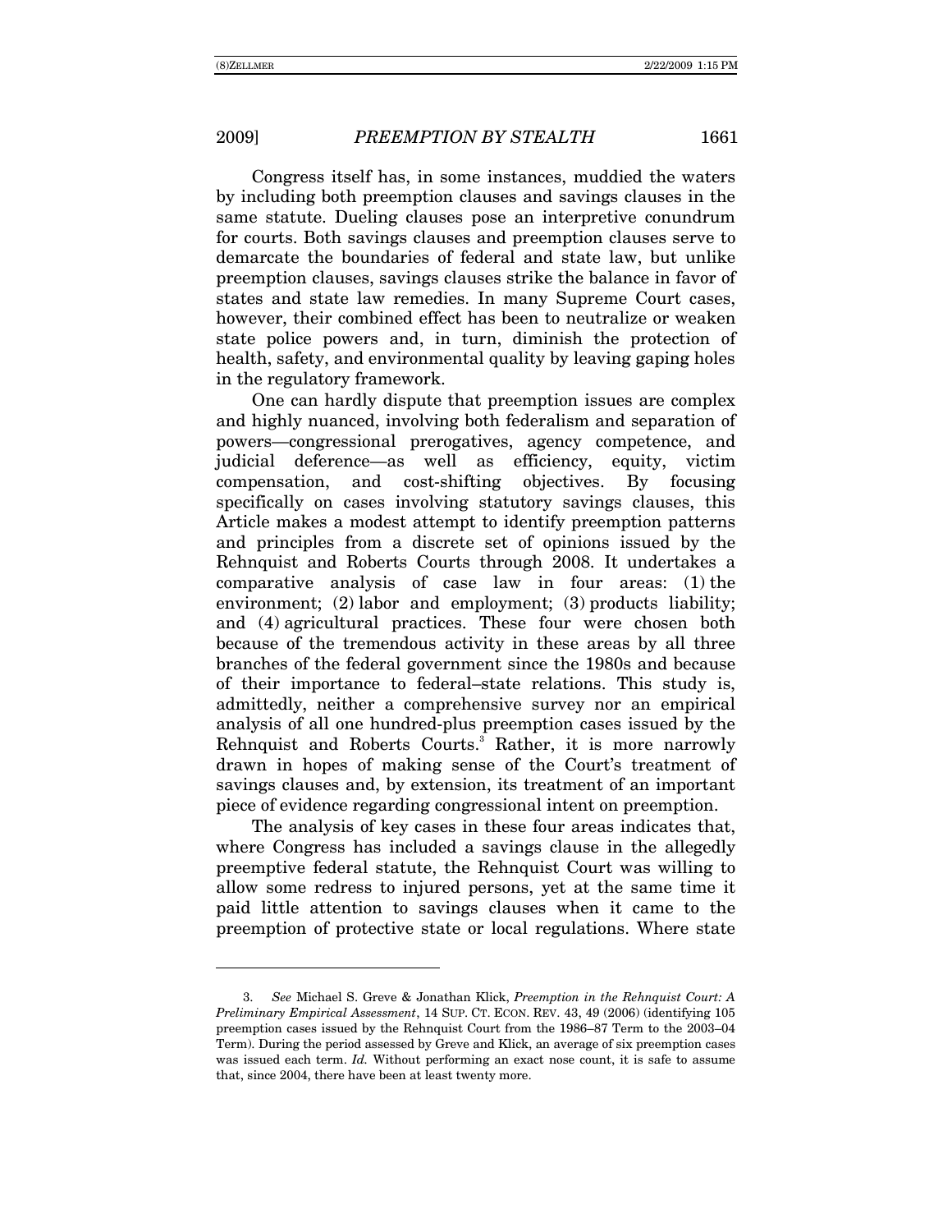Congress itself has, in some instances, muddied the waters by including both preemption clauses and savings clauses in the same statute. Dueling clauses pose an interpretive conundrum for courts. Both savings clauses and preemption clauses serve to demarcate the boundaries of federal and state law, but unlike preemption clauses, savings clauses strike the balance in favor of states and state law remedies. In many Supreme Court cases, however, their combined effect has been to neutralize or weaken state police powers and, in turn, diminish the protection of health, safety, and environmental quality by leaving gaping holes in the regulatory framework.

One can hardly dispute that preemption issues are complex and highly nuanced, involving both federalism and separation of powers—congressional prerogatives, agency competence, and judicial deference—as well as efficiency, equity, victim compensation, and cost-shifting objectives. By focusing specifically on cases involving statutory savings clauses, this Article makes a modest attempt to identify preemption patterns and principles from a discrete set of opinions issued by the Rehnquist and Roberts Courts through 2008. It undertakes a comparative analysis of case law in four areas: (1) the environment; (2) labor and employment; (3) products liability; and (4) agricultural practices. These four were chosen both because of the tremendous activity in these areas by all three branches of the federal government since the 1980s and because of their importance to federal–state relations. This study is, admittedly, neither a comprehensive survey nor an empirical analysis of all one hundred-plus preemption cases issued by the Rehnquist and Roberts Courts.[3] Rather, it is more narrowly drawn in hopes of making sense of the Court's treatment of savings clauses and, by extension, its treatment of an important piece of evidence regarding congressional intent on preemption.

The analysis of key cases in these four areas indicates that, where Congress has included a savings clause in the allegedly preemptive federal statute, the Rehnquist Court was willing to allow some redress to injured persons, yet at the same time it paid little attention to savings clauses when it came to the preemption of protective state or local regulations. Where state

---

3. *See* Michael S. Greve & Jonathan Klick, *Preemption in the Rehnquist Court: A Preliminary Empirical Assessment*, 14 SUP. CT. ECON. REV. 43, 49 (2006) (identifying 105 preemption cases issued by the Rehnquist Court from the 1986–87 Term to the 2003–04 Term). During the period assessed by Greve and Klick, an average of six preemption cases was issued each term. *Id.* Without performing an exact nose count, it is safe to assume that, since 2004, there have been at least twenty more.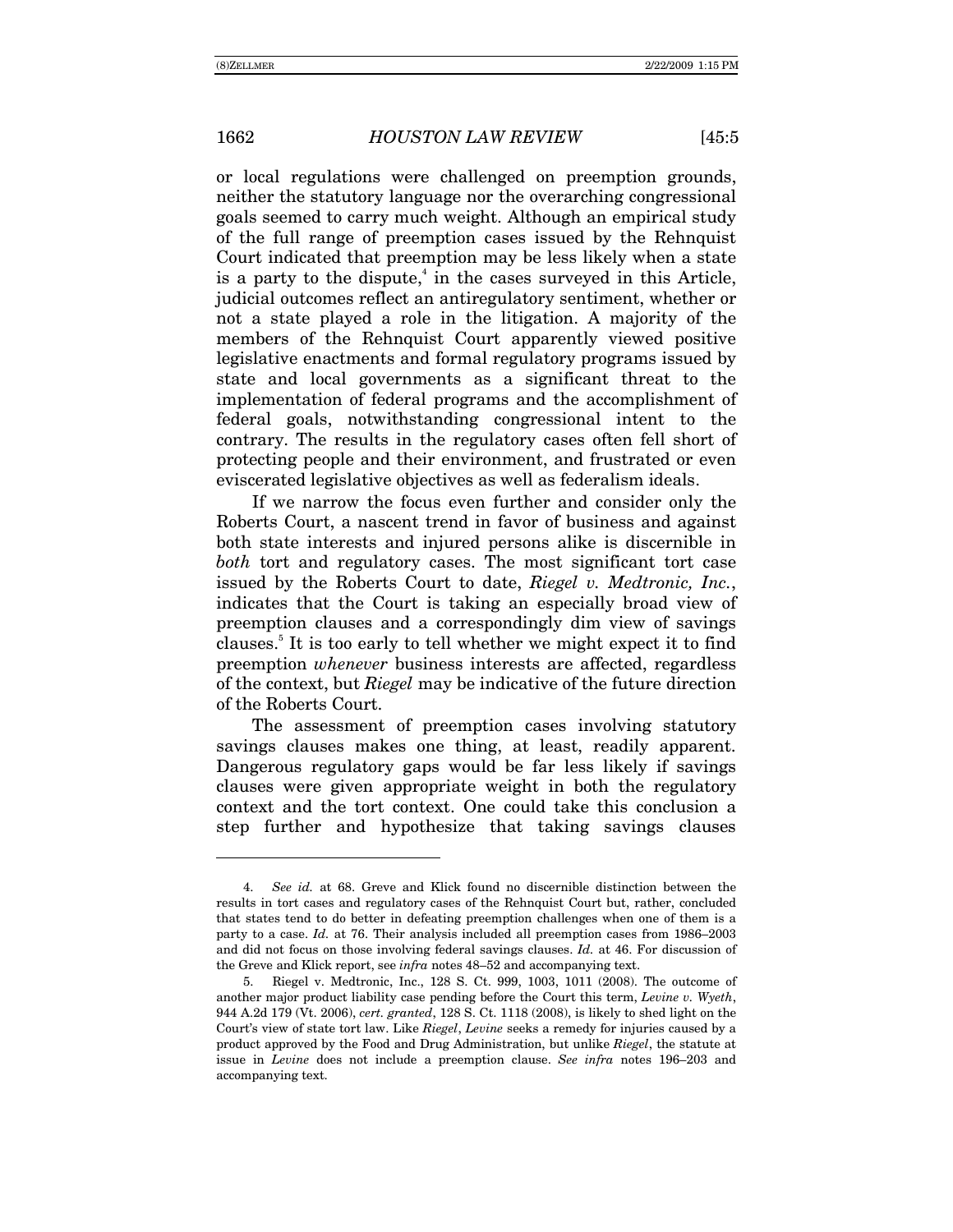or local regulations were challenged on preemption grounds, neither the statutory language nor the overarching congressional goals seemed to carry much weight. Although an empirical study of the full range of preemption cases issued by the Rehnquist Court indicated that preemption may be less likely when a state is a party to the dispute,[4] in the cases surveyed in this Article, judicial outcomes reflect an antiregulatory sentiment, whether or not a state played a role in the litigation. A majority of the members of the Rehnquist Court apparently viewed positive legislative enactments and formal regulatory programs issued by state and local governments as a significant threat to the implementation of federal programs and the accomplishment of federal goals, notwithstanding congressional intent to the contrary. The results in the regulatory cases often fell short of protecting people and their environment, and frustrated or even eviscerated legislative objectives as well as federalism ideals.

If we narrow the focus even further and consider only the Roberts Court, a nascent trend in favor of business and against both state interests and injured persons alike is discernible in *both* tort and regulatory cases. The most significant tort case issued by the Roberts Court to date, *Riegel v. Medtronic, Inc.*, indicates that the Court is taking an especially broad view of preemption clauses and a correspondingly dim view of savings clauses.[5] It is too early to tell whether we might expect it to find preemption *whenever* business interests are affected, regardless of the context, but *Riegel* may be indicative of the future direction of the Roberts Court.

The assessment of preemption cases involving statutory savings clauses makes one thing, at least, readily apparent. Dangerous regulatory gaps would be far less likely if savings clauses were given appropriate weight in both the regulatory context and the tort context. One could take this conclusion a step further and hypothesize that taking savings clauses

---

4. *See id.* at 68. Greve and Klick found no discernible distinction between the results in tort cases and regulatory cases of the Rehnquist Court but, rather, concluded that states tend to do better in defeating preemption challenges when one of them is a party to a case. *Id.* at 76. Their analysis included all preemption cases from 1986–2003 and did not focus on those involving federal savings clauses. *Id.* at 46. For discussion of the Greve and Klick report, see *infra* notes 48–52 and accompanying text.

5. Riegel v. Medtronic, Inc., 128 S. Ct. 999, 1003, 1011 (2008). The outcome of another major product liability case pending before the Court this term, *Levine v. Wyeth*, 944 A.2d 179 (Vt. 2006), *cert. granted*, 128 S. Ct. 1118 (2008), is likely to shed light on the Court's view of state tort law. Like *Riegel*, *Levine* seeks a remedy for injuries caused by a product approved by the Food and Drug Administration, but unlike *Riegel*, the statute at issue in *Levine* does not include a preemption clause. *See infra* notes 196–203 and accompanying text.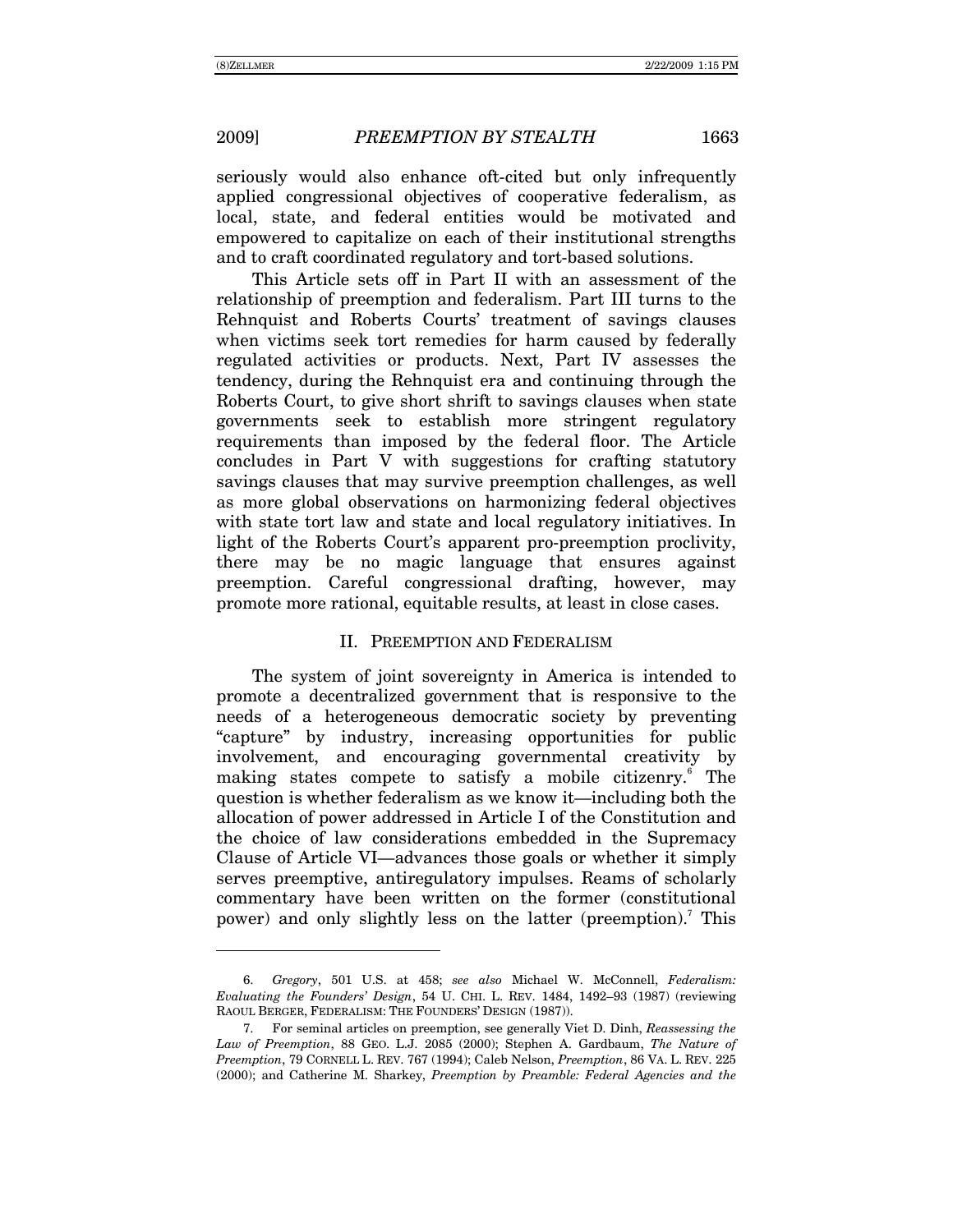seriously would also enhance oft-cited but only infrequently applied congressional objectives of cooperative federalism, as local, state, and federal entities would be motivated and empowered to capitalize on each of their institutional strengths and to craft coordinated regulatory and tort-based solutions.

This Article sets off in Part II with an assessment of the relationship of preemption and federalism. Part III turns to the Rehnquist and Roberts Courts' treatment of savings clauses when victims seek tort remedies for harm caused by federally regulated activities or products. Next, Part IV assesses the tendency, during the Rehnquist era and continuing through the Roberts Court, to give short shrift to savings clauses when state governments seek to establish more stringent regulatory requirements than imposed by the federal floor. The Article concludes in Part V with suggestions for crafting statutory savings clauses that may survive preemption challenges, as well as more global observations on harmonizing federal objectives with state tort law and state and local regulatory initiatives. In light of the Roberts Court's apparent pro-preemption proclivity, there may be no magic language that ensures against preemption. Careful congressional drafting, however, may promote more rational, equitable results, at least in close cases.

## II. PREEMPTION AND FEDERALISM

The system of joint sovereignty in America is intended to promote a decentralized government that is responsive to the needs of a heterogeneous democratic society by preventing "capture" by industry, increasing opportunities for public involvement, and encouraging governmental creativity by making states compete to satisfy a mobile citizenry.[6] The question is whether federalism as we know it—including both the allocation of power addressed in Article I of the Constitution and the choice of law considerations embedded in the Supremacy Clause of Article VI—advances those goals or whether it simply serves preemptive, antiregulatory impulses. Reams of scholarly commentary have been written on the former (constitutional power) and only slightly less on the latter (preemption).[7] This

---

6. *Gregory*, 501 U.S. at 458; *see also* Michael W. McConnell, *Federalism: Evaluating the Founders' Design*, 54 U. CHI. L. REV. 1484, 1492–93 (1987) (reviewing RAOUL BERGER, FEDERALISM: THE FOUNDERS' DESIGN (1987)).

7. For seminal articles on preemption, see generally Viet D. Dinh, *Reassessing the Law of Preemption*, 88 GEO. L.J. 2085 (2000); Stephen A. Gardbaum, *The Nature of Preemption*, 79 CORNELL L. REV. 767 (1994); Caleb Nelson, *Preemption*, 86 VA. L. REV. 225 (2000); and Catherine M. Sharkey, *Preemption by Preamble: Federal Agencies and the*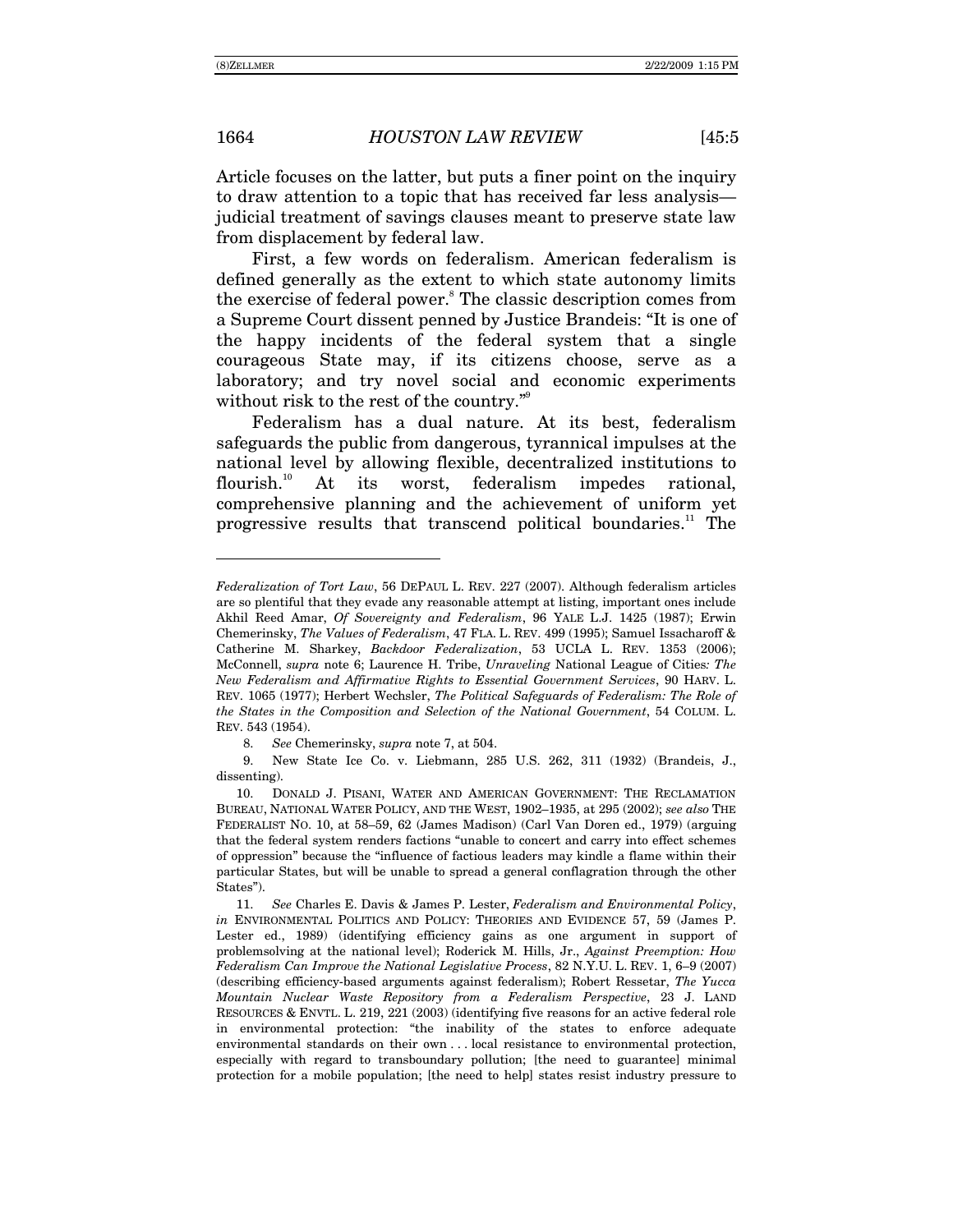Article focuses on the latter, but puts a finer point on the inquiry to draw attention to a topic that has received far less analysis—judicial treatment of savings clauses meant to preserve state law from displacement by federal law.

First, a few words on federalism. American federalism is defined generally as the extent to which state autonomy limits the exercise of federal power.[8] The classic description comes from a Supreme Court dissent penned by Justice Brandeis: "It is one of the happy incidents of the federal system that a single courageous State may, if its citizens choose, serve as a laboratory; and try novel social and economic experiments without risk to the rest of the country."[9]

Federalism has a dual nature. At its best, federalism safeguards the public from dangerous, tyrannical impulses at the national level by allowing flexible, decentralized institutions to flourish.[10] At its worst, federalism impedes rational, comprehensive planning and the achievement of uniform yet progressive results that transcend political boundaries.[11] The

---

*Federalization of Tort Law*, 56 DEPAUL L. REV. 227 (2007). Although federalism articles are so plentiful that they evade any reasonable attempt at listing, important ones include Akhil Reed Amar, *Of Sovereignty and Federalism*, 96 YALE L.J. 1425 (1987); Erwin Chemerinsky, *The Values of Federalism*, 47 FLA. L. REV. 499 (1995); Samuel Issacharoff & Catherine M. Sharkey, *Backdoor Federalization*, 53 UCLA L. REV. 1353 (2006); McConnell, *supra* note 6; Laurence H. Tribe, *Unraveling* National League of Cities*: The New Federalism and Affirmative Rights to Essential Government Services*, 90 HARV. L. REV. 1065 (1977); Herbert Wechsler, *The Political Safeguards of Federalism: The Role of the States in the Composition and Selection of the National Government*, 54 COLUM. L. REV. 543 (1954).

8. *See* Chemerinsky, *supra* note 7, at 504.

9. New State Ice Co. v. Liebmann, 285 U.S. 262, 311 (1932) (Brandeis, J., dissenting).

10. DONALD J. PISANI, WATER AND AMERICAN GOVERNMENT: THE RECLAMATION BUREAU, NATIONAL WATER POLICY, AND THE WEST, 1902–1935, at 295 (2002); *see also* THE FEDERALIST NO. 10, at 58–59, 62 (James Madison) (Carl Van Doren ed., 1979) (arguing that the federal system renders factions "unable to concert and carry into effect schemes of oppression" because the "influence of factious leaders may kindle a flame within their particular States, but will be unable to spread a general conflagration through the other States").

11. *See* Charles E. Davis & James P. Lester, *Federalism and Environmental Policy*, *in* ENVIRONMENTAL POLITICS AND POLICY: THEORIES AND EVIDENCE 57, 59 (James P. Lester ed., 1989) (identifying efficiency gains as one argument in support of problemsolving at the national level); Roderick M. Hills, Jr., *Against Preemption: How Federalism Can Improve the National Legislative Process*, 82 N.Y.U. L. REV. 1, 6–9 (2007) (describing efficiency-based arguments against federalism); Robert Ressetar, *The Yucca Mountain Nuclear Waste Repository from a Federalism Perspective*, 23 J. LAND RESOURCES & ENVTL. L. 219, 221 (2003) (identifying five reasons for an active federal role in environmental protection: "the inability of the states to enforce adequate environmental standards on their own . . . local resistance to environmental protection, especially with regard to transboundary pollution; [the need to guarantee] minimal protection for a mobile population; [the need to help] states resist industry pressure to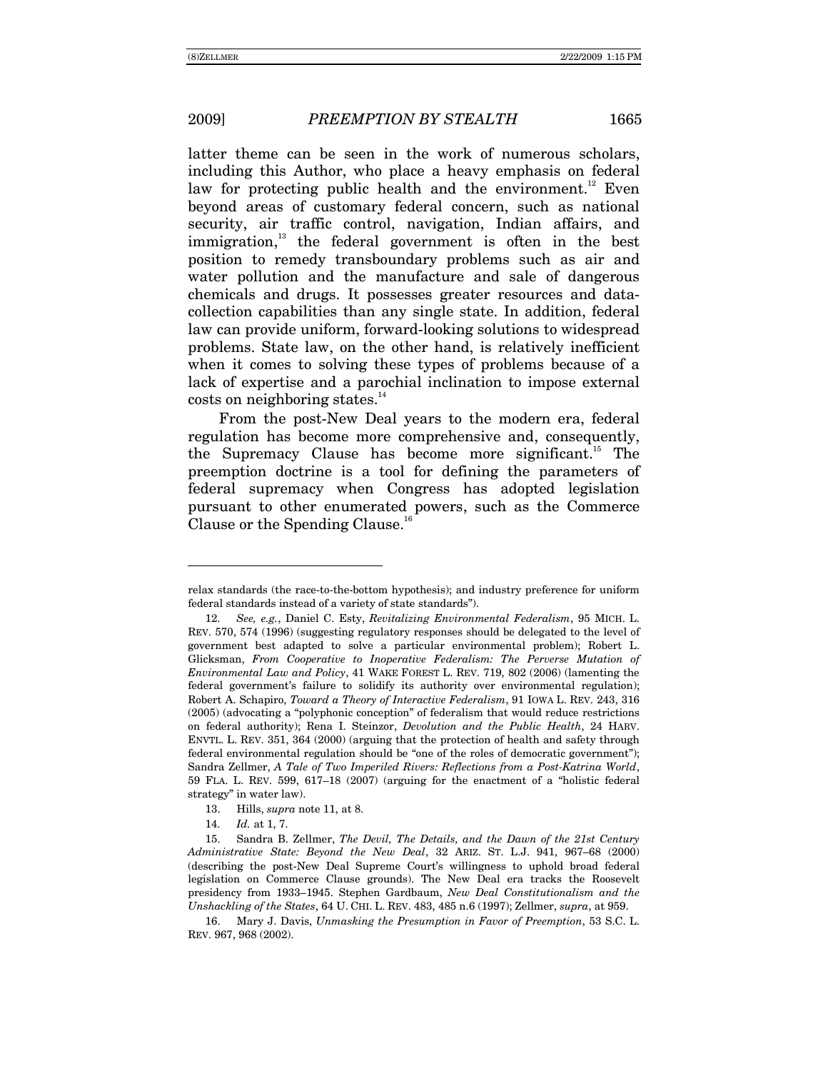latter theme can be seen in the work of numerous scholars, including this Author, who place a heavy emphasis on federal law for protecting public health and the environment.[12] Even beyond areas of customary federal concern, such as national security, air traffic control, navigation, Indian affairs, and immigration,[13] the federal government is often in the best position to remedy transboundary problems such as air and water pollution and the manufacture and sale of dangerous chemicals and drugs. It possesses greater resources and data-collection capabilities than any single state. In addition, federal law can provide uniform, forward-looking solutions to widespread problems. State law, on the other hand, is relatively inefficient when it comes to solving these types of problems because of a lack of expertise and a parochial inclination to impose external costs on neighboring states.[14]

From the post-New Deal years to the modern era, federal regulation has become more comprehensive and, consequently, the Supremacy Clause has become more significant.[15] The preemption doctrine is a tool for defining the parameters of federal supremacy when Congress has adopted legislation pursuant to other enumerated powers, such as the Commerce Clause or the Spending Clause.[16]

---

relax standards (the race-to-the-bottom hypothesis); and industry preference for uniform federal standards instead of a variety of state standards").

12. *See, e.g.*, Daniel C. Esty, *Revitalizing Environmental Federalism*, 95 MICH. L. REV. 570, 574 (1996) (suggesting regulatory responses should be delegated to the level of government best adapted to solve a particular environmental problem); Robert L. Glicksman, *From Cooperative to Inoperative Federalism: The Perverse Mutation of Environmental Law and Policy*, 41 WAKE FOREST L. REV. 719, 802 (2006) (lamenting the federal government's failure to solidify its authority over environmental regulation); Robert A. Schapiro, *Toward a Theory of Interactive Federalism*, 91 IOWA L. REV. 243, 316 (2005) (advocating a "polyphonic conception" of federalism that would reduce restrictions on federal authority); Rena I. Steinzor, *Devolution and the Public Health*, 24 HARV. ENVTL. L. REV. 351, 364 (2000) (arguing that the protection of health and safety through federal environmental regulation should be "one of the roles of democratic government"); Sandra Zellmer, *A Tale of Two Imperiled Rivers: Reflections from a Post-Katrina World*, 59 FLA. L. REV. 599, 617–18 (2007) (arguing for the enactment of a "holistic federal strategy" in water law).

13. Hills, *supra* note 11, at 8.

14. *Id.* at 1, 7.

15. Sandra B. Zellmer, *The Devil, The Details, and the Dawn of the 21st Century Administrative State: Beyond the New Deal*, 32 ARIZ. ST. L.J. 941, 967–68 (2000) (describing the post-New Deal Supreme Court's willingness to uphold broad federal legislation on Commerce Clause grounds). The New Deal era tracks the Roosevelt presidency from 1933–1945. Stephen Gardbaum, *New Deal Constitutionalism and the Unshackling of the States*, 64 U. CHI. L. REV. 483, 485 n.6 (1997); Zellmer, *supra*, at 959.

16. Mary J. Davis, *Unmasking the Presumption in Favor of Preemption*, 53 S.C. L. REV. 967, 968 (2002).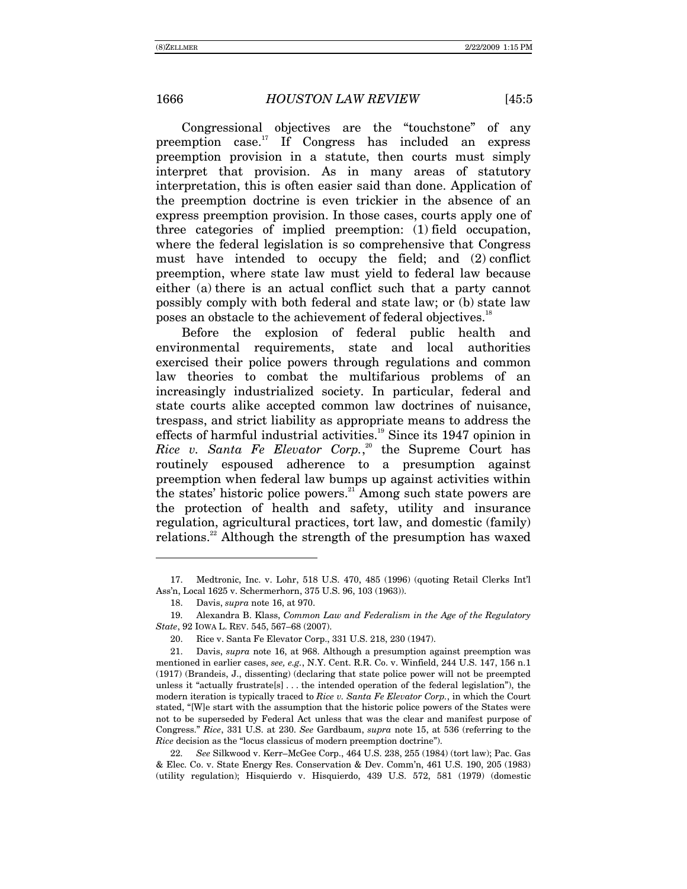Congressional objectives are the "touchstone" of any preemption case.[17] If Congress has included an express preemption provision in a statute, then courts must simply interpret that provision. As in many areas of statutory interpretation, this is often easier said than done. Application of the preemption doctrine is even trickier in the absence of an express preemption provision. In those cases, courts apply one of three categories of implied preemption: (1) field occupation, where the federal legislation is so comprehensive that Congress must have intended to occupy the field; and (2) conflict preemption, where state law must yield to federal law because either (a) there is an actual conflict such that a party cannot possibly comply with both federal and state law; or (b) state law poses an obstacle to the achievement of federal objectives.[18]

Before the explosion of federal public health and environmental requirements, state and local authorities exercised their police powers through regulations and common law theories to combat the multifarious problems of an increasingly industrialized society. In particular, federal and state courts alike accepted common law doctrines of nuisance, trespass, and strict liability as appropriate means to address the effects of harmful industrial activities.[19] Since its 1947 opinion in *Rice v. Santa Fe Elevator Corp.*,[20] the Supreme Court has routinely espoused adherence to a presumption against preemption when federal law bumps up against activities within the states' historic police powers.[21] Among such state powers are the protection of health and safety, utility and insurance regulation, agricultural practices, tort law, and domestic (family) relations.[22] Although the strength of the presumption has waxed

---

17. Medtronic, Inc. v. Lohr, 518 U.S. 470, 485 (1996) (quoting Retail Clerks Int'l Ass'n, Local 1625 v. Schermerhorn, 375 U.S. 96, 103 (1963)).

18. Davis, *supra* note 16, at 970.

19. Alexandra B. Klass, *Common Law and Federalism in the Age of the Regulatory State*, 92 IOWA L. REV. 545, 567–68 (2007).

20. Rice v. Santa Fe Elevator Corp., 331 U.S. 218, 230 (1947).

21. Davis, *supra* note 16, at 968. Although a presumption against preemption was mentioned in earlier cases, *see, e.g.*, N.Y. Cent. R.R. Co. v. Winfield, 244 U.S. 147, 156 n.1 (1917) (Brandeis, J., dissenting) (declaring that state police power will not be preempted unless it "actually frustrate[s] . . . the intended operation of the federal legislation"), the modern iteration is typically traced to *Rice v. Santa Fe Elevator Corp.*, in which the Court stated, "[W]e start with the assumption that the historic police powers of the States were not to be superseded by Federal Act unless that was the clear and manifest purpose of Congress." *Rice*, 331 U.S. at 230. *See* Gardbaum, *supra* note 15, at 536 (referring to the *Rice* decision as the "locus classicus of modern preemption doctrine").

22. *See* Silkwood v. Kerr–McGee Corp., 464 U.S. 238, 255 (1984) (tort law); Pac. Gas & Elec. Co. v. State Energy Res. Conservation & Dev. Comm'n, 461 U.S. 190, 205 (1983) (utility regulation); Hisquierdo v. Hisquierdo, 439 U.S. 572, 581 (1979) (domestic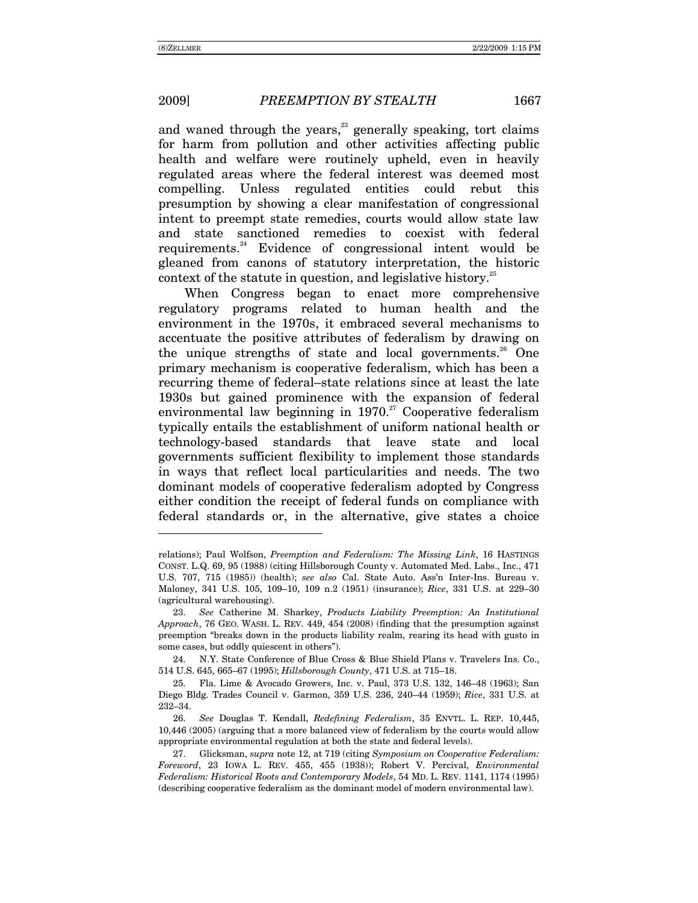and waned through the years,[23] generally speaking, tort claims for harm from pollution and other activities affecting public health and welfare were routinely upheld, even in heavily regulated areas where the federal interest was deemed most compelling. Unless regulated entities could rebut this presumption by showing a clear manifestation of congressional intent to preempt state remedies, courts would allow state law and state sanctioned remedies to coexist with federal requirements.[24] Evidence of congressional intent would be gleaned from canons of statutory interpretation, the historic context of the statute in question, and legislative history.[25]

When Congress began to enact more comprehensive regulatory programs related to human health and the environment in the 1970s, it embraced several mechanisms to accentuate the positive attributes of federalism by drawing on the unique strengths of state and local governments.[26] One primary mechanism is cooperative federalism, which has been a recurring theme of federal–state relations since at least the late 1930s but gained prominence with the expansion of federal environmental law beginning in 1970.[27] Cooperative federalism typically entails the establishment of uniform national health or technology-based standards that leave state and local governments sufficient flexibility to implement those standards in ways that reflect local particularities and needs. The two dominant models of cooperative federalism adopted by Congress either condition the receipt of federal funds on compliance with federal standards or, in the alternative, give states a choice

---

relations); Paul Wolfson, *Preemption and Federalism: The Missing Link*, 16 HASTINGS CONST. L.Q. 69, 95 (1988) (citing Hillsborough County v. Automated Med. Labs., Inc., 471 U.S. 707, 715 (1985)) (health); *see also* Cal. State Auto. Ass'n Inter-Ins. Bureau v. Maloney, 341 U.S. 105, 109–10, 109 n.2 (1951) (insurance); *Rice*, 331 U.S. at 229–30 (agricultural warehousing).

23. *See* Catherine M. Sharkey, *Products Liability Preemption: An Institutional Approach*, 76 GEO. WASH. L. REV. 449, 454 (2008) (finding that the presumption against preemption "breaks down in the products liability realm, rearing its head with gusto in some cases, but oddly quiescent in others").

24. N.Y. State Conference of Blue Cross & Blue Shield Plans v. Travelers Ins. Co., 514 U.S. 645, 665–67 (1995); *Hillsborough County*, 471 U.S. at 715–18.

25. Fla. Lime & Avocado Growers, Inc. v. Paul, 373 U.S. 132, 146–48 (1963); San Diego Bldg. Trades Council v. Garmon, 359 U.S. 236, 240–44 (1959); *Rice*, 331 U.S. at 232–34.

26. *See* Douglas T. Kendall, *Redefining Federalism*, 35 ENVTL. L. REP. 10,445, 10,446 (2005) (arguing that a more balanced view of federalism by the courts would allow appropriate environmental regulation at both the state and federal levels).

27. Glicksman, *supra* note 12, at 719 (citing *Symposium on Cooperative Federalism: Foreword*, 23 IOWA L. REV. 455, 455 (1938)); Robert V. Percival, *Environmental Federalism: Historical Roots and Contemporary Models*, 54 MD. L. REV. 1141, 1174 (1995) (describing cooperative federalism as the dominant model of modern environmental law).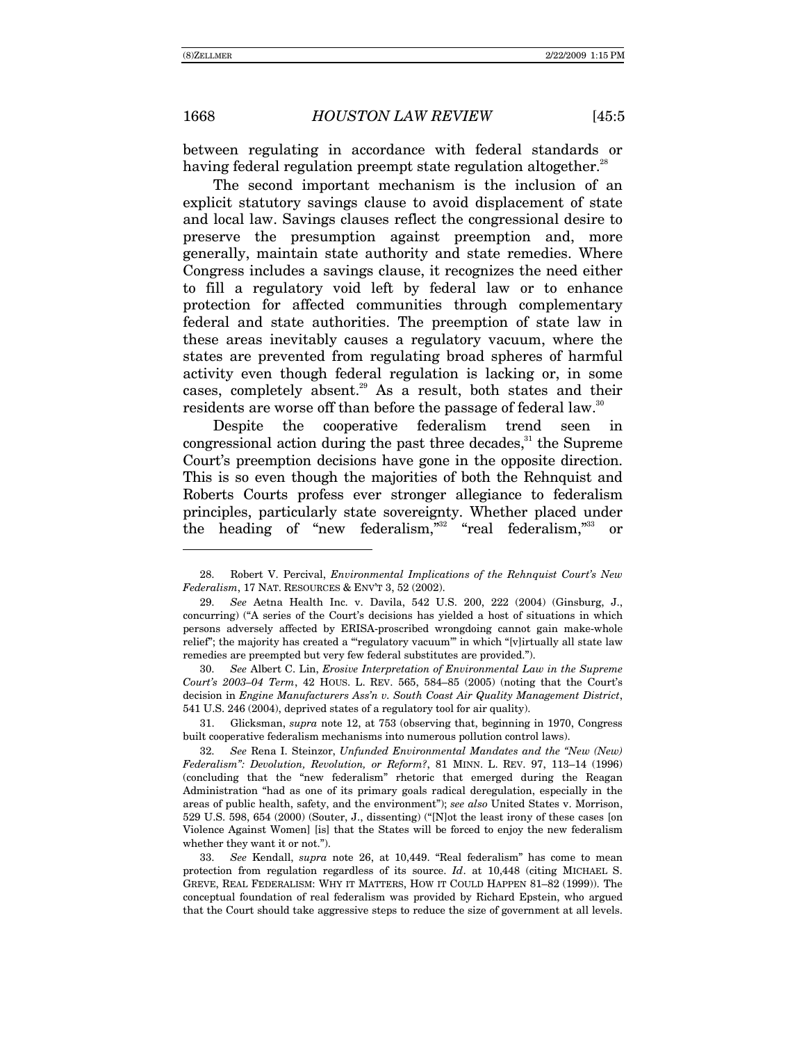between regulating in accordance with federal standards or having federal regulation preempt state regulation altogether.[28]

The second important mechanism is the inclusion of an explicit statutory savings clause to avoid displacement of state and local law. Savings clauses reflect the congressional desire to preserve the presumption against preemption and, more generally, maintain state authority and state remedies. Where Congress includes a savings clause, it recognizes the need either to fill a regulatory void left by federal law or to enhance protection for affected communities through complementary federal and state authorities. The preemption of state law in these areas inevitably causes a regulatory vacuum, where the states are prevented from regulating broad spheres of harmful activity even though federal regulation is lacking or, in some cases, completely absent.[29] As a result, both states and their residents are worse off than before the passage of federal law.[30]

Despite the cooperative federalism trend seen in congressional action during the past three decades,[31] the Supreme Court's preemption decisions have gone in the opposite direction. This is so even though the majorities of both the Rehnquist and Roberts Courts profess ever stronger allegiance to federalism principles, particularly state sovereignty. Whether placed under the heading of "new federalism,"[32] "real federalism,"[33] or

---

28. Robert V. Percival, *Environmental Implications of the Rehnquist Court's New Federalism*, 17 NAT. RESOURCES & ENV'T 3, 52 (2002).

29. *See* Aetna Health Inc. v. Davila, 542 U.S. 200, 222 (2004) (Ginsburg, J., concurring) ("A series of the Court's decisions has yielded a host of situations in which persons adversely affected by ERISA-proscribed wrongdoing cannot gain make-whole relief"; the majority has created a "'regulatory vacuum'" in which "[v]irtually all state law remedies are preempted but very few federal substitutes are provided.").

30. *See* Albert C. Lin, *Erosive Interpretation of Environmental Law in the Supreme Court's 2003–04 Term*, 42 HOUS. L. REV. 565, 584–85 (2005) (noting that the Court's decision in *Engine Manufacturers Ass'n v. South Coast Air Quality Management District*, 541 U.S. 246 (2004), deprived states of a regulatory tool for air quality).

31. Glicksman, *supra* note 12, at 753 (observing that, beginning in 1970, Congress built cooperative federalism mechanisms into numerous pollution control laws).

32. *See* Rena I. Steinzor, *Unfunded Environmental Mandates and the "New (New) Federalism": Devolution, Revolution, or Reform?*, 81 MINN. L. REV. 97, 113–14 (1996) (concluding that the "new federalism" rhetoric that emerged during the Reagan Administration "had as one of its primary goals radical deregulation, especially in the areas of public health, safety, and the environment"); *see also* United States v. Morrison, 529 U.S. 598, 654 (2000) (Souter, J., dissenting) ("[N]ot the least irony of these cases [on Violence Against Women] [is] that the States will be forced to enjoy the new federalism whether they want it or not.").

33. *See* Kendall, *supra* note 26, at 10,449. "Real federalism" has come to mean protection from regulation regardless of its source. *Id*. at 10,448 (citing MICHAEL S. GREVE, REAL FEDERALISM: WHY IT MATTERS, HOW IT COULD HAPPEN 81–82 (1999)). The conceptual foundation of real federalism was provided by Richard Epstein, who argued that the Court should take aggressive steps to reduce the size of government at all levels.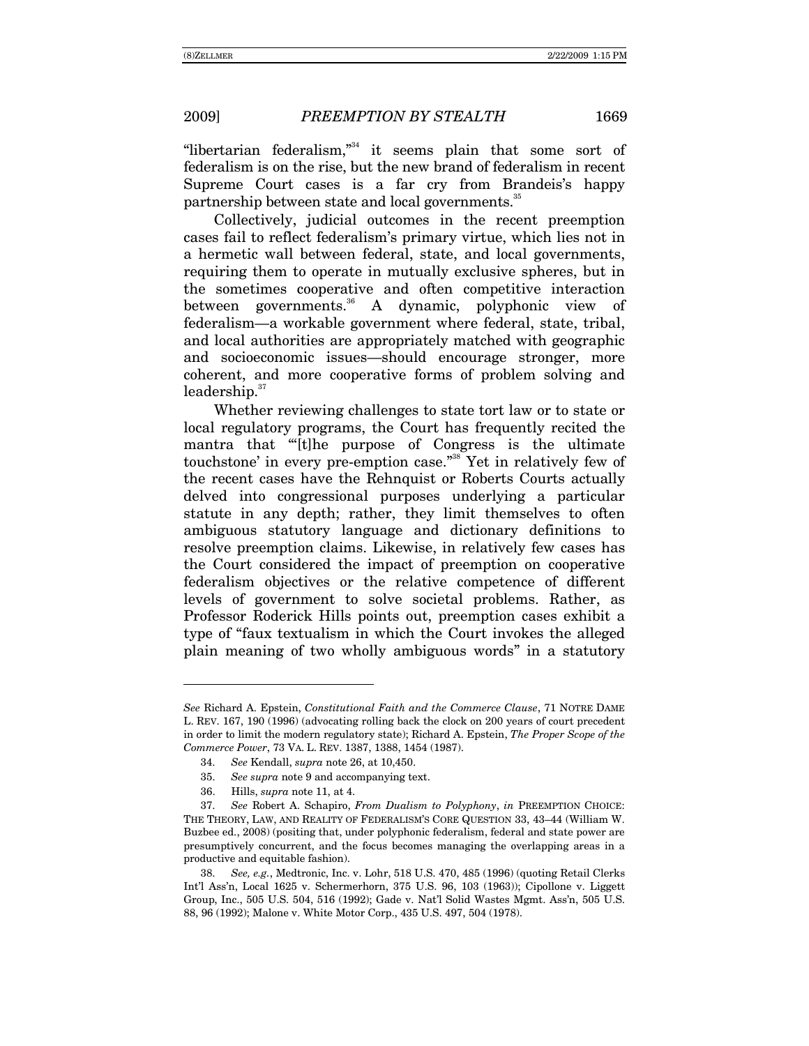"libertarian federalism,"[34] it seems plain that some sort of federalism is on the rise, but the new brand of federalism in recent Supreme Court cases is a far cry from Brandeis's happy partnership between state and local governments.[35]

Collectively, judicial outcomes in the recent preemption cases fail to reflect federalism's primary virtue, which lies not in a hermetic wall between federal, state, and local governments, requiring them to operate in mutually exclusive spheres, but in the sometimes cooperative and often competitive interaction between governments.[36] A dynamic, polyphonic view of federalism—a workable government where federal, state, tribal, and local authorities are appropriately matched with geographic and socioeconomic issues—should encourage stronger, more coherent, and more cooperative forms of problem solving and leadership.[37]

Whether reviewing challenges to state tort law or to state or local regulatory programs, the Court has frequently recited the mantra that "'[t]he purpose of Congress is the ultimate touchstone' in every pre-emption case."[38] Yet in relatively few of the recent cases have the Rehnquist or Roberts Courts actually delved into congressional purposes underlying a particular statute in any depth; rather, they limit themselves to often ambiguous statutory language and dictionary definitions to resolve preemption claims. Likewise, in relatively few cases has the Court considered the impact of preemption on cooperative federalism objectives or the relative competence of different levels of government to solve societal problems. Rather, as Professor Roderick Hills points out, preemption cases exhibit a type of "faux textualism in which the Court invokes the alleged plain meaning of two wholly ambiguous words" in a statutory

---

*See* Richard A. Epstein, *Constitutional Faith and the Commerce Clause*, 71 NOTRE DAME L. REV. 167, 190 (1996) (advocating rolling back the clock on 200 years of court precedent in order to limit the modern regulatory state); Richard A. Epstein, *The Proper Scope of the Commerce Power*, 73 VA. L. REV. 1387, 1388, 1454 (1987).

34. *See* Kendall, *supra* note 26, at 10,450.

35. *See supra* note 9 and accompanying text.

36. Hills, *supra* note 11, at 4.

37. *See* Robert A. Schapiro, *From Dualism to Polyphony*, *in* PREEMPTION CHOICE: THE THEORY, LAW, AND REALITY OF FEDERALISM'S CORE QUESTION 33, 43–44 (William W. Buzbee ed., 2008) (positing that, under polyphonic federalism, federal and state power are presumptively concurrent, and the focus becomes managing the overlapping areas in a productive and equitable fashion).

38. *See, e.g.*, Medtronic, Inc. v. Lohr, 518 U.S. 470, 485 (1996) (quoting Retail Clerks Int'l Ass'n, Local 1625 v. Schermerhorn, 375 U.S. 96, 103 (1963)); Cipollone v. Liggett Group, Inc., 505 U.S. 504, 516 (1992); Gade v. Nat'l Solid Wastes Mgmt. Ass'n, 505 U.S. 88, 96 (1992); Malone v. White Motor Corp., 435 U.S. 497, 504 (1978).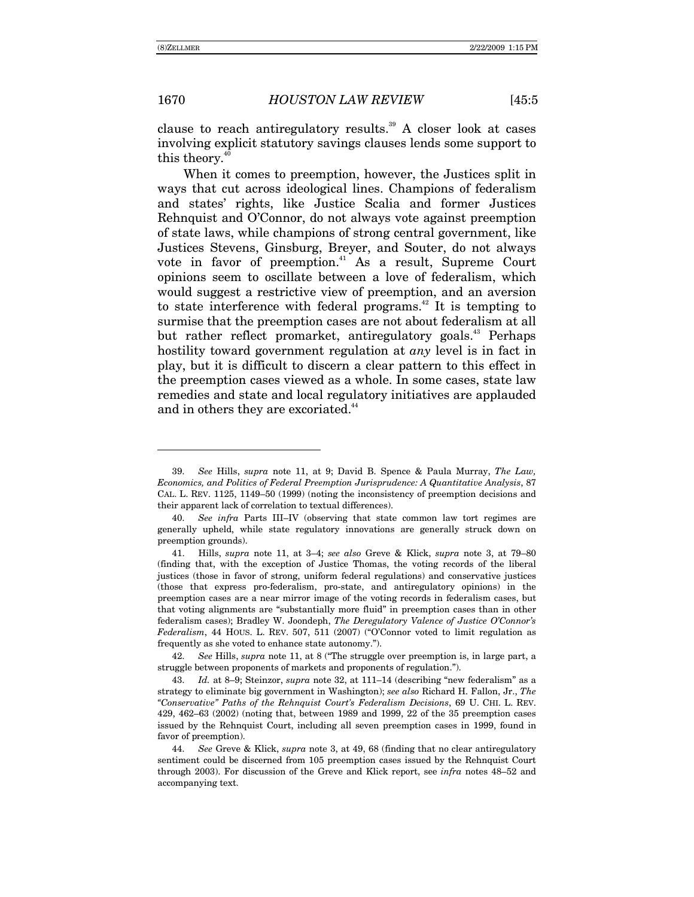clause to reach antiregulatory results.[39] A closer look at cases involving explicit statutory savings clauses lends some support to this theory.[40]

When it comes to preemption, however, the Justices split in ways that cut across ideological lines. Champions of federalism and states' rights, like Justice Scalia and former Justices Rehnquist and O'Connor, do not always vote against preemption of state laws, while champions of strong central government, like Justices Stevens, Ginsburg, Breyer, and Souter, do not always vote in favor of preemption.[41] As a result, Supreme Court opinions seem to oscillate between a love of federalism, which would suggest a restrictive view of preemption, and an aversion to state interference with federal programs.[42] It is tempting to surmise that the preemption cases are not about federalism at all but rather reflect promarket, antiregulatory goals.[43] Perhaps hostility toward government regulation at *any* level is in fact in play, but it is difficult to discern a clear pattern to this effect in the preemption cases viewed as a whole. In some cases, state law remedies and state and local regulatory initiatives are applauded and in others they are excoriated.[44]

---

39. *See* Hills, *supra* note 11, at 9; David B. Spence & Paula Murray, *The Law, Economics, and Politics of Federal Preemption Jurisprudence: A Quantitative Analysis*, 87 CAL. L. REV. 1125, 1149–50 (1999) (noting the inconsistency of preemption decisions and their apparent lack of correlation to textual differences).

40. *See infra* Parts III–IV (observing that state common law tort regimes are generally upheld, while state regulatory innovations are generally struck down on preemption grounds).

41. Hills, *supra* note 11, at 3–4; *see also* Greve & Klick, *supra* note 3, at 79–80 (finding that, with the exception of Justice Thomas, the voting records of the liberal justices (those in favor of strong, uniform federal regulations) and conservative justices (those that express pro-federalism, pro-state, and antiregulatory opinions) in the preemption cases are a near mirror image of the voting records in federalism cases, but that voting alignments are "substantially more fluid" in preemption cases than in other federalism cases); Bradley W. Joondeph, *The Deregulatory Valence of Justice O'Connor's Federalism*, 44 HOUS. L. REV. 507, 511 (2007) ("O'Connor voted to limit regulation as frequently as she voted to enhance state autonomy.").

42. *See* Hills, *supra* note 11, at 8 ("The struggle over preemption is, in large part, a struggle between proponents of markets and proponents of regulation.").

43. *Id.* at 8–9; Steinzor, *supra* note 32, at 111–14 (describing "new federalism" as a strategy to eliminate big government in Washington); *see also* Richard H. Fallon, Jr., *The "Conservative" Paths of the Rehnquist Court's Federalism Decisions*, 69 U. CHI. L. REV. 429, 462–63 (2002) (noting that, between 1989 and 1999, 22 of the 35 preemption cases issued by the Rehnquist Court, including all seven preemption cases in 1999, found in favor of preemption).

44. *See* Greve & Klick, *supra* note 3, at 49, 68 (finding that no clear antiregulatory sentiment could be discerned from 105 preemption cases issued by the Rehnquist Court through 2003). For discussion of the Greve and Klick report, see *infra* notes 48–52 and accompanying text.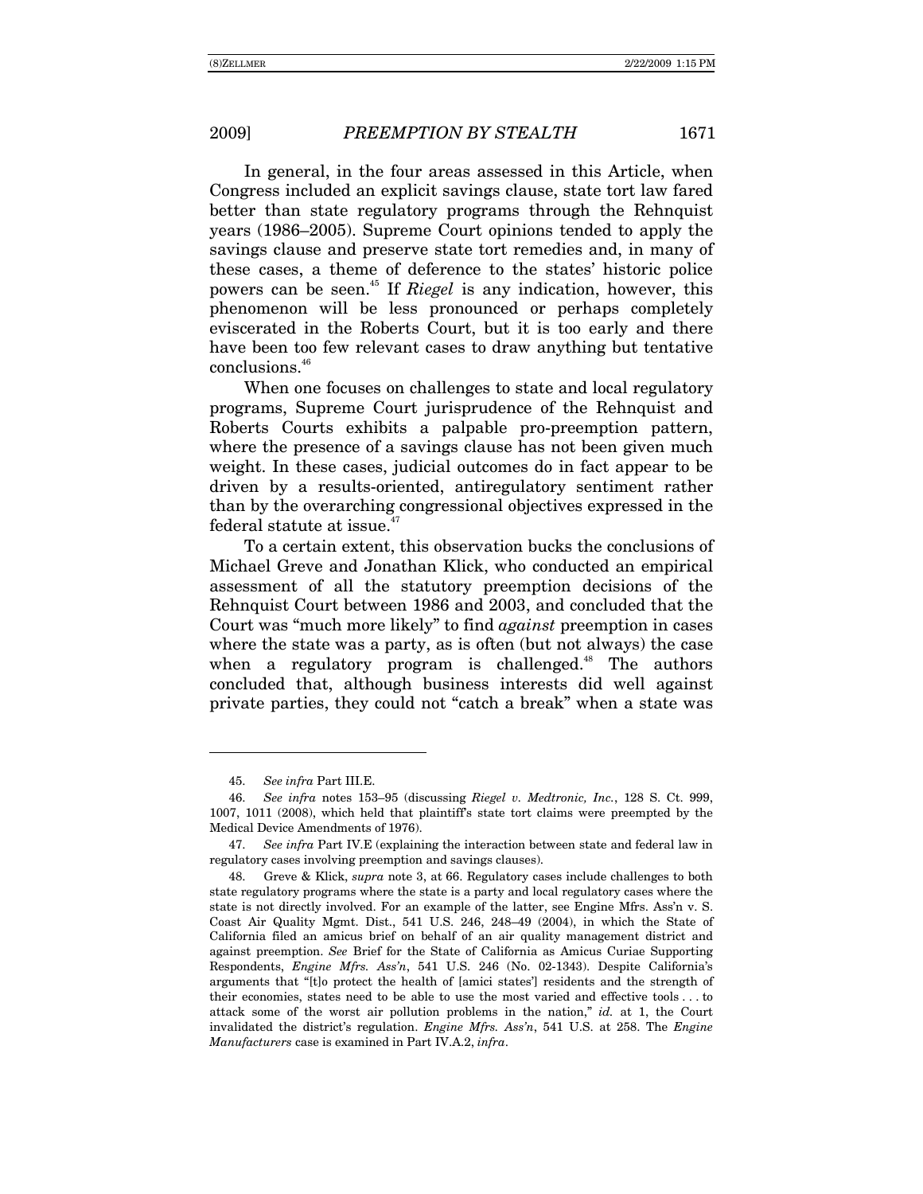In general, in the four areas assessed in this Article, when Congress included an explicit savings clause, state tort law fared better than state regulatory programs through the Rehnquist years (1986–2005). Supreme Court opinions tended to apply the savings clause and preserve state tort remedies and, in many of these cases, a theme of deference to the states' historic police powers can be seen.[45] If *Riegel* is any indication, however, this phenomenon will be less pronounced or perhaps completely eviscerated in the Roberts Court, but it is too early and there have been too few relevant cases to draw anything but tentative conclusions.[46]

When one focuses on challenges to state and local regulatory programs, Supreme Court jurisprudence of the Rehnquist and Roberts Courts exhibits a palpable pro-preemption pattern, where the presence of a savings clause has not been given much weight. In these cases, judicial outcomes do in fact appear to be driven by a results-oriented, antiregulatory sentiment rather than by the overarching congressional objectives expressed in the federal statute at issue.[47]

To a certain extent, this observation bucks the conclusions of Michael Greve and Jonathan Klick, who conducted an empirical assessment of all the statutory preemption decisions of the Rehnquist Court between 1986 and 2003, and concluded that the Court was "much more likely" to find *against* preemption in cases where the state was a party, as is often (but not always) the case when a regulatory program is challenged.[48] The authors concluded that, although business interests did well against private parties, they could not "catch a break" when a state was

---

45. *See infra* Part III.E.

46. *See infra* notes 153–95 (discussing *Riegel v. Medtronic, Inc.*, 128 S. Ct. 999, 1007, 1011 (2008), which held that plaintiff's state tort claims were preempted by the Medical Device Amendments of 1976).

47. *See infra* Part IV.E (explaining the interaction between state and federal law in regulatory cases involving preemption and savings clauses).

48. Greve & Klick, *supra* note 3, at 66. Regulatory cases include challenges to both state regulatory programs where the state is a party and local regulatory cases where the state is not directly involved. For an example of the latter, see Engine Mfrs. Ass'n v. S. Coast Air Quality Mgmt. Dist., 541 U.S. 246, 248–49 (2004), in which the State of California filed an amicus brief on behalf of an air quality management district and against preemption. *See* Brief for the State of California as Amicus Curiae Supporting Respondents, *Engine Mfrs. Ass'n*, 541 U.S. 246 (No. 02-1343). Despite California's arguments that "[t]o protect the health of [amici states'] residents and the strength of their economies, states need to be able to use the most varied and effective tools . . . to attack some of the worst air pollution problems in the nation," *id.* at 1, the Court invalidated the district's regulation. *Engine Mfrs. Ass'n*, 541 U.S. at 258. The *Engine Manufacturers* case is examined in Part IV.A.2, *infra*.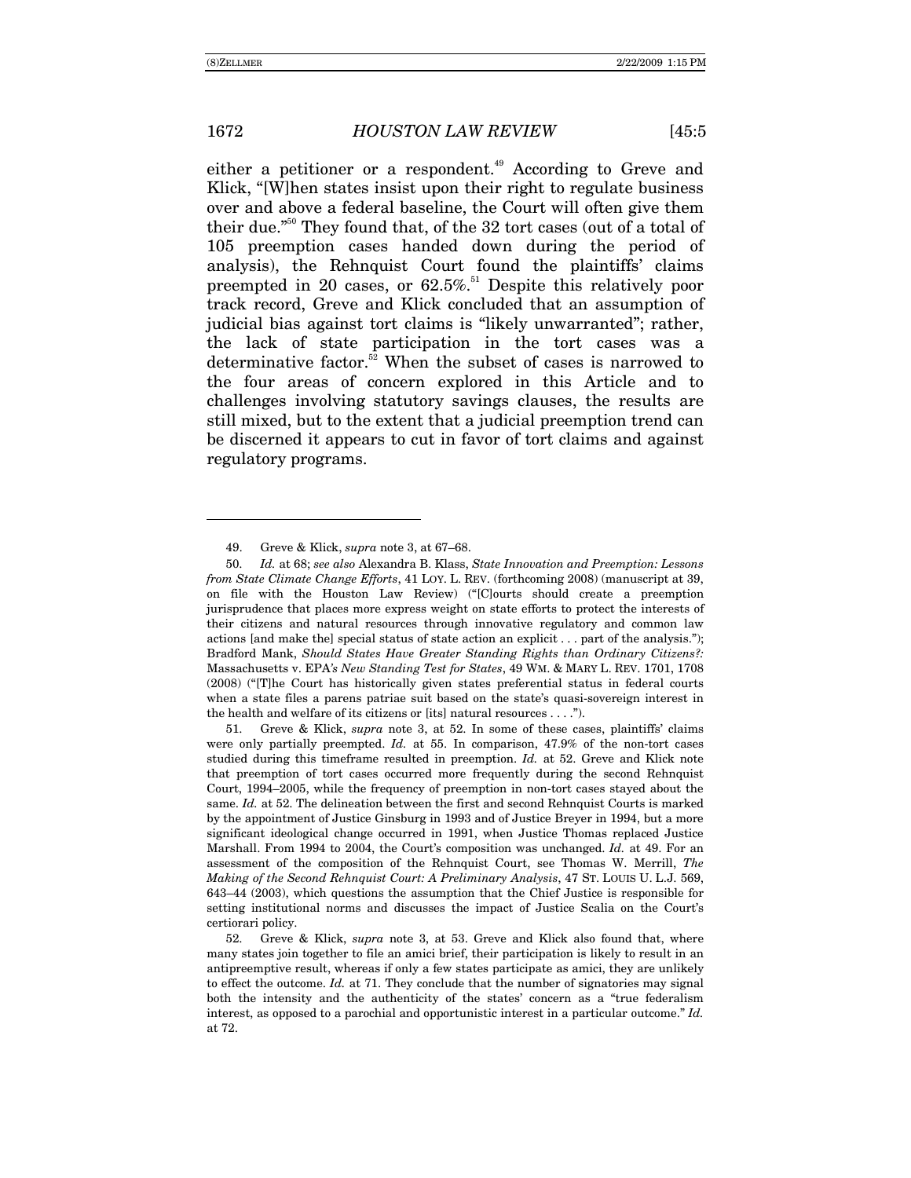either a petitioner or a respondent.[49] According to Greve and Klick, "[W]hen states insist upon their right to regulate business over and above a federal baseline, the Court will often give them their due."[50] They found that, of the 32 tort cases (out of a total of 105 preemption cases handed down during the period of analysis), the Rehnquist Court found the plaintiffs' claims preempted in 20 cases, or 62.5%.[51] Despite this relatively poor track record, Greve and Klick concluded that an assumption of judicial bias against tort claims is "likely unwarranted"; rather, the lack of state participation in the tort cases was a determinative factor.[52] When the subset of cases is narrowed to the four areas of concern explored in this Article and to challenges involving statutory savings clauses, the results are still mixed, but to the extent that a judicial preemption trend can be discerned it appears to cut in favor of tort claims and against regulatory programs.

---

49. Greve & Klick, *supra* note 3, at 67–68.

50. *Id.* at 68; *see also* Alexandra B. Klass, *State Innovation and Preemption: Lessons from State Climate Change Efforts*, 41 LOY. L. REV. (forthcoming 2008) (manuscript at 39, on file with the Houston Law Review) ("[C]ourts should create a preemption jurisprudence that places more express weight on state efforts to protect the interests of their citizens and natural resources through innovative regulatory and common law actions [and make the] special status of state action an explicit . . . part of the analysis."); Bradford Mank, *Should States Have Greater Standing Rights than Ordinary Citizens?:* Massachusetts v. EPA*'s New Standing Test for States*, 49 WM. & MARY L. REV. 1701, 1708 (2008) ("[T]he Court has historically given states preferential status in federal courts when a state files a parens patriae suit based on the state's quasi-sovereign interest in the health and welfare of its citizens or [its] natural resources . . . .").

51. Greve & Klick, *supra* note 3, at 52. In some of these cases, plaintiffs' claims were only partially preempted. *Id.* at 55. In comparison, 47.9% of the non-tort cases studied during this timeframe resulted in preemption. *Id.* at 52. Greve and Klick note that preemption of tort cases occurred more frequently during the second Rehnquist Court, 1994–2005, while the frequency of preemption in non-tort cases stayed about the same. *Id.* at 52. The delineation between the first and second Rehnquist Courts is marked by the appointment of Justice Ginsburg in 1993 and of Justice Breyer in 1994, but a more significant ideological change occurred in 1991, when Justice Thomas replaced Justice Marshall. From 1994 to 2004, the Court's composition was unchanged. *Id.* at 49. For an assessment of the composition of the Rehnquist Court, see Thomas W. Merrill, *The Making of the Second Rehnquist Court: A Preliminary Analysis*, 47 ST. LOUIS U. L.J. 569, 643–44 (2003), which questions the assumption that the Chief Justice is responsible for setting institutional norms and discusses the impact of Justice Scalia on the Court's certiorari policy.

52. Greve & Klick, *supra* note 3, at 53. Greve and Klick also found that, where many states join together to file an amici brief, their participation is likely to result in an antipreemptive result, whereas if only a few states participate as amici, they are unlikely to effect the outcome. *Id.* at 71. They conclude that the number of signatories may signal both the intensity and the authenticity of the states' concern as a "true federalism interest, as opposed to a parochial and opportunistic interest in a particular outcome." *Id.* at 72.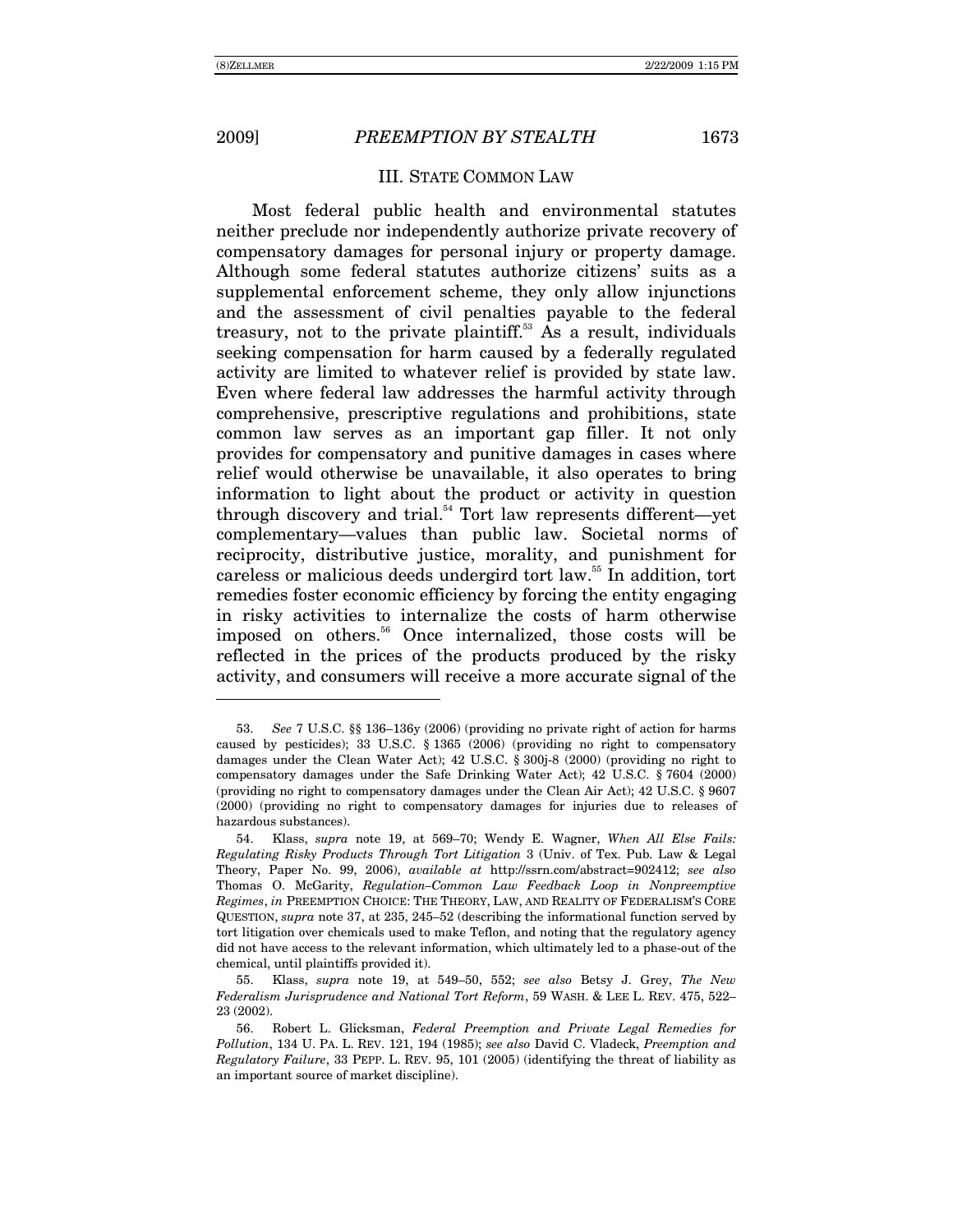## III. STATE COMMON LAW

Most federal public health and environmental statutes neither preclude nor independently authorize private recovery of compensatory damages for personal injury or property damage. Although some federal statutes authorize citizens' suits as a supplemental enforcement scheme, they only allow injunctions and the assessment of civil penalties payable to the federal treasury, not to the private plaintiff.[53] As a result, individuals seeking compensation for harm caused by a federally regulated activity are limited to whatever relief is provided by state law. Even where federal law addresses the harmful activity through comprehensive, prescriptive regulations and prohibitions, state common law serves as an important gap filler. It not only provides for compensatory and punitive damages in cases where relief would otherwise be unavailable, it also operates to bring information to light about the product or activity in question through discovery and trial.[54] Tort law represents different—yet complementary—values than public law. Societal norms of reciprocity, distributive justice, morality, and punishment for careless or malicious deeds undergird tort law.[55] In addition, tort remedies foster economic efficiency by forcing the entity engaging in risky activities to internalize the costs of harm otherwise imposed on others.[56] Once internalized, those costs will be reflected in the prices of the products produced by the risky activity, and consumers will receive a more accurate signal of the

---

53. *See* 7 U.S.C. §§ 136–136y (2006) (providing no private right of action for harms caused by pesticides); 33 U.S.C. § 1365 (2006) (providing no right to compensatory damages under the Clean Water Act); 42 U.S.C. § 300j-8 (2000) (providing no right to compensatory damages under the Safe Drinking Water Act); 42 U.S.C. § 7604 (2000) (providing no right to compensatory damages under the Clean Air Act); 42 U.S.C. § 9607 (2000) (providing no right to compensatory damages for injuries due to releases of hazardous substances).

54. Klass, *supra* note 19, at 569–70; Wendy E. Wagner, *When All Else Fails: Regulating Risky Products Through Tort Litigation* 3 (Univ. of Tex. Pub. Law & Legal Theory, Paper No. 99, 2006), *available at* http://ssrn.com/abstract=902412; *see also* Thomas O. McGarity, *Regulation–Common Law Feedback Loop in Nonpreemptive Regimes*, *in* PREEMPTION CHOICE: THE THEORY, LAW, AND REALITY OF FEDERALISM'S CORE QUESTION, *supra* note 37, at 235, 245–52 (describing the informational function served by tort litigation over chemicals used to make Teflon, and noting that the regulatory agency did not have access to the relevant information, which ultimately led to a phase-out of the chemical, until plaintiffs provided it).

55. Klass, *supra* note 19, at 549–50, 552; *see also* Betsy J. Grey, *The New Federalism Jurisprudence and National Tort Reform*, 59 WASH. & LEE L. REV. 475, 522–23 (2002).

56. Robert L. Glicksman, *Federal Preemption and Private Legal Remedies for Pollution*, 134 U. PA. L. REV. 121, 194 (1985); *see also* David C. Vladeck, *Preemption and Regulatory Failure*, 33 PEPP. L. REV. 95, 101 (2005) (identifying the threat of liability as an important source of market discipline).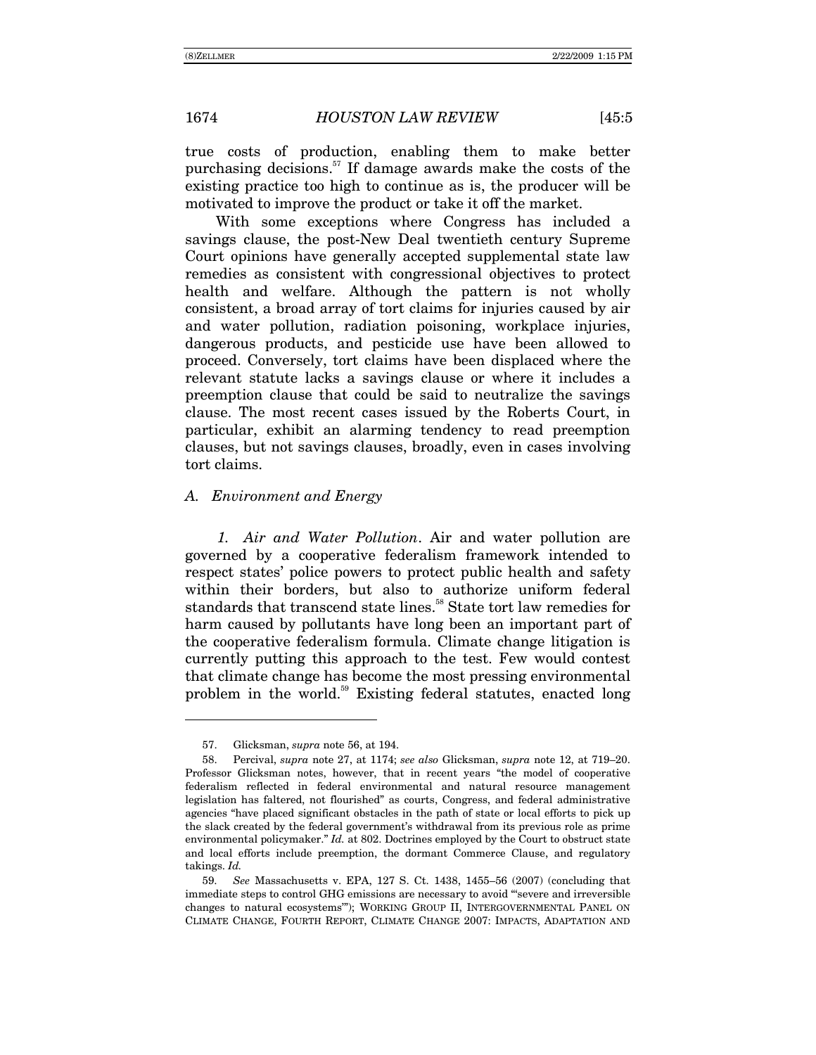true costs of production, enabling them to make better purchasing decisions.[57] If damage awards make the costs of the existing practice too high to continue as is, the producer will be motivated to improve the product or take it off the market.

With some exceptions where Congress has included a savings clause, the post-New Deal twentieth century Supreme Court opinions have generally accepted supplemental state law remedies as consistent with congressional objectives to protect health and welfare. Although the pattern is not wholly consistent, a broad array of tort claims for injuries caused by air and water pollution, radiation poisoning, workplace injuries, dangerous products, and pesticide use have been allowed to proceed. Conversely, tort claims have been displaced where the relevant statute lacks a savings clause or where it includes a preemption clause that could be said to neutralize the savings clause. The most recent cases issued by the Roberts Court, in particular, exhibit an alarming tendency to read preemption clauses, but not savings clauses, broadly, even in cases involving tort claims.

### *A. Environment and Energy*

*1. Air and Water Pollution*. Air and water pollution are governed by a cooperative federalism framework intended to respect states' police powers to protect public health and safety within their borders, but also to authorize uniform federal standards that transcend state lines.[58] State tort law remedies for harm caused by pollutants have long been an important part of the cooperative federalism formula. Climate change litigation is currently putting this approach to the test. Few would contest that climate change has become the most pressing environmental problem in the world.[59] Existing federal statutes, enacted long

---

57. Glicksman, *supra* note 56, at 194.

58. Percival, *supra* note 27, at 1174; *see also* Glicksman, *supra* note 12, at 719–20. Professor Glicksman notes, however, that in recent years "the model of cooperative federalism reflected in federal environmental and natural resource management legislation has faltered, not flourished" as courts, Congress, and federal administrative agencies "have placed significant obstacles in the path of state or local efforts to pick up the slack created by the federal government's withdrawal from its previous role as prime environmental policymaker." *Id.* at 802. Doctrines employed by the Court to obstruct state and local efforts include preemption, the dormant Commerce Clause, and regulatory takings. *Id.*

59. *See* Massachusetts v. EPA, 127 S. Ct. 1438, 1455–56 (2007) (concluding that immediate steps to control GHG emissions are necessary to avoid "'severe and irreversible changes to natural ecosystems'"); WORKING GROUP II, INTERGOVERNMENTAL PANEL ON CLIMATE CHANGE, FOURTH REPORT, CLIMATE CHANGE 2007: IMPACTS, ADAPTATION AND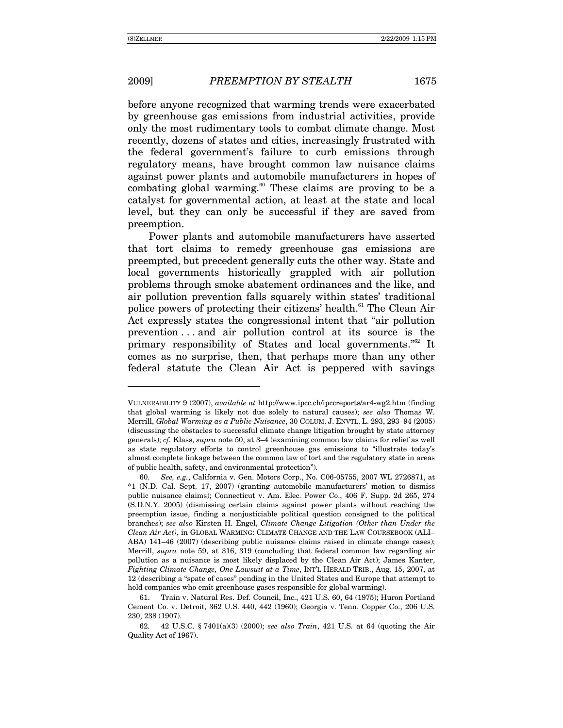before anyone recognized that warming trends were exacerbated by greenhouse gas emissions from industrial activities, provide only the most rudimentary tools to combat climate change. Most recently, dozens of states and cities, increasingly frustrated with the federal government's failure to curb emissions through regulatory means, have brought common law nuisance claims against power plants and automobile manufacturers in hopes of combating global warming.[60] These claims are proving to be a catalyst for governmental action, at least at the state and local level, but they can only be successful if they are saved from preemption.

Power plants and automobile manufacturers have asserted that tort claims to remedy greenhouse gas emissions are preempted, but precedent generally cuts the other way. State and local governments historically grappled with air pollution problems through smoke abatement ordinances and the like, and air pollution prevention falls squarely within states' traditional police powers of protecting their citizens' health.[61] The Clean Air Act expressly states the congressional intent that "air pollution prevention . . . and air pollution control at its source is the primary responsibility of States and local governments."[62] It comes as no surprise, then, that perhaps more than any other federal statute the Clean Air Act is peppered with savings

---

VULNERABILITY 9 (2007), *available at* http://www.ipcc.ch/ipccreports/ar4-wg2.htm (finding that global warming is likely not due solely to natural causes); *see also* Thomas W. Merrill, *Global Warming as a Public Nuisance*, 30 COLUM. J. ENVTL. L. 293, 293–94 (2005) (discussing the obstacles to successful climate change litigation brought by state attorney generals); *cf.* Klass, *supra* note 50, at 3–4 (examining common law claims for relief as well as state regulatory efforts to control greenhouse gas emissions to "illustrate today's almost complete linkage between the common law of tort and the regulatory state in areas of public health, safety, and environmental protection").

60. *See, e.g.*, California v. Gen. Motors Corp., No. C06-05755, 2007 WL 2726871, at *1 (N.D. Cal. Sept. 17, 2007) (granting automobile manufacturers' motion to dismiss public nuisance claims); Connecticut v. Am. Elec. Power Co., 406 F. Supp. 2d 265, 274 (S.D.N.Y. 2005) (dismissing certain claims against power plants without reaching the preemption issue, finding a nonjusticiable political question consigned to the political branches); *see also* Kirsten H. Engel, *Climate Change Litigation (Other than Under the Clean Air Act)*, in GLOBAL WARMING: CLIMATE CHANGE AND THE LAW COURSEBOOK (ALI–ABA) 141–46 (2007) (describing public nuisance claims raised in climate change cases); Merrill, *supra* note 59, at 316, 319 (concluding that federal common law regarding air pollution as a nuisance is most likely displaced by the Clean Air Act); James Kanter, *Fighting Climate Change, One Lawsuit at a Time*, INT'L HERALD TRIB., Aug. 15, 2007, at 12 (describing a "spate of cases" pending in the United States and Europe that attempt to hold companies who emit greenhouse gases responsible for global warming).

61. Train v. Natural Res. Def. Council, Inc., 421 U.S. 60, 64 (1975); Huron Portland Cement Co. v. Detroit, 362 U.S. 440, 442 (1960); Georgia v. Tenn. Copper Co., 206 U.S. 230, 238 (1907).

62. 42 U.S.C. § 7401(a)(3) (2000); *see also Train*, 421 U.S. at 64 (quoting the Air Quality Act of 1967).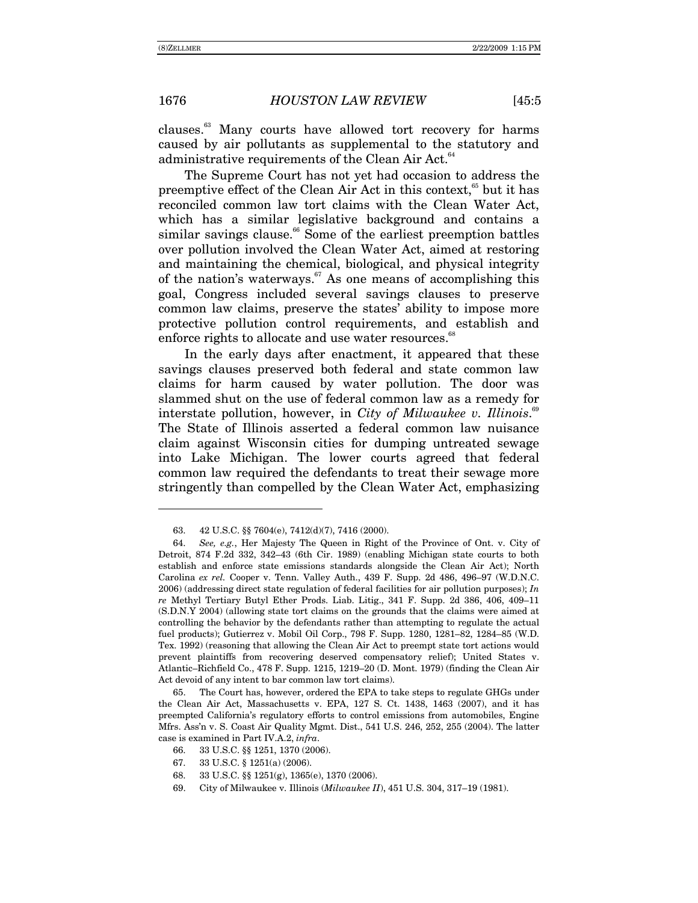clauses.[63] Many courts have allowed tort recovery for harms caused by air pollutants as supplemental to the statutory and administrative requirements of the Clean Air Act.[64]

The Supreme Court has not yet had occasion to address the preemptive effect of the Clean Air Act in this context,[65] but it has reconciled common law tort claims with the Clean Water Act, which has a similar legislative background and contains a similar savings clause.[66] Some of the earliest preemption battles over pollution involved the Clean Water Act, aimed at restoring and maintaining the chemical, biological, and physical integrity of the nation's waterways.[67] As one means of accomplishing this goal, Congress included several savings clauses to preserve common law claims, preserve the states' ability to impose more protective pollution control requirements, and establish and enforce rights to allocate and use water resources.[68]

In the early days after enactment, it appeared that these savings clauses preserved both federal and state common law claims for harm caused by water pollution. The door was slammed shut on the use of federal common law as a remedy for interstate pollution, however, in *City of Milwaukee v. Illinois*.[69] The State of Illinois asserted a federal common law nuisance claim against Wisconsin cities for dumping untreated sewage into Lake Michigan. The lower courts agreed that federal common law required the defendants to treat their sewage more stringently than compelled by the Clean Water Act, emphasizing

---

63. 42 U.S.C. §§ 7604(e), 7412(d)(7), 7416 (2000).

64. *See, e.g.*, Her Majesty The Queen in Right of the Province of Ont. v. City of Detroit, 874 F.2d 332, 342–43 (6th Cir. 1989) (enabling Michigan state courts to both establish and enforce state emissions standards alongside the Clean Air Act); North Carolina *ex rel.* Cooper v. Tenn. Valley Auth., 439 F. Supp. 2d 486, 496–97 (W.D.N.C. 2006) (addressing direct state regulation of federal facilities for air pollution purposes); *In re* Methyl Tertiary Butyl Ether Prods. Liab. Litig., 341 F. Supp. 2d 386, 406, 409–11 (S.D.N.Y 2004) (allowing state tort claims on the grounds that the claims were aimed at controlling the behavior by the defendants rather than attempting to regulate the actual fuel products); Gutierrez v. Mobil Oil Corp., 798 F. Supp. 1280, 1281–82, 1284–85 (W.D. Tex. 1992) (reasoning that allowing the Clean Air Act to preempt state tort actions would prevent plaintiffs from recovering deserved compensatory relief); United States v. Atlantic–Richfield Co., 478 F. Supp. 1215, 1219–20 (D. Mont. 1979) (finding the Clean Air Act devoid of any intent to bar common law tort claims).

65. The Court has, however, ordered the EPA to take steps to regulate GHGs under the Clean Air Act, Massachusetts v. EPA, 127 S. Ct. 1438, 1463 (2007), and it has preempted California's regulatory efforts to control emissions from automobiles, Engine Mfrs. Ass'n v. S. Coast Air Quality Mgmt. Dist., 541 U.S. 246, 252, 255 (2004). The latter case is examined in Part IV.A.2, *infra*.

66. 33 U.S.C. §§ 1251, 1370 (2006).

67. 33 U.S.C. § 1251(a) (2006).

68. 33 U.S.C. §§ 1251(g), 1365(e), 1370 (2006).

69. City of Milwaukee v. Illinois (*Milwaukee II*), 451 U.S. 304, 317–19 (1981).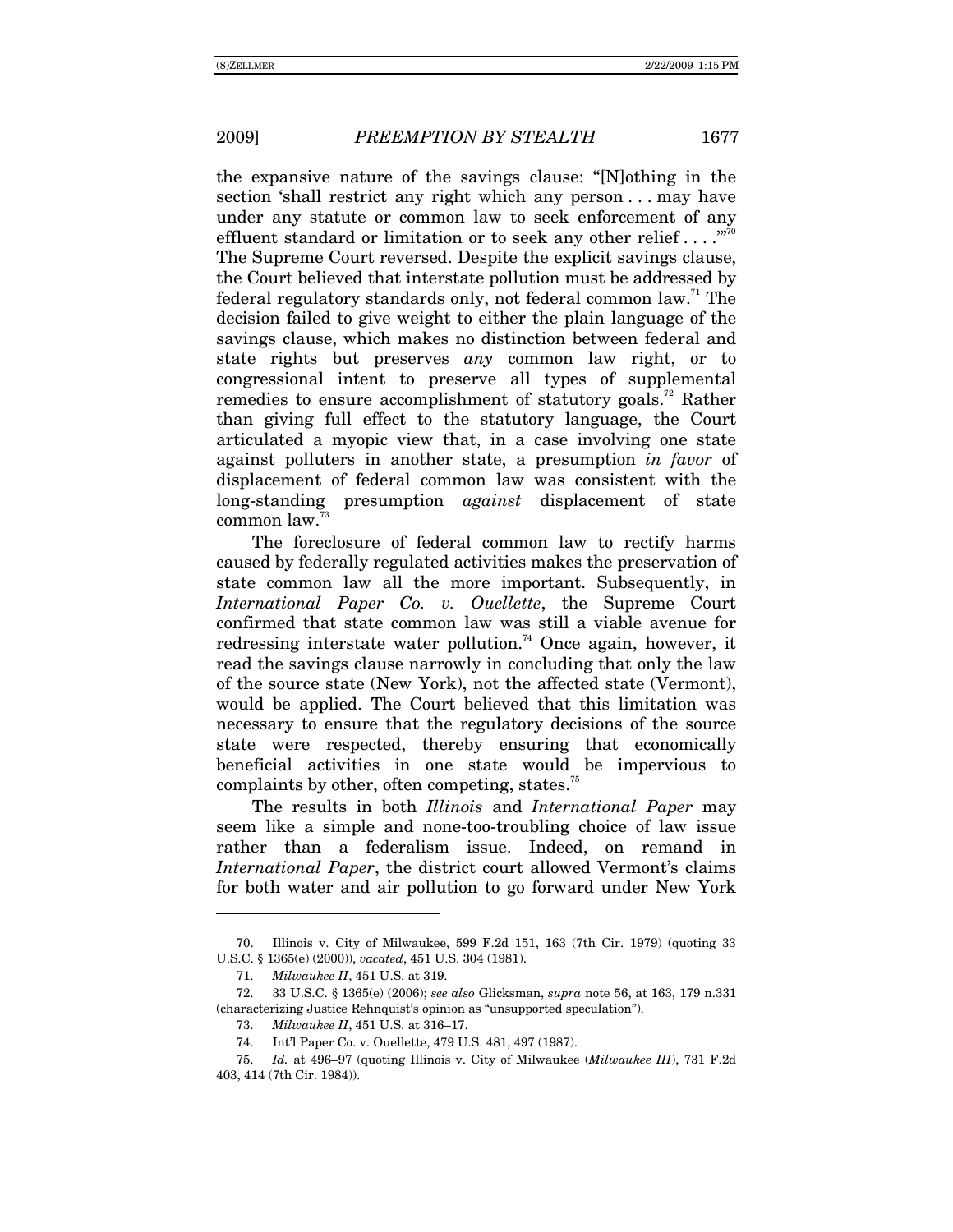the expansive nature of the savings clause: "[N]othing in the section 'shall restrict any right which any person . . . may have under any statute or common law to seek enforcement of any effluent standard or limitation or to seek any other relief . . . .'"[70] The Supreme Court reversed. Despite the explicit savings clause, the Court believed that interstate pollution must be addressed by federal regulatory standards only, not federal common law.[71] The decision failed to give weight to either the plain language of the savings clause, which makes no distinction between federal and state rights but preserves *any* common law right, or to congressional intent to preserve all types of supplemental remedies to ensure accomplishment of statutory goals.[72] Rather than giving full effect to the statutory language, the Court articulated a myopic view that, in a case involving one state against polluters in another state, a presumption *in favor* of displacement of federal common law was consistent with the long-standing presumption *against* displacement of state common law.[73]

The foreclosure of federal common law to rectify harms caused by federally regulated activities makes the preservation of state common law all the more important. Subsequently, in *International Paper Co. v. Ouellette*, the Supreme Court confirmed that state common law was still a viable avenue for redressing interstate water pollution.[74] Once again, however, it read the savings clause narrowly in concluding that only the law of the source state (New York), not the affected state (Vermont), would be applied. The Court believed that this limitation was necessary to ensure that the regulatory decisions of the source state were respected, thereby ensuring that economically beneficial activities in one state would be impervious to complaints by other, often competing, states.[75]

The results in both *Illinois* and *International Paper* may seem like a simple and none-too-troubling choice of law issue rather than a federalism issue. Indeed, on remand in *International Paper*, the district court allowed Vermont's claims for both water and air pollution to go forward under New York

---

70. Illinois v. City of Milwaukee, 599 F.2d 151, 163 (7th Cir. 1979) (quoting 33 U.S.C. § 1365(e) (2000)), *vacated*, 451 U.S. 304 (1981).

71. *Milwaukee II*, 451 U.S. at 319.

72. 33 U.S.C. § 1365(e) (2006); *see also* Glicksman, *supra* note 56, at 163, 179 n.331 (characterizing Justice Rehnquist's opinion as "unsupported speculation").

73. *Milwaukee II*, 451 U.S. at 316–17.

74. Int'l Paper Co. v. Ouellette, 479 U.S. 481, 497 (1987).

75. *Id.* at 496–97 (quoting Illinois v. City of Milwaukee (*Milwaukee III*), 731 F.2d 403, 414 (7th Cir. 1984)).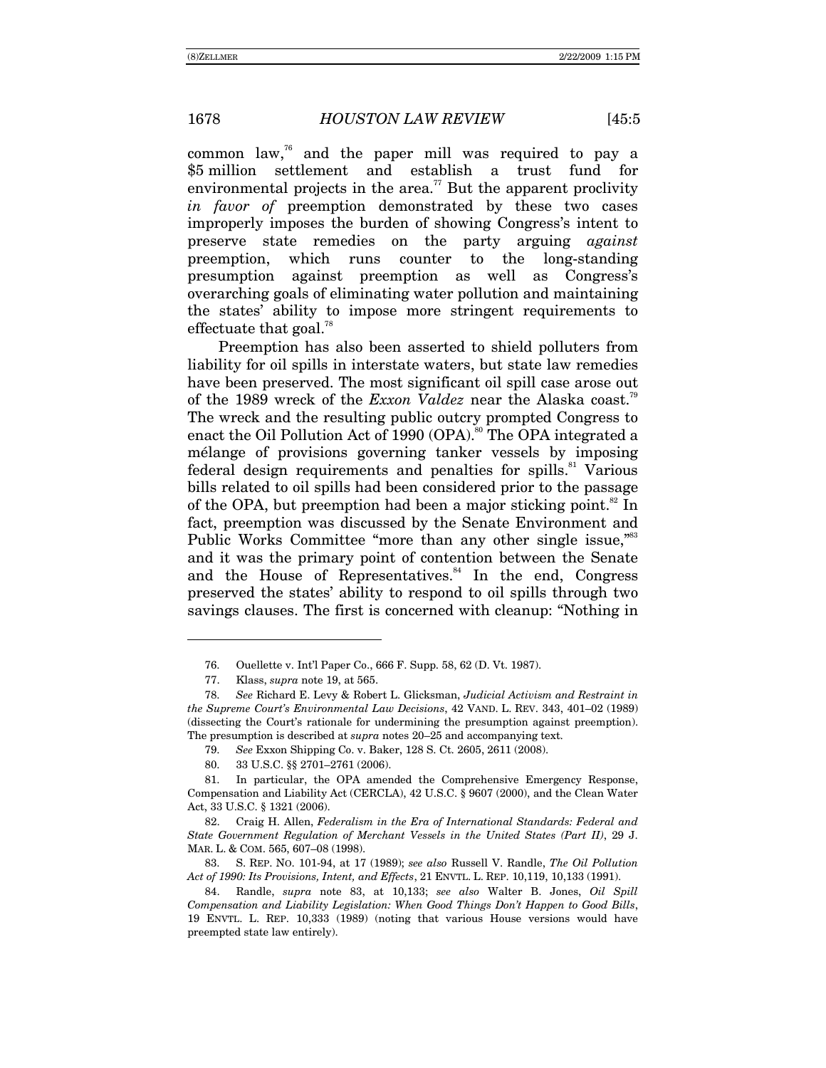common law,[76] and the paper mill was required to pay a $5 million settlement and establish a trust fund for environmental projects in the area.[77] But the apparent proclivity *in favor of* preemption demonstrated by these two cases improperly imposes the burden of showing Congress's intent to preserve state remedies on the party arguing *against* preemption, which runs counter to the long-standing presumption against preemption as well as Congress's overarching goals of eliminating water pollution and maintaining the states' ability to impose more stringent requirements to effectuate that goal.[78]

Preemption has also been asserted to shield polluters from liability for oil spills in interstate waters, but state law remedies have been preserved. The most significant oil spill case arose out of the 1989 wreck of the *Exxon Valdez* near the Alaska coast.[79] The wreck and the resulting public outcry prompted Congress to enact the Oil Pollution Act of 1990 (OPA).[80] The OPA integrated a mélange of provisions governing tanker vessels by imposing federal design requirements and penalties for spills.[81] Various bills related to oil spills had been considered prior to the passage of the OPA, but preemption had been a major sticking point.[82] In fact, preemption was discussed by the Senate Environment and Public Works Committee "more than any other single issue,"[83] and it was the primary point of contention between the Senate and the House of Representatives.[84] In the end, Congress preserved the states' ability to respond to oil spills through two savings clauses. The first is concerned with cleanup: "Nothing in

---

76. Ouellette v. Int'l Paper Co., 666 F. Supp. 58, 62 (D. Vt. 1987).

77. Klass, *supra* note 19, at 565.

78. *See* Richard E. Levy & Robert L. Glicksman, *Judicial Activism and Restraint in the Supreme Court's Environmental Law Decisions*, 42 VAND. L. REV. 343, 401–02 (1989) (dissecting the Court's rationale for undermining the presumption against preemption). The presumption is described at *supra* notes 20–25 and accompanying text.

79. *See* Exxon Shipping Co. v. Baker, 128 S. Ct. 2605, 2611 (2008).

80. 33 U.S.C. §§ 2701–2761 (2006).

81. In particular, the OPA amended the Comprehensive Emergency Response, Compensation and Liability Act (CERCLA), 42 U.S.C. § 9607 (2000), and the Clean Water Act, 33 U.S.C. § 1321 (2006).

82. Craig H. Allen, *Federalism in the Era of International Standards: Federal and State Government Regulation of Merchant Vessels in the United States (Part II)*, 29 J. MAR. L. & COM. 565, 607–08 (1998).

83. S. REP. NO. 101-94, at 17 (1989); *see also* Russell V. Randle, *The Oil Pollution Act of 1990: Its Provisions, Intent, and Effects*, 21 ENVTL. L. REP. 10,119, 10,133 (1991).

84. Randle, *supra* note 83, at 10,133; *see also* Walter B. Jones, *Oil Spill Compensation and Liability Legislation: When Good Things Don't Happen to Good Bills*, 19 ENVTL. L. REP. 10,333 (1989) (noting that various House versions would have preempted state law entirely).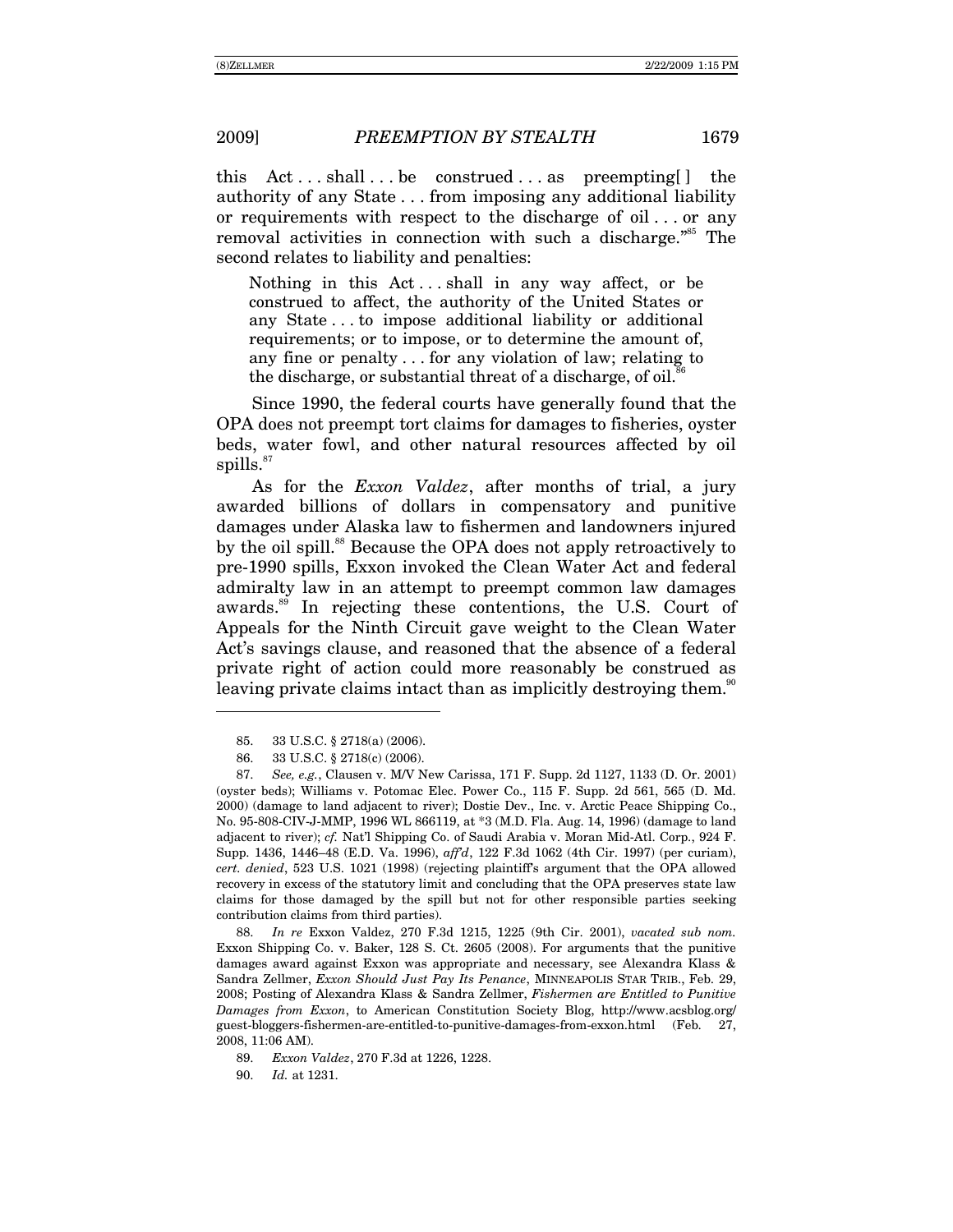this Act . . . shall . . . be construed . . . as preempting[ ] the authority of any State . . . from imposing any additional liability or requirements with respect to the discharge of oil . . . or any removal activities in connection with such a discharge."[85] The second relates to liability and penalties:

> Nothing in this Act . . . shall in any way affect, or be construed to affect, the authority of the United States or any State . . . to impose additional liability or additional requirements; or to impose, or to determine the amount of, any fine or penalty . . . for any violation of law; relating to the discharge, or substantial threat of a discharge, of oil.[86]

Since 1990, the federal courts have generally found that the OPA does not preempt tort claims for damages to fisheries, oyster beds, water fowl, and other natural resources affected by oil spills.[87]

As for the *Exxon Valdez*, after months of trial, a jury awarded billions of dollars in compensatory and punitive damages under Alaska law to fishermen and landowners injured by the oil spill.[88] Because the OPA does not apply retroactively to pre-1990 spills, Exxon invoked the Clean Water Act and federal admiralty law in an attempt to preempt common law damages awards.[89] In rejecting these contentions, the U.S. Court of Appeals for the Ninth Circuit gave weight to the Clean Water Act's savings clause, and reasoned that the absence of a federal private right of action could more reasonably be construed as leaving private claims intact than as implicitly destroying them.[90]

---

85. 33 U.S.C. § 2718(a) (2006).

86. 33 U.S.C. § 2718(c) (2006).

87. *See, e.g.*, Clausen v. M/V New Carissa, 171 F. Supp. 2d 1127, 1133 (D. Or. 2001) (oyster beds); Williams v. Potomac Elec. Power Co., 115 F. Supp. 2d 561, 565 (D. Md. 2000) (damage to land adjacent to river); Dostie Dev., Inc. v. Arctic Peace Shipping Co., No. 95-808-CIV-J-MMP, 1996 WL 866119, at *3 (M.D. Fla. Aug. 14, 1996) (damage to land adjacent to river); *cf.* Nat'l Shipping Co. of Saudi Arabia v. Moran Mid-Atl. Corp., 924 F. Supp. 1436, 1446–48 (E.D. Va. 1996), *aff'd*, 122 F.3d 1062 (4th Cir. 1997) (per curiam), *cert. denied*, 523 U.S. 1021 (1998) (rejecting plaintiff's argument that the OPA allowed recovery in excess of the statutory limit and concluding that the OPA preserves state law claims for those damaged by the spill but not for other responsible parties seeking contribution claims from third parties).

88. *In re* Exxon Valdez, 270 F.3d 1215, 1225 (9th Cir. 2001), *vacated sub nom.* Exxon Shipping Co. v. Baker, 128 S. Ct. 2605 (2008). For arguments that the punitive damages award against Exxon was appropriate and necessary, see Alexandra Klass & Sandra Zellmer, *Exxon Should Just Pay Its Penance*, MINNEAPOLIS STAR TRIB., Feb. 29, 2008; Posting of Alexandra Klass & Sandra Zellmer, *Fishermen are Entitled to Punitive Damages from Exxon*, to American Constitution Society Blog, http://www.acsblog.org/guest-bloggers-fishermen-are-entitled-to-punitive-damages-from-exxon.html (Feb. 27, 2008, 11:06 AM).

89. *Exxon Valdez*, 270 F.3d at 1226, 1228.

90. *Id.* at 1231.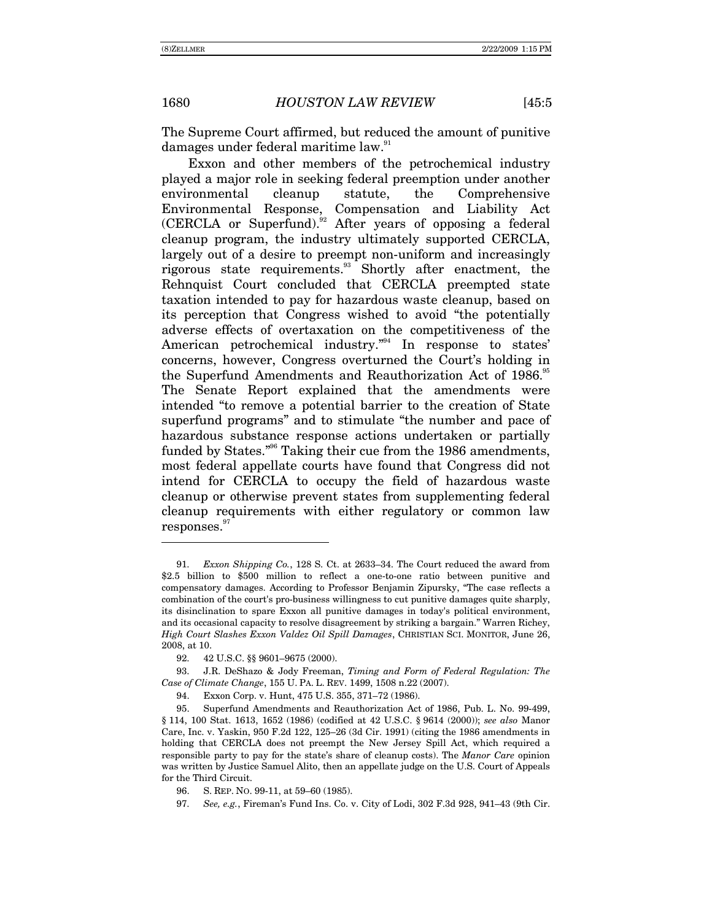The Supreme Court affirmed, but reduced the amount of punitive damages under federal maritime law.[91]

Exxon and other members of the petrochemical industry played a major role in seeking federal preemption under another environmental cleanup statute, the Comprehensive Environmental Response, Compensation and Liability Act (CERCLA or Superfund).[92] After years of opposing a federal cleanup program, the industry ultimately supported CERCLA, largely out of a desire to preempt non-uniform and increasingly rigorous state requirements.[93] Shortly after enactment, the Rehnquist Court concluded that CERCLA preempted state taxation intended to pay for hazardous waste cleanup, based on its perception that Congress wished to avoid "the potentially adverse effects of overtaxation on the competitiveness of the American petrochemical industry."[94] In response to states' concerns, however, Congress overturned the Court's holding in the Superfund Amendments and Reauthorization Act of 1986.[95] The Senate Report explained that the amendments were intended "to remove a potential barrier to the creation of State superfund programs" and to stimulate "the number and pace of hazardous substance response actions undertaken or partially funded by States."[96] Taking their cue from the 1986 amendments, most federal appellate courts have found that Congress did not intend for CERCLA to occupy the field of hazardous waste cleanup or otherwise prevent states from supplementing federal cleanup requirements with either regulatory or common law responses.[97]

---

91. *Exxon Shipping Co.*, 128 S. Ct. at 2633–34. The Court reduced the award from $2.5 billion to $500 million to reflect a one-to-one ratio between punitive and compensatory damages. According to Professor Benjamin Zipursky, "The case reflects a combination of the court's pro-business willingness to cut punitive damages quite sharply, its disinclination to spare Exxon all punitive damages in today's political environment, and its occasional capacity to resolve disagreement by striking a bargain." Warren Richey, *High Court Slashes Exxon Valdez Oil Spill Damages*, CHRISTIAN SCI. MONITOR, June 26, 2008, at 10.

92. 42 U.S.C. §§ 9601–9675 (2000).

93. J.R. DeShazo & Jody Freeman, *Timing and Form of Federal Regulation: The Case of Climate Change*, 155 U. PA. L. REV. 1499, 1508 n.22 (2007).

94. Exxon Corp. v. Hunt, 475 U.S. 355, 371–72 (1986).

95. Superfund Amendments and Reauthorization Act of 1986, Pub. L. No. 99-499, § 114, 100 Stat. 1613, 1652 (1986) (codified at 42 U.S.C. § 9614 (2000)); *see also* Manor Care, Inc. v. Yaskin, 950 F.2d 122, 125–26 (3d Cir. 1991) (citing the 1986 amendments in holding that CERCLA does not preempt the New Jersey Spill Act, which required a responsible party to pay for the state's share of cleanup costs). The *Manor Care* opinion was written by Justice Samuel Alito, then an appellate judge on the U.S. Court of Appeals for the Third Circuit.

96. S. REP. NO. 99-11, at 59–60 (1985).

97. *See, e.g.*, Fireman's Fund Ins. Co. v. City of Lodi, 302 F.3d 928, 941–43 (9th Cir.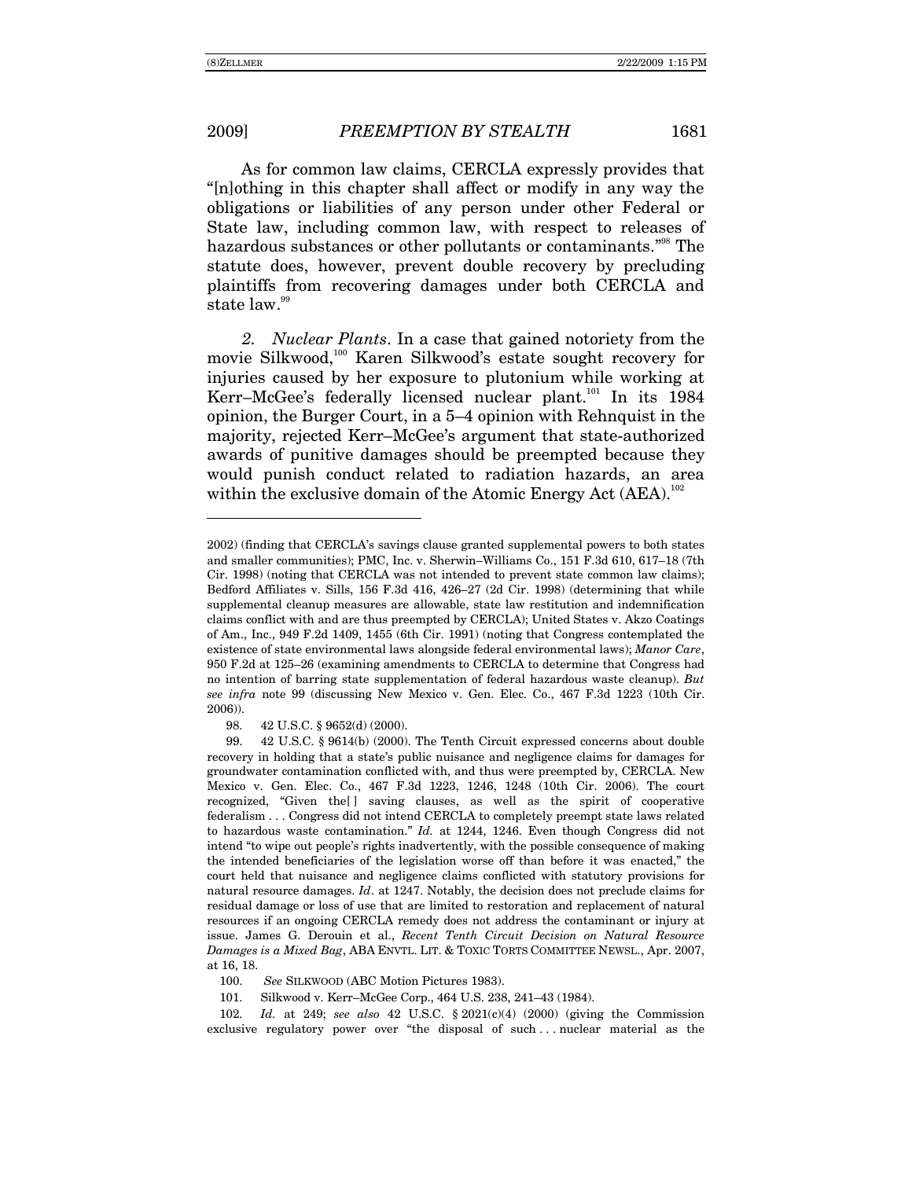As for common law claims, CERCLA expressly provides that "[n]othing in this chapter shall affect or modify in any way the obligations or liabilities of any person under other Federal or State law, including common law, with respect to releases of hazardous substances or other pollutants or contaminants."[98] The statute does, however, prevent double recovery by precluding plaintiffs from recovering damages under both CERCLA and state law.[99]

*2. Nuclear Plants*. In a case that gained notoriety from the movie Silkwood,[100] Karen Silkwood's estate sought recovery for injuries caused by her exposure to plutonium while working at Kerr–McGee's federally licensed nuclear plant.[101] In its 1984 opinion, the Burger Court, in a 5–4 opinion with Rehnquist in the majority, rejected Kerr–McGee's argument that state-authorized awards of punitive damages should be preempted because they would punish conduct related to radiation hazards, an area within the exclusive domain of the Atomic Energy Act (AEA).[102]

---

2002) (finding that CERCLA's savings clause granted supplemental powers to both states and smaller communities); PMC, Inc. v. Sherwin–Williams Co., 151 F.3d 610, 617–18 (7th Cir. 1998) (noting that CERCLA was not intended to prevent state common law claims); Bedford Affiliates v. Sills, 156 F.3d 416, 426–27 (2d Cir. 1998) (determining that while supplemental cleanup measures are allowable, state law restitution and indemnification claims conflict with and are thus preempted by CERCLA); United States v. Akzo Coatings of Am., Inc., 949 F.2d 1409, 1455 (6th Cir. 1991) (noting that Congress contemplated the existence of state environmental laws alongside federal environmental laws); *Manor Care*, 950 F.2d at 125–26 (examining amendments to CERCLA to determine that Congress had no intention of barring state supplementation of federal hazardous waste cleanup). *But see infra* note 99 (discussing New Mexico v. Gen. Elec. Co., 467 F.3d 1223 (10th Cir. 2006)).

98. 42 U.S.C. § 9652(d) (2000).

99. 42 U.S.C. § 9614(b) (2000). The Tenth Circuit expressed concerns about double recovery in holding that a state's public nuisance and negligence claims for damages for groundwater contamination conflicted with, and thus were preempted by, CERCLA. New Mexico v. Gen. Elec. Co., 467 F.3d 1223, 1246, 1248 (10th Cir. 2006). The court recognized, "Given the[ ] saving clauses, as well as the spirit of cooperative federalism . . . Congress did not intend CERCLA to completely preempt state laws related to hazardous waste contamination." *Id.* at 1244, 1246. Even though Congress did not intend "to wipe out people's rights inadvertently, with the possible consequence of making the intended beneficiaries of the legislation worse off than before it was enacted," the court held that nuisance and negligence claims conflicted with statutory provisions for natural resource damages. *Id*. at 1247. Notably, the decision does not preclude claims for residual damage or loss of use that are limited to restoration and replacement of natural resources if an ongoing CERCLA remedy does not address the contaminant or injury at issue. James G. Derouin et al., *Recent Tenth Circuit Decision on Natural Resource Damages is a Mixed Bag*, ABA ENVTL. LIT. & TOXIC TORTS COMMITTEE NEWSL., Apr. 2007, at 16, 18.

100. *See* SILKWOOD (ABC Motion Pictures 1983).

101. Silkwood v. Kerr–McGee Corp., 464 U.S. 238, 241–43 (1984).

102. *Id.* at 249; *see also* 42 U.S.C. § 2021(c)(4) (2000) (giving the Commission exclusive regulatory power over "the disposal of such . . . nuclear material as the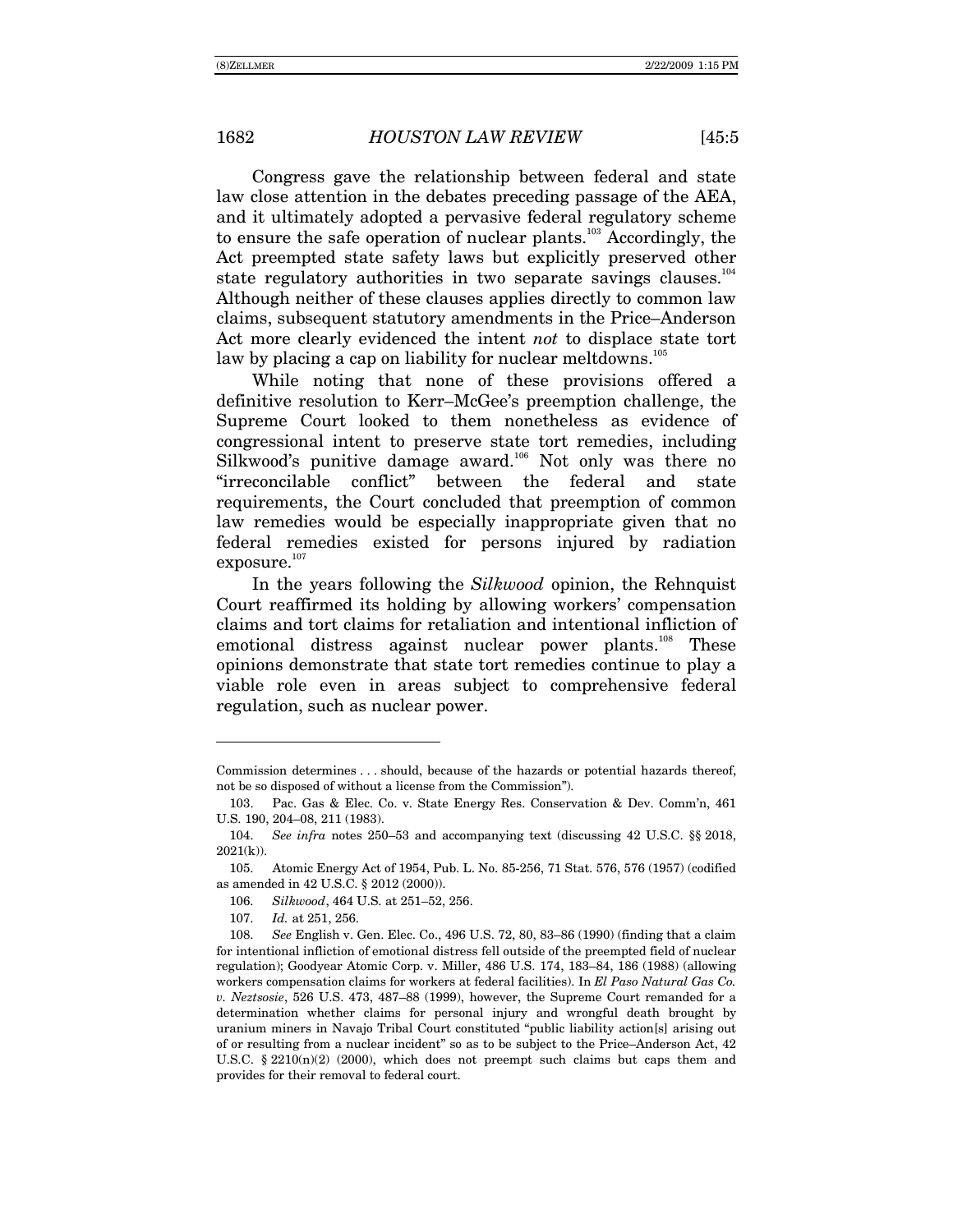Congress gave the relationship between federal and state law close attention in the debates preceding passage of the AEA, and it ultimately adopted a pervasive federal regulatory scheme to ensure the safe operation of nuclear plants.[103] Accordingly, the Act preempted state safety laws but explicitly preserved other state regulatory authorities in two separate savings clauses.[104] Although neither of these clauses applies directly to common law claims, subsequent statutory amendments in the Price–Anderson Act more clearly evidenced the intent *not* to displace state tort law by placing a cap on liability for nuclear meltdowns.[105]

While noting that none of these provisions offered a definitive resolution to Kerr–McGee's preemption challenge, the Supreme Court looked to them nonetheless as evidence of congressional intent to preserve state tort remedies, including Silkwood's punitive damage award.[106] Not only was there no "irreconcilable conflict" between the federal and state requirements, the Court concluded that preemption of common law remedies would be especially inappropriate given that no federal remedies existed for persons injured by radiation exposure.[107]

In the years following the *Silkwood* opinion, the Rehnquist Court reaffirmed its holding by allowing workers' compensation claims and tort claims for retaliation and intentional infliction of emotional distress against nuclear power plants.[108] These opinions demonstrate that state tort remedies continue to play a viable role even in areas subject to comprehensive federal regulation, such as nuclear power.

---

Commission determines . . . should, because of the hazards or potential hazards thereof, not be so disposed of without a license from the Commission").

103. Pac. Gas & Elec. Co. v. State Energy Res. Conservation & Dev. Comm'n, 461 U.S. 190, 204–08, 211 (1983).

104. *See infra* notes 250–53 and accompanying text (discussing 42 U.S.C. §§ 2018, 2021(k)).

105. Atomic Energy Act of 1954, Pub. L. No. 85-256, 71 Stat. 576, 576 (1957) (codified as amended in 42 U.S.C. § 2012 (2000)).

106. *Silkwood*, 464 U.S. at 251–52, 256.

107. *Id.* at 251, 256.

108. *See* English v. Gen. Elec. Co., 496 U.S. 72, 80, 83–86 (1990) (finding that a claim for intentional infliction of emotional distress fell outside of the preempted field of nuclear regulation); Goodyear Atomic Corp. v. Miller, 486 U.S. 174, 183–84, 186 (1988) (allowing workers compensation claims for workers at federal facilities). In *El Paso Natural Gas Co. v. Neztsosie*, 526 U.S. 473, 487–88 (1999), however, the Supreme Court remanded for a determination whether claims for personal injury and wrongful death brought by uranium miners in Navajo Tribal Court constituted "public liability action[s] arising out of or resulting from a nuclear incident" so as to be subject to the Price–Anderson Act, 42 U.S.C. § 2210(n)(2) (2000), which does not preempt such claims but caps them and provides for their removal to federal court.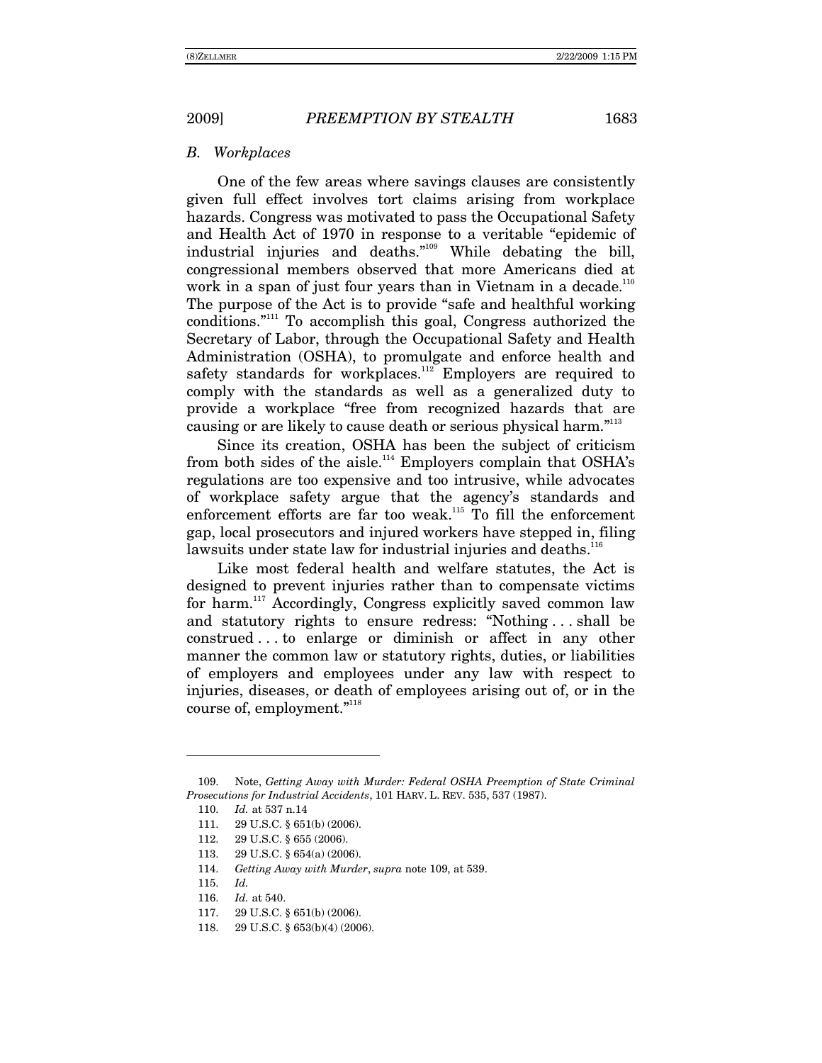### *B. Workplaces*

One of the few areas where savings clauses are consistently given full effect involves tort claims arising from workplace hazards. Congress was motivated to pass the Occupational Safety and Health Act of 1970 in response to a veritable "epidemic of industrial injuries and deaths."[109] While debating the bill, congressional members observed that more Americans died at work in a span of just four years than in Vietnam in a decade.[110] The purpose of the Act is to provide "safe and healthful working conditions."[111] To accomplish this goal, Congress authorized the Secretary of Labor, through the Occupational Safety and Health Administration (OSHA), to promulgate and enforce health and safety standards for workplaces.[112] Employers are required to comply with the standards as well as a generalized duty to provide a workplace "free from recognized hazards that are causing or are likely to cause death or serious physical harm."[113]

Since its creation, OSHA has been the subject of criticism from both sides of the aisle.[114] Employers complain that OSHA's regulations are too expensive and too intrusive, while advocates of workplace safety argue that the agency's standards and enforcement efforts are far too weak.[115] To fill the enforcement gap, local prosecutors and injured workers have stepped in, filing lawsuits under state law for industrial injuries and deaths.[116]

Like most federal health and welfare statutes, the Act is designed to prevent injuries rather than to compensate victims for harm.[117] Accordingly, Congress explicitly saved common law and statutory rights to ensure redress: "Nothing . . . shall be construed . . . to enlarge or diminish or affect in any other manner the common law or statutory rights, duties, or liabilities of employers and employees under any law with respect to injuries, diseases, or death of employees arising out of, or in the course of, employment."[118]

---

109. Note, *Getting Away with Murder: Federal OSHA Preemption of State Criminal Prosecutions for Industrial Accidents*, 101 HARV. L. REV. 535, 537 (1987).

110. *Id.* at 537 n.14

111. 29 U.S.C. § 651(b) (2006).

112. 29 U.S.C. § 655 (2006).

113. 29 U.S.C. § 654(a) (2006).

114. *Getting Away with Murder*, *supra* note 109, at 539.

115. *Id.*

116. *Id.* at 540.

117. 29 U.S.C. § 651(b) (2006).

118. 29 U.S.C. § 653(b)(4) (2006).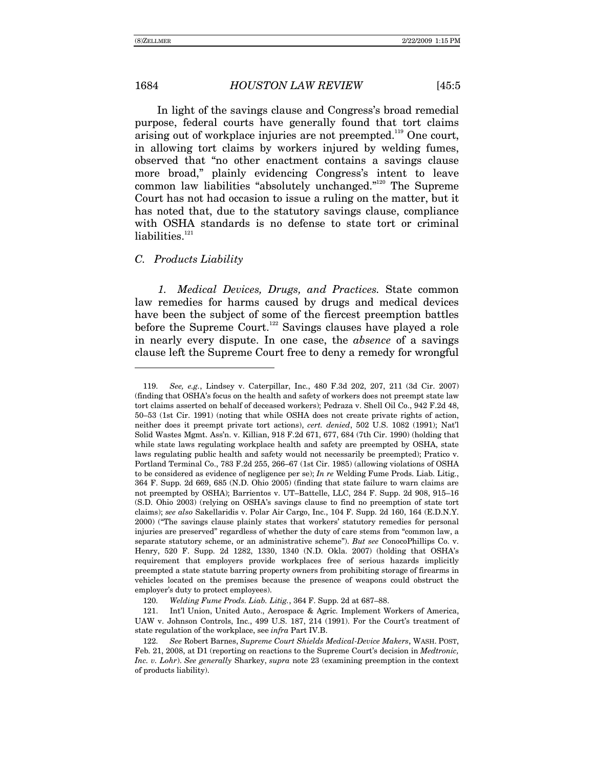In light of the savings clause and Congress's broad remedial purpose, federal courts have generally found that tort claims arising out of workplace injuries are not preempted.[119] One court, in allowing tort claims by workers injured by welding fumes, observed that "no other enactment contains a savings clause more broad," plainly evidencing Congress's intent to leave common law liabilities "absolutely unchanged."[120] The Supreme Court has not had occasion to issue a ruling on the matter, but it has noted that, due to the statutory savings clause, compliance with OSHA standards is no defense to state tort or criminal liabilities.[121]

### *C. Products Liability*

*1. Medical Devices, Drugs, and Practices.* State common law remedies for harms caused by drugs and medical devices have been the subject of some of the fiercest preemption battles before the Supreme Court.[122] Savings clauses have played a role in nearly every dispute. In one case, the *absence* of a savings clause left the Supreme Court free to deny a remedy for wrongful

---

119. *See, e.g.*, Lindsey v. Caterpillar, Inc., 480 F.3d 202, 207, 211 (3d Cir. 2007) (finding that OSHA's focus on the health and safety of workers does not preempt state law tort claims asserted on behalf of deceased workers); Pedraza v. Shell Oil Co., 942 F.2d 48, 50–53 (1st Cir. 1991) (noting that while OSHA does not create private rights of action, neither does it preempt private tort actions), *cert. denied*, 502 U.S. 1082 (1991); Nat'l Solid Wastes Mgmt. Ass'n. v. Killian, 918 F.2d 671, 677, 684 (7th Cir. 1990) (holding that while state laws regulating workplace health and safety are preempted by OSHA, state laws regulating public health and safety would not necessarily be preempted); Pratico v. Portland Terminal Co., 783 F.2d 255, 266–67 (1st Cir. 1985) (allowing violations of OSHA to be considered as evidence of negligence per se); *In re* Welding Fume Prods. Liab. Litig., 364 F. Supp. 2d 669, 685 (N.D. Ohio 2005) (finding that state failure to warn claims are not preempted by OSHA); Barrientos v. UT–Battelle, LLC, 284 F. Supp. 2d 908, 915–16 (S.D. Ohio 2003) (relying on OSHA's savings clause to find no preemption of state tort claims); *see also* Sakellaridis v. Polar Air Cargo, Inc., 104 F. Supp. 2d 160, 164 (E.D.N.Y. 2000) ("The savings clause plainly states that workers' statutory remedies for personal injuries are preserved" regardless of whether the duty of care stems from "common law, a separate statutory scheme, or an administrative scheme"). *But see* ConocoPhillips Co. v. Henry, 520 F. Supp. 2d 1282, 1330, 1340 (N.D. Okla. 2007) (holding that OSHA's requirement that employers provide workplaces free of serious hazards implicitly preempted a state statute barring property owners from prohibiting storage of firearms in vehicles located on the premises because the presence of weapons could obstruct the employer's duty to protect employees).

120. *Welding Fume Prods. Liab. Litig.*, 364 F. Supp. 2d at 687–88.

121. Int'l Union, United Auto., Aerospace & Agric. Implement Workers of America, UAW v. Johnson Controls, Inc., 499 U.S. 187, 214 (1991). For the Court's treatment of state regulation of the workplace, see *infra* Part IV.B.

122. *See* Robert Barnes, *Supreme Court Shields Medical-Device Makers*, WASH. POST, Feb. 21, 2008, at D1 (reporting on reactions to the Supreme Court's decision in *Medtronic, Inc. v. Lohr*). *See generally* Sharkey, *supra* note 23 (examining preemption in the context of products liability).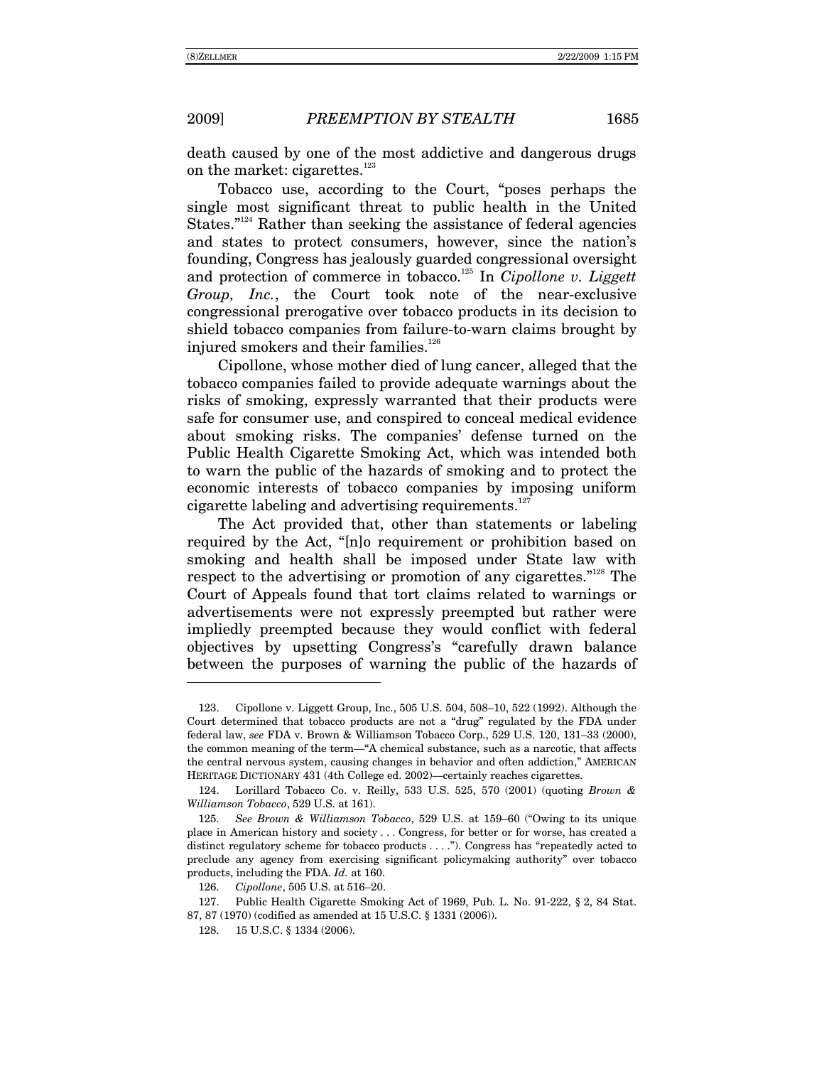death caused by one of the most addictive and dangerous drugs on the market: cigarettes.[123]

Tobacco use, according to the Court, "poses perhaps the single most significant threat to public health in the United States."[124] Rather than seeking the assistance of federal agencies and states to protect consumers, however, since the nation's founding, Congress has jealously guarded congressional oversight and protection of commerce in tobacco.[125] In *Cipollone v. Liggett Group, Inc.*, the Court took note of the near-exclusive congressional prerogative over tobacco products in its decision to shield tobacco companies from failure-to-warn claims brought by injured smokers and their families.[126]

Cipollone, whose mother died of lung cancer, alleged that the tobacco companies failed to provide adequate warnings about the risks of smoking, expressly warranted that their products were safe for consumer use, and conspired to conceal medical evidence about smoking risks. The companies' defense turned on the Public Health Cigarette Smoking Act, which was intended both to warn the public of the hazards of smoking and to protect the economic interests of tobacco companies by imposing uniform cigarette labeling and advertising requirements.[127]

The Act provided that, other than statements or labeling required by the Act, "[n]o requirement or prohibition based on smoking and health shall be imposed under State law with respect to the advertising or promotion of any cigarettes."[128] The Court of Appeals found that tort claims related to warnings or advertisements were not expressly preempted but rather were impliedly preempted because they would conflict with federal objectives by upsetting Congress's "carefully drawn balance between the purposes of warning the public of the hazards of

---

123. Cipollone v. Liggett Group, Inc., 505 U.S. 504, 508–10, 522 (1992). Although the Court determined that tobacco products are not a "drug" regulated by the FDA under federal law, *see* FDA v. Brown & Williamson Tobacco Corp., 529 U.S. 120, 131–33 (2000), the common meaning of the term—"A chemical substance, such as a narcotic, that affects the central nervous system, causing changes in behavior and often addiction," AMERICAN HERITAGE DICTIONARY 431 (4th College ed. 2002)—certainly reaches cigarettes.

124. Lorillard Tobacco Co. v. Reilly, 533 U.S. 525, 570 (2001) (quoting *Brown & Williamson Tobacco*, 529 U.S. at 161).

125. *See Brown & Williamson Tobacco*, 529 U.S. at 159–60 ("Owing to its unique place in American history and society . . . Congress, for better or for worse, has created a distinct regulatory scheme for tobacco products . . . ."). Congress has "repeatedly acted to preclude any agency from exercising significant policymaking authority" over tobacco products, including the FDA. *Id.* at 160.

126. *Cipollone*, 505 U.S. at 516–20.

127. Public Health Cigarette Smoking Act of 1969, Pub. L. No. 91-222, § 2, 84 Stat. 87, 87 (1970) (codified as amended at 15 U.S.C. § 1331 (2006)).

128. 15 U.S.C. § 1334 (2006).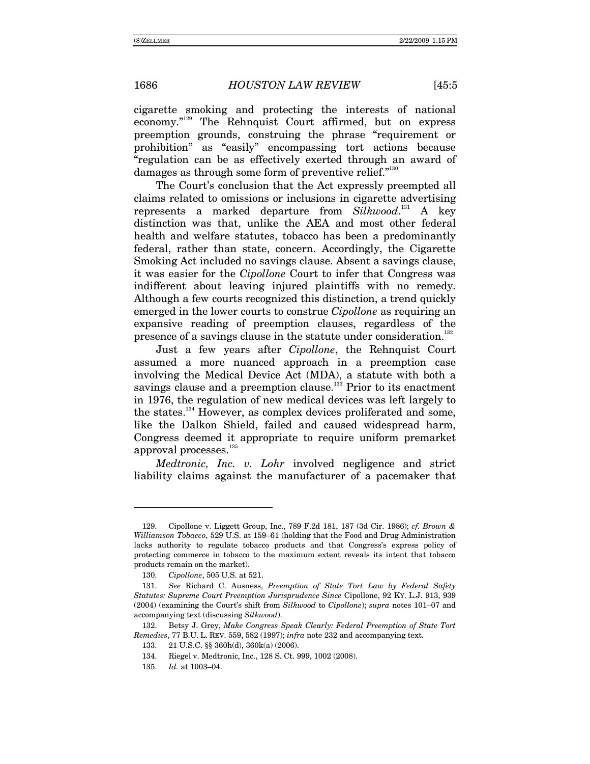cigarette smoking and protecting the interests of national economy."[129] The Rehnquist Court affirmed, but on express preemption grounds, construing the phrase "requirement or prohibition" as "easily" encompassing tort actions because "regulation can be as effectively exerted through an award of damages as through some form of preventive relief."[130]

The Court's conclusion that the Act expressly preempted all claims related to omissions or inclusions in cigarette advertising represents a marked departure from *Silkwood*.[131] A key distinction was that, unlike the AEA and most other federal health and welfare statutes, tobacco has been a predominantly federal, rather than state, concern. Accordingly, the Cigarette Smoking Act included no savings clause. Absent a savings clause, it was easier for the *Cipollone* Court to infer that Congress was indifferent about leaving injured plaintiffs with no remedy. Although a few courts recognized this distinction, a trend quickly emerged in the lower courts to construe *Cipollone* as requiring an expansive reading of preemption clauses, regardless of the presence of a savings clause in the statute under consideration.[132]

Just a few years after *Cipollone*, the Rehnquist Court assumed a more nuanced approach in a preemption case involving the Medical Device Act (MDA), a statute with both a savings clause and a preemption clause.[133] Prior to its enactment in 1976, the regulation of new medical devices was left largely to the states.[134] However, as complex devices proliferated and some, like the Dalkon Shield, failed and caused widespread harm, Congress deemed it appropriate to require uniform premarket approval processes.[135]

*Medtronic, Inc. v. Lohr* involved negligence and strict liability claims against the manufacturer of a pacemaker that

---

129. Cipollone v. Liggett Group, Inc., 789 F.2d 181, 187 (3d Cir. 1986); *cf. Brown & Williamson Tobacco*, 529 U.S. at 159–61 (holding that the Food and Drug Administration lacks authority to regulate tobacco products and that Congress's express policy of protecting commerce in tobacco to the maximum extent reveals its intent that tobacco products remain on the market).

130. *Cipollone*, 505 U.S. at 521.

131. *See* Richard C. Ausness, *Preemption of State Tort Law by Federal Safety Statutes: Supreme Court Preemption Jurisprudence Since* Cipollone, 92 KY. L.J. 913, 939 (2004) (examining the Court's shift from *Silkwood* to *Cipollone*); *supra* notes 101–07 and accompanying text (discussing *Silkwood*).

132. Betsy J. Grey, *Make Congress Speak Clearly: Federal Preemption of State Tort Remedies*, 77 B.U. L. REV. 559, 582 (1997); *infra* note 232 and accompanying text.

133. 21 U.S.C. §§ 360h(d), 360k(a) (2006).

134. Riegel v. Medtronic, Inc., 128 S. Ct. 999, 1002 (2008).

135. *Id.* at 1003–04.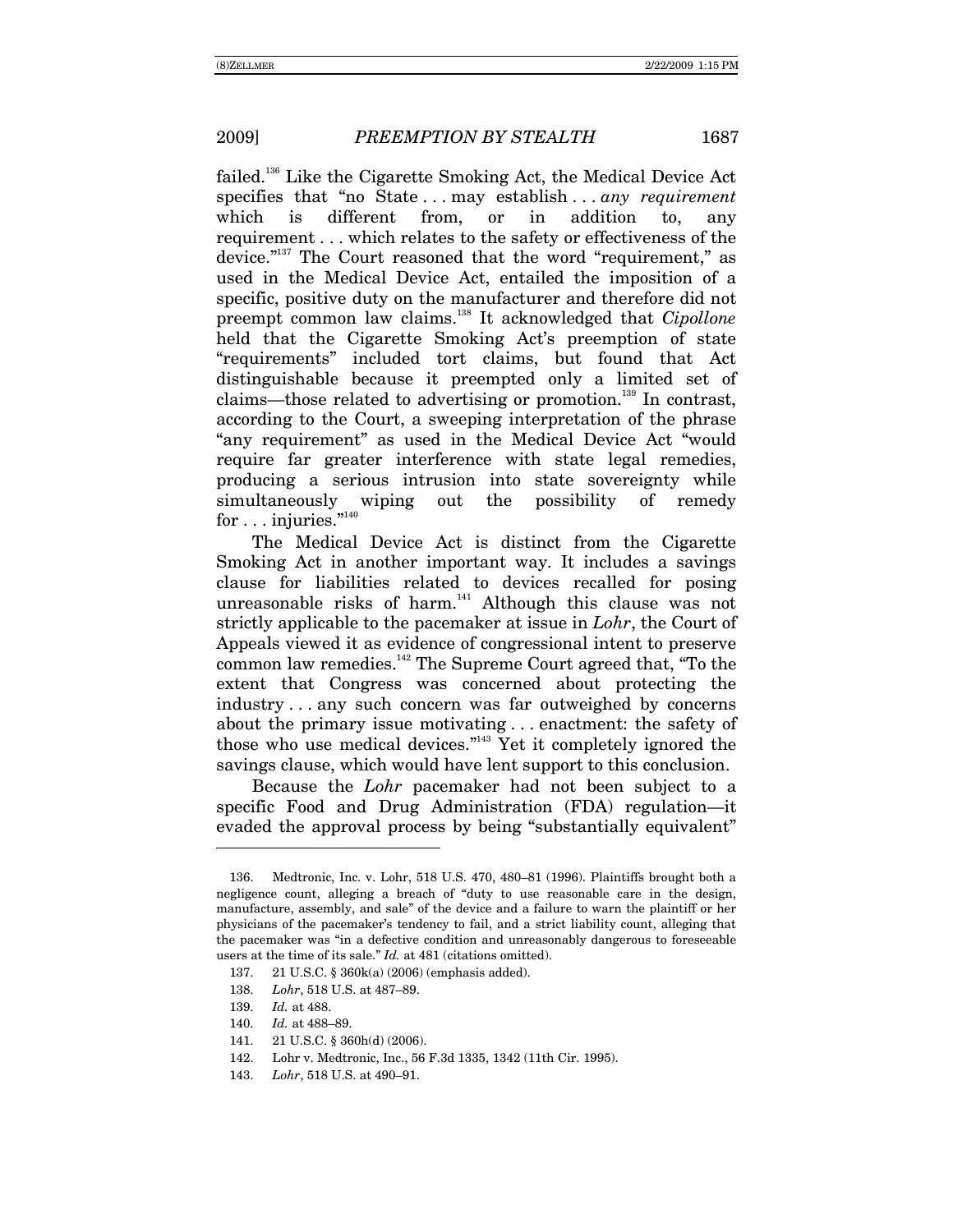failed.[136] Like the Cigarette Smoking Act, the Medical Device Act specifies that "no State . . . may establish . . . *any requirement* which is different from, or in addition to, any requirement . . . which relates to the safety or effectiveness of the device."[137] The Court reasoned that the word "requirement," as used in the Medical Device Act, entailed the imposition of a specific, positive duty on the manufacturer and therefore did not preempt common law claims.[138] It acknowledged that *Cipollone* held that the Cigarette Smoking Act's preemption of state "requirements" included tort claims, but found that Act distinguishable because it preempted only a limited set of claims—those related to advertising or promotion.[139] In contrast, according to the Court, a sweeping interpretation of the phrase "any requirement" as used in the Medical Device Act "would require far greater interference with state legal remedies, producing a serious intrusion into state sovereignty while simultaneously wiping out the possibility of remedy for . . . injuries."[140]

The Medical Device Act is distinct from the Cigarette Smoking Act in another important way. It includes a savings clause for liabilities related to devices recalled for posing unreasonable risks of harm.[141] Although this clause was not strictly applicable to the pacemaker at issue in *Lohr*, the Court of Appeals viewed it as evidence of congressional intent to preserve common law remedies.[142] The Supreme Court agreed that, "To the extent that Congress was concerned about protecting the industry . . . any such concern was far outweighed by concerns about the primary issue motivating . . . enactment: the safety of those who use medical devices."[143] Yet it completely ignored the savings clause, which would have lent support to this conclusion.

Because the *Lohr* pacemaker had not been subject to a specific Food and Drug Administration (FDA) regulation—it evaded the approval process by being "substantially equivalent"

---

136. Medtronic, Inc. v. Lohr, 518 U.S. 470, 480–81 (1996). Plaintiffs brought both a negligence count, alleging a breach of "duty to use reasonable care in the design, manufacture, assembly, and sale" of the device and a failure to warn the plaintiff or her physicians of the pacemaker's tendency to fail, and a strict liability count, alleging that the pacemaker was "in a defective condition and unreasonably dangerous to foreseeable users at the time of its sale." *Id.* at 481 (citations omitted).

137. 21 U.S.C. § 360k(a) (2006) (emphasis added).

138. *Lohr*, 518 U.S. at 487–89.

139. *Id.* at 488.

140. *Id.* at 488–89.

141. 21 U.S.C. § 360h(d) (2006).

142. Lohr v. Medtronic, Inc., 56 F.3d 1335, 1342 (11th Cir. 1995).

143. *Lohr*, 518 U.S. at 490–91.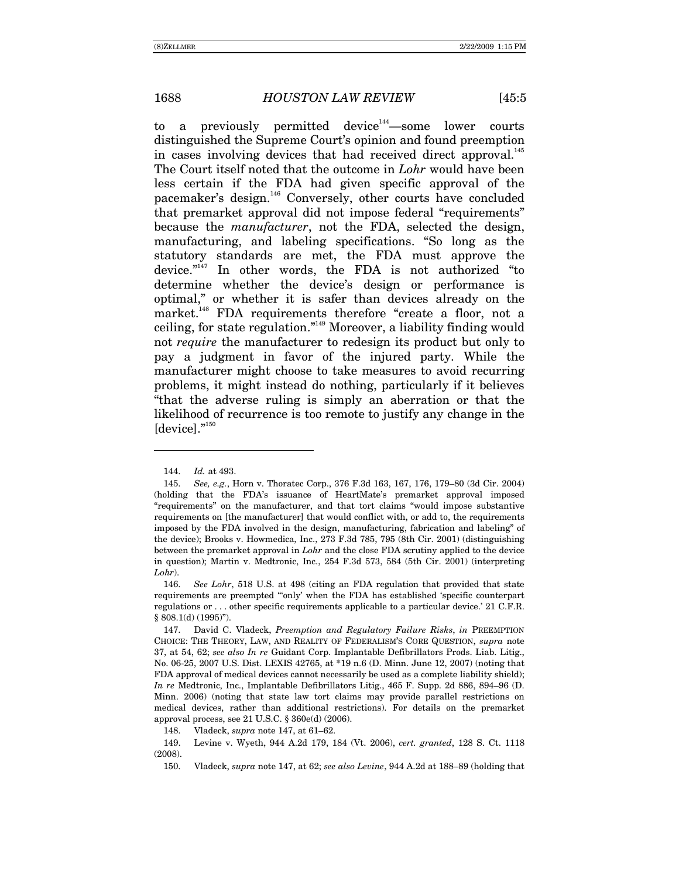to a previously permitted device[144]—some lower courts distinguished the Supreme Court's opinion and found preemption in cases involving devices that had received direct approval.[145] The Court itself noted that the outcome in *Lohr* would have been less certain if the FDA had given specific approval of the pacemaker's design.[146] Conversely, other courts have concluded that premarket approval did not impose federal "requirements" because the *manufacturer*, not the FDA, selected the design, manufacturing, and labeling specifications. "So long as the statutory standards are met, the FDA must approve the device."[147] In other words, the FDA is not authorized "to determine whether the device's design or performance is optimal," or whether it is safer than devices already on the market.[148] FDA requirements therefore "create a floor, not a ceiling, for state regulation."[149] Moreover, a liability finding would not *require* the manufacturer to redesign its product but only to pay a judgment in favor of the injured party. While the manufacturer might choose to take measures to avoid recurring problems, it might instead do nothing, particularly if it believes "that the adverse ruling is simply an aberration or that the likelihood of recurrence is too remote to justify any change in the [device]."[150]

---

144. *Id.* at 493.

145. *See, e.g.*, Horn v. Thoratec Corp., 376 F.3d 163, 167, 176, 179–80 (3d Cir. 2004) (holding that the FDA's issuance of HeartMate's premarket approval imposed "requirements" on the manufacturer, and that tort claims "would impose substantive requirements on [the manufacturer] that would conflict with, or add to, the requirements imposed by the FDA involved in the design, manufacturing, fabrication and labeling" of the device); Brooks v. Howmedica, Inc., 273 F.3d 785, 795 (8th Cir. 2001) (distinguishing between the premarket approval in *Lohr* and the close FDA scrutiny applied to the device in question); Martin v. Medtronic, Inc., 254 F.3d 573, 584 (5th Cir. 2001) (interpreting *Lohr*).

146. *See Lohr*, 518 U.S. at 498 (citing an FDA regulation that provided that state requirements are preempted "'only' when the FDA has established 'specific counterpart regulations or . . . other specific requirements applicable to a particular device.' 21 C.F.R. § 808.1(d) (1995)").

147. David C. Vladeck, *Preemption and Regulatory Failure Risks*, *in* PREEMPTION CHOICE: THE THEORY, LAW, AND REALITY OF FEDERALISM'S CORE QUESTION, *supra* note 37, at 54, 62; *see also In re* Guidant Corp. Implantable Defibrillators Prods. Liab. Litig., No. 06-25, 2007 U.S. Dist. LEXIS 42765, at *19 n.6 (D. Minn. June 12, 2007) (noting that FDA approval of medical devices cannot necessarily be used as a complete liability shield); *In re* Medtronic, Inc., Implantable Defibrillators Litig., 465 F. Supp. 2d 886, 894–96 (D. Minn. 2006) (noting that state law tort claims may provide parallel restrictions on medical devices, rather than additional restrictions). For details on the premarket approval process, see 21 U.S.C. § 360e(d) (2006).

148. Vladeck, *supra* note 147, at 61–62.

149. Levine v. Wyeth, 944 A.2d 179, 184 (Vt. 2006), *cert. granted*, 128 S. Ct. 1118 (2008).

150. Vladeck, *supra* note 147, at 62; *see also Levine*, 944 A.2d at 188–89 (holding that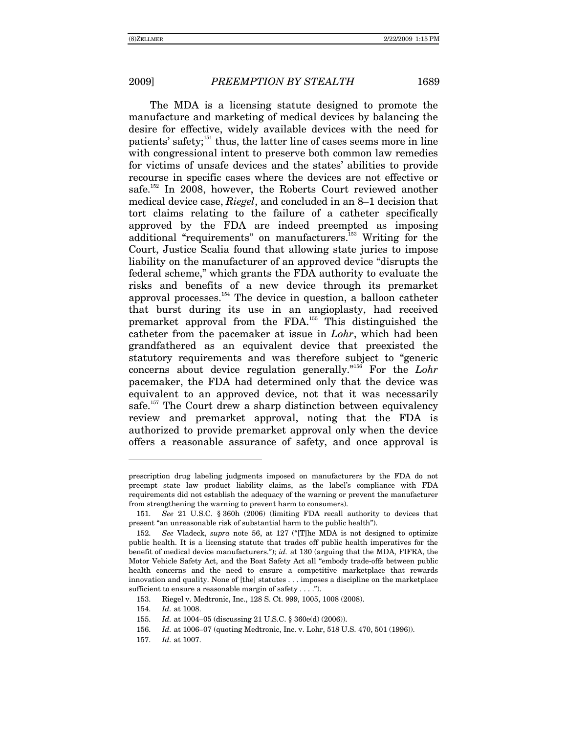The MDA is a licensing statute designed to promote the manufacture and marketing of medical devices by balancing the desire for effective, widely available devices with the need for patients' safety;[151] thus, the latter line of cases seems more in line with congressional intent to preserve both common law remedies for victims of unsafe devices and the states' abilities to provide recourse in specific cases where the devices are not effective or safe.[152] In 2008, however, the Roberts Court reviewed another medical device case, *Riegel*, and concluded in an 8–1 decision that tort claims relating to the failure of a catheter specifically approved by the FDA are indeed preempted as imposing additional "requirements" on manufacturers.[153] Writing for the Court, Justice Scalia found that allowing state juries to impose liability on the manufacturer of an approved device "disrupts the federal scheme," which grants the FDA authority to evaluate the risks and benefits of a new device through its premarket approval processes.[154] The device in question, a balloon catheter that burst during its use in an angioplasty, had received premarket approval from the FDA.[155] This distinguished the catheter from the pacemaker at issue in *Lohr*, which had been grandfathered as an equivalent device that preexisted the statutory requirements and was therefore subject to "generic concerns about device regulation generally."[156] For the *Lohr* pacemaker, the FDA had determined only that the device was equivalent to an approved device, not that it was necessarily safe.[157] The Court drew a sharp distinction between equivalency review and premarket approval, noting that the FDA is authorized to provide premarket approval only when the device offers a reasonable assurance of safety, and once approval is

---

prescription drug labeling judgments imposed on manufacturers by the FDA do not preempt state law product liability claims, as the label's compliance with FDA requirements did not establish the adequacy of the warning or prevent the manufacturer from strengthening the warning to prevent harm to consumers).

151. *See* 21 U.S.C. § 360h (2006) (limiting FDA recall authority to devices that present "an unreasonable risk of substantial harm to the public health").

152. *See* Vladeck, *supra* note 56, at 127 ("[T]he MDA is not designed to optimize public health. It is a licensing statute that trades off public health imperatives for the benefit of medical device manufacturers."); *id.* at 130 (arguing that the MDA, FIFRA, the Motor Vehicle Safety Act, and the Boat Safety Act all "embody trade-offs between public health concerns and the need to ensure a competitive marketplace that rewards innovation and quality. None of [the] statutes . . . imposes a discipline on the marketplace sufficient to ensure a reasonable margin of safety . . . .").

153. Riegel v. Medtronic, Inc., 128 S. Ct. 999, 1005, 1008 (2008).

154. *Id.* at 1008.

155. *Id.* at 1004–05 (discussing 21 U.S.C. § 360e(d) (2006)).

156. *Id.* at 1006–07 (quoting Medtronic, Inc. v. Lohr, 518 U.S. 470, 501 (1996)).

157. *Id.* at 1007.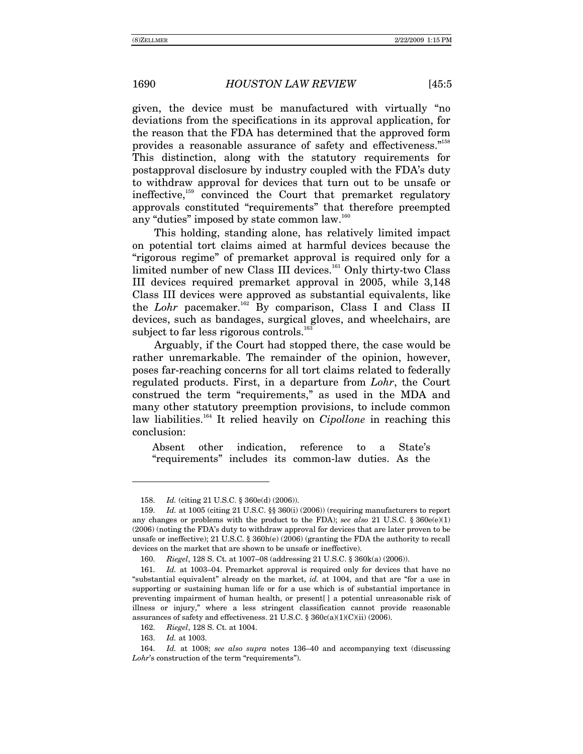given, the device must be manufactured with virtually "no deviations from the specifications in its approval application, for the reason that the FDA has determined that the approved form provides a reasonable assurance of safety and effectiveness."[158] This distinction, along with the statutory requirements for postapproval disclosure by industry coupled with the FDA's duty to withdraw approval for devices that turn out to be unsafe or ineffective,[159] convinced the Court that premarket regulatory approvals constituted "requirements" that therefore preempted any "duties" imposed by state common law.[160]

This holding, standing alone, has relatively limited impact on potential tort claims aimed at harmful devices because the "rigorous regime" of premarket approval is required only for a limited number of new Class III devices.[161] Only thirty-two Class III devices required premarket approval in 2005, while 3,148 Class III devices were approved as substantial equivalents, like the *Lohr* pacemaker.[162] By comparison, Class I and Class II devices, such as bandages, surgical gloves, and wheelchairs, are subject to far less rigorous controls.[163]

Arguably, if the Court had stopped there, the case would be rather unremarkable. The remainder of the opinion, however, poses far-reaching concerns for all tort claims related to federally regulated products. First, in a departure from *Lohr*, the Court construed the term "requirements," as used in the MDA and many other statutory preemption provisions, to include common law liabilities.[164] It relied heavily on *Cipollone* in reaching this conclusion:

> Absent other indication, reference to a State's "requirements" includes its common-law duties. As the

---

158. *Id.* (citing 21 U.S.C. § 360e(d) (2006)).

159. *Id.* at 1005 (citing 21 U.S.C. §§ 360(i) (2006)) (requiring manufacturers to report any changes or problems with the product to the FDA); *see also* 21 U.S.C. § 360e(e)(1) (2006) (noting the FDA's duty to withdraw approval for devices that are later proven to be unsafe or ineffective); 21 U.S.C. § 360h(e) (2006) (granting the FDA the authority to recall devices on the market that are shown to be unsafe or ineffective).

160. *Riegel*, 128 S. Ct. at 1007–08 (addressing 21 U.S.C. § 360k(a) (2006)).

161. *Id.* at 1003–04. Premarket approval is required only for devices that have no "substantial equivalent" already on the market, *id.* at 1004, and that are "for a use in supporting or sustaining human life or for a use which is of substantial importance in preventing impairment of human health, or present[ ] a potential unreasonable risk of illness or injury," where a less stringent classification cannot provide reasonable assurances of safety and effectiveness. 21 U.S.C. § 360c(a)(1)(C)(ii) (2006).

162. *Riegel*, 128 S. Ct. at 1004.

163. *Id.* at 1003.

164. *Id.* at 1008; *see also supra* notes 136–40 and accompanying text (discussing *Lohr*'s construction of the term "requirements").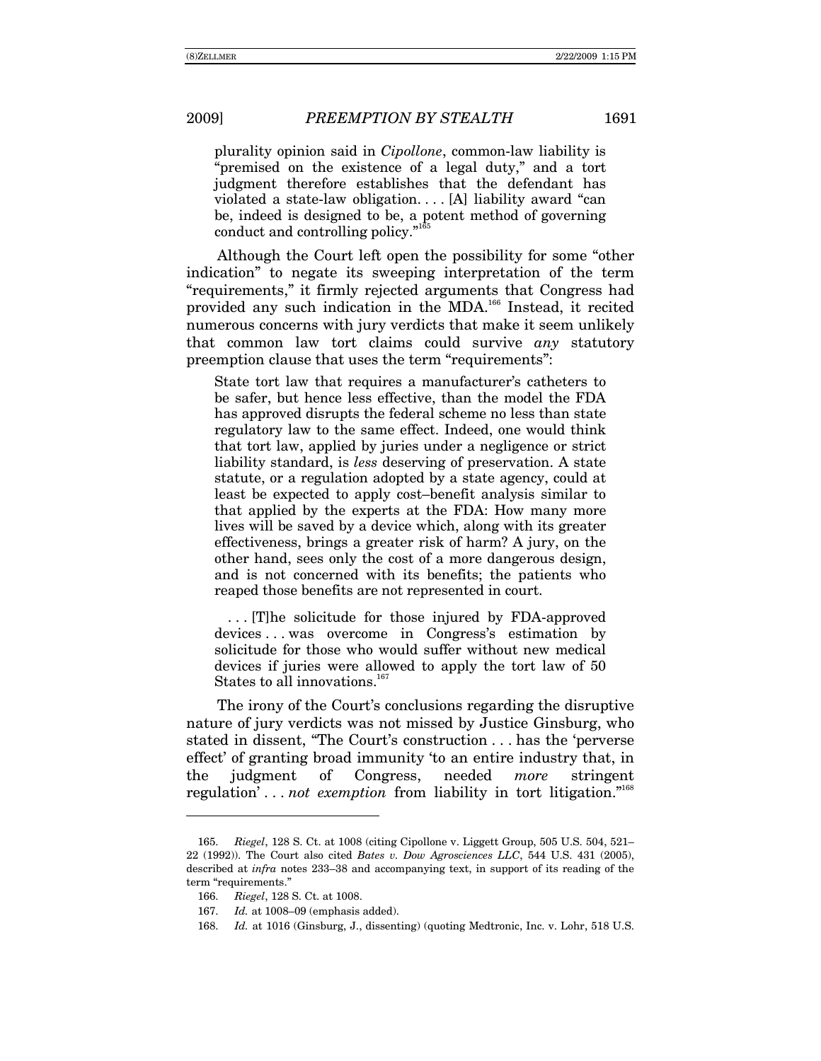plurality opinion said in *Cipollone*, common-law liability is "premised on the existence of a legal duty," and a tort judgment therefore establishes that the defendant has violated a state-law obligation. . . . [A] liability award "can be, indeed is designed to be, a potent method of governing conduct and controlling policy."[165]

Although the Court left open the possibility for some "other indication" to negate its sweeping interpretation of the term "requirements," it firmly rejected arguments that Congress had provided any such indication in the MDA.[166] Instead, it recited numerous concerns with jury verdicts that make it seem unlikely that common law tort claims could survive *any* statutory preemption clause that uses the term "requirements":

> State tort law that requires a manufacturer's catheters to be safer, but hence less effective, than the model the FDA has approved disrupts the federal scheme no less than state regulatory law to the same effect. Indeed, one would think that tort law, applied by juries under a negligence or strict liability standard, is *less* deserving of preservation. A state statute, or a regulation adopted by a state agency, could at least be expected to apply cost–benefit analysis similar to that applied by the experts at the FDA: How many more lives will be saved by a device which, along with its greater effectiveness, brings a greater risk of harm? A jury, on the other hand, sees only the cost of a more dangerous design, and is not concerned with its benefits; the patients who reaped those benefits are not represented in court.
>
> . . . [T]he solicitude for those injured by FDA-approved devices . . . was overcome in Congress's estimation by solicitude for those who would suffer without new medical devices if juries were allowed to apply the tort law of 50 States to all innovations.[167]

The irony of the Court's conclusions regarding the disruptive nature of jury verdicts was not missed by Justice Ginsburg, who stated in dissent, "The Court's construction . . . has the 'perverse effect' of granting broad immunity 'to an entire industry that, in the judgment of Congress, needed *more* stringent regulation' . . . *not exemption* from liability in tort litigation."[168]

---

165. *Riegel*, 128 S. Ct. at 1008 (citing Cipollone v. Liggett Group, 505 U.S. 504, 521–22 (1992)). The Court also cited *Bates v. Dow Agrosciences LLC*, 544 U.S. 431 (2005), described at *infra* notes 233–38 and accompanying text, in support of its reading of the term "requirements."

166. *Riegel*, 128 S. Ct. at 1008.

167. *Id.* at 1008–09 (emphasis added).

168. *Id.* at 1016 (Ginsburg, J., dissenting) (quoting Medtronic, Inc. v. Lohr, 518 U.S.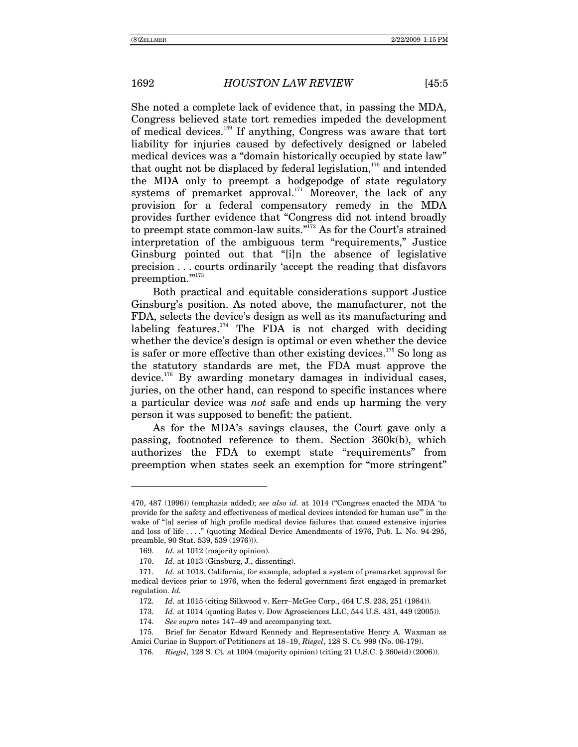She noted a complete lack of evidence that, in passing the MDA, Congress believed state tort remedies impeded the development of medical devices.[169] If anything, Congress was aware that tort liability for injuries caused by defectively designed or labeled medical devices was a "domain historically occupied by state law" that ought not be displaced by federal legislation,[170] and intended the MDA only to preempt a hodgepodge of state regulatory systems of premarket approval.[171] Moreover, the lack of any provision for a federal compensatory remedy in the MDA provides further evidence that "Congress did not intend broadly to preempt state common-law suits."[172] As for the Court's strained interpretation of the ambiguous term "requirements," Justice Ginsburg pointed out that "[i]n the absence of legislative precision . . . courts ordinarily 'accept the reading that disfavors preemption.'"[173]

Both practical and equitable considerations support Justice Ginsburg's position. As noted above, the manufacturer, not the FDA, selects the device's design as well as its manufacturing and labeling features.[174] The FDA is not charged with deciding whether the device's design is optimal or even whether the device is safer or more effective than other existing devices.[175] So long as the statutory standards are met, the FDA must approve the device.[176] By awarding monetary damages in individual cases, juries, on the other hand, can respond to specific instances where a particular device was *not* safe and ends up harming the very person it was supposed to benefit: the patient.

As for the MDA's savings clauses, the Court gave only a passing, footnoted reference to them. Section 360k(b), which authorizes the FDA to exempt state "requirements" from preemption when states seek an exemption for "more stringent"

---

470, 487 (1996)) (emphasis added); *see also id.* at 1014 ("Congress enacted the MDA 'to provide for the safety and effectiveness of medical devices intended for human use'" in the wake of "[a] series of high profile medical device failures that caused extensive injuries and loss of life . . . ." (quoting Medical Device Amendments of 1976, Pub. L. No. 94-295, preamble, 90 Stat. 539, 539 (1976))).

169. *Id.* at 1012 (majority opinion).

170. *Id.* at 1013 (Ginsburg, J., dissenting).

171. *Id.* at 1013. California, for example, adopted a system of premarket approval for medical devices prior to 1976, when the federal government first engaged in premarket regulation. *Id.*

172. *Id.* at 1015 (citing Silkwood v. Kerr–McGee Corp., 464 U.S. 238, 251 (1984)).

173. *Id.* at 1014 (quoting Bates v. Dow Agrosciences LLC, 544 U.S. 431, 449 (2005)).

174. *See supra* notes 147–49 and accompanying text.

175. Brief for Senator Edward Kennedy and Representative Henry A. Waxman as Amici Curiae in Support of Petitioners at 18–19, *Riegel*, 128 S. Ct. 999 (No. 06-179).

176. *Riegel*, 128 S. Ct. at 1004 (majority opinion) (citing 21 U.S.C. § 360e(d) (2006)).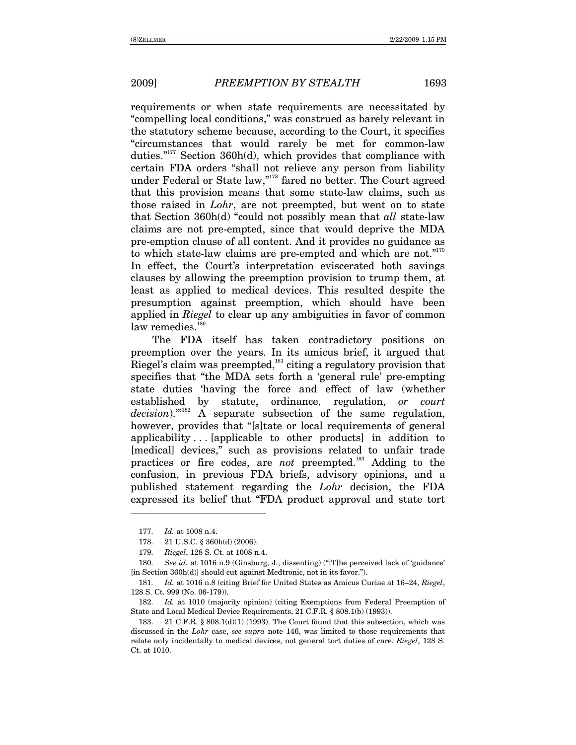requirements or when state requirements are necessitated by "compelling local conditions," was construed as barely relevant in the statutory scheme because, according to the Court, it specifies "circumstances that would rarely be met for common-law duties."[177] Section 360h(d), which provides that compliance with certain FDA orders "shall not relieve any person from liability under Federal or State law,"[178] fared no better. The Court agreed that this provision means that some state-law claims, such as those raised in *Lohr*, are not preempted, but went on to state that Section 360h(d) "could not possibly mean that *all* state-law claims are not pre-empted, since that would deprive the MDA pre-emption clause of all content. And it provides no guidance as to which state-law claims are pre-empted and which are not."[179] In effect, the Court's interpretation eviscerated both savings clauses by allowing the preemption provision to trump them, at least as applied to medical devices. This resulted despite the presumption against preemption, which should have been applied in *Riegel* to clear up any ambiguities in favor of common law remedies.[180]

The FDA itself has taken contradictory positions on preemption over the years. In its amicus brief, it argued that Riegel's claim was preempted,[181] citing a regulatory provision that specifies that "the MDA sets forth a 'general rule' pre-empting state duties 'having the force and effect of law (whether established by statute, ordinance, regulation, *or court decision*).'"[182] A separate subsection of the same regulation, however, provides that "[s]tate or local requirements of general applicability . . . [applicable to other products] in addition to [medical] devices," such as provisions related to unfair trade practices or fire codes, are *not* preempted.[183] Adding to the confusion, in previous FDA briefs, advisory opinions, and a published statement regarding the *Lohr* decision, the FDA expressed its belief that "FDA product approval and state tort

---

177. *Id.* at 1008 n.4.

178. 21 U.S.C. § 360h(d) (2006).

179. *Riegel*, 128 S. Ct. at 1008 n.4.

180. *See id.* at 1016 n.9 (Ginsburg, J., dissenting) ("[T]he perceived lack of 'guidance' [in Section 360h(d)] should cut against Medtronic, not in its favor.").

181. *Id.* at 1016 n.8 (citing Brief for United States as Amicus Curiae at 16–24, *Riegel*, 128 S. Ct. 999 (No. 06-179)).

182. *Id.* at 1010 (majority opinion) (citing Exemptions from Federal Preemption of State and Local Medical Device Requirements, 21 C.F.R. § 808.1(b) (1993)).

183. 21 C.F.R. § 808.1(d)(1) (1993). The Court found that this subsection, which was discussed in the *Lohr* case, *see supra* note 146, was limited to those requirements that relate only incidentally to medical devices, not general tort duties of care. *Riegel*, 128 S. Ct. at 1010.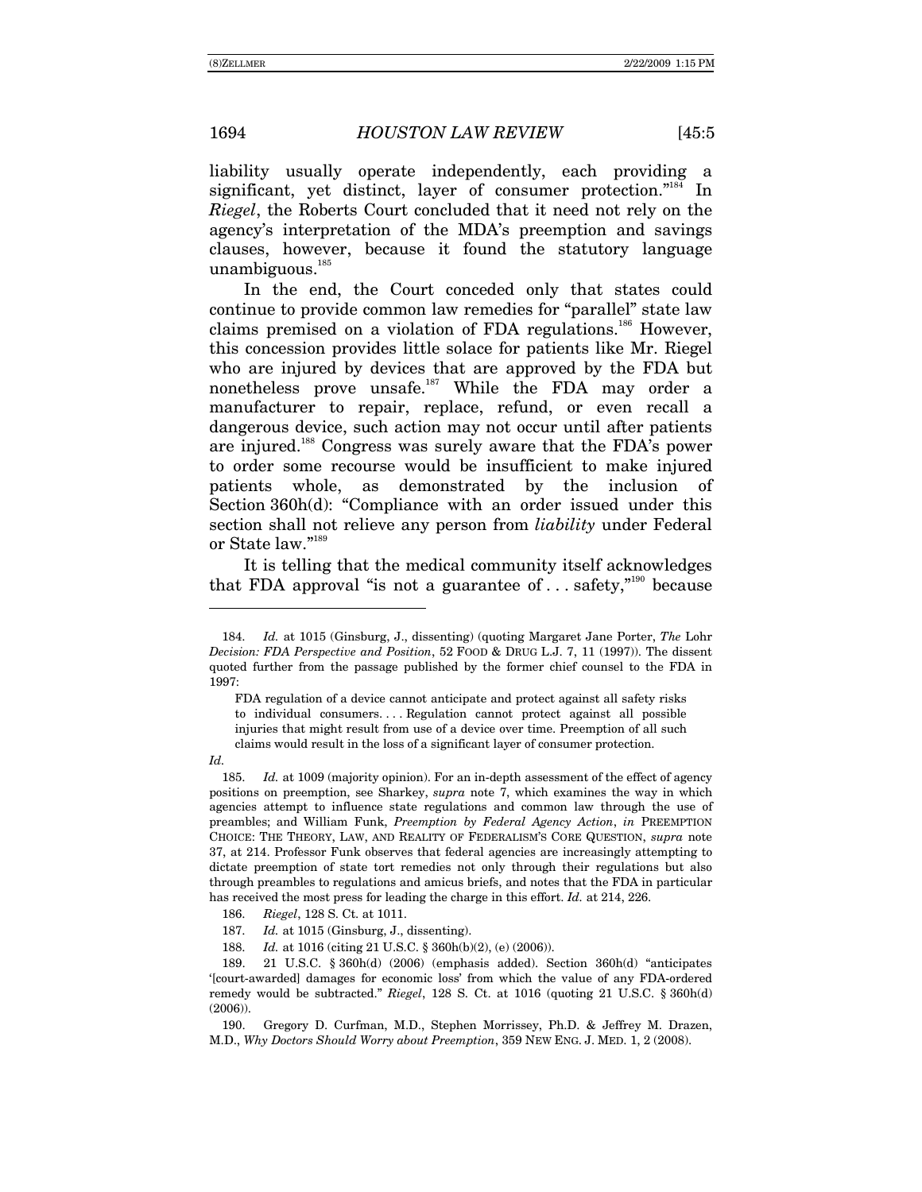liability usually operate independently, each providing a significant, yet distinct, layer of consumer protection."[184] In *Riegel*, the Roberts Court concluded that it need not rely on the agency's interpretation of the MDA's preemption and savings clauses, however, because it found the statutory language unambiguous.[185]

In the end, the Court conceded only that states could continue to provide common law remedies for "parallel" state law claims premised on a violation of FDA regulations.[186] However, this concession provides little solace for patients like Mr. Riegel who are injured by devices that are approved by the FDA but nonetheless prove unsafe.[187] While the FDA may order a manufacturer to repair, replace, refund, or even recall a dangerous device, such action may not occur until after patients are injured.[188] Congress was surely aware that the FDA's power to order some recourse would be insufficient to make injured patients whole, as demonstrated by the inclusion of Section 360h(d): "Compliance with an order issued under this section shall not relieve any person from *liability* under Federal or State law."[189]

It is telling that the medical community itself acknowledges that FDA approval "is not a guarantee of . . . safety,"[190] because

---

184. *Id.* at 1015 (Ginsburg, J., dissenting) (quoting Margaret Jane Porter, *The* Lohr *Decision: FDA Perspective and Position*, 52 FOOD & DRUG L.J. 7, 11 (1997)). The dissent quoted further from the passage published by the former chief counsel to the FDA in 1997:

> FDA regulation of a device cannot anticipate and protect against all safety risks to individual consumers. . . . Regulation cannot protect against all possible injuries that might result from use of a device over time. Preemption of all such claims would result in the loss of a significant layer of consumer protection.

*Id.*

185. *Id.* at 1009 (majority opinion). For an in-depth assessment of the effect of agency positions on preemption, see Sharkey, *supra* note 7, which examines the way in which agencies attempt to influence state regulations and common law through the use of preambles; and William Funk, *Preemption by Federal Agency Action*, *in* PREEMPTION CHOICE: THE THEORY, LAW, AND REALITY OF FEDERALISM'S CORE QUESTION, *supra* note 37, at 214. Professor Funk observes that federal agencies are increasingly attempting to dictate preemption of state tort remedies not only through their regulations but also through preambles to regulations and amicus briefs, and notes that the FDA in particular has received the most press for leading the charge in this effort. *Id.* at 214, 226.

186. *Riegel*, 128 S. Ct. at 1011.

187. *Id.* at 1015 (Ginsburg, J., dissenting).

188. *Id.* at 1016 (citing 21 U.S.C. § 360h(b)(2), (e) (2006)).

189. 21 U.S.C. § 360h(d) (2006) (emphasis added). Section 360h(d) "anticipates '[court-awarded] damages for economic loss' from which the value of any FDA-ordered remedy would be subtracted." *Riegel*, 128 S. Ct. at 1016 (quoting 21 U.S.C. § 360h(d) (2006)).

190. Gregory D. Curfman, M.D., Stephen Morrissey, Ph.D. & Jeffrey M. Drazen, M.D., *Why Doctors Should Worry about Preemption*, 359 NEW ENG. J. MED. 1, 2 (2008).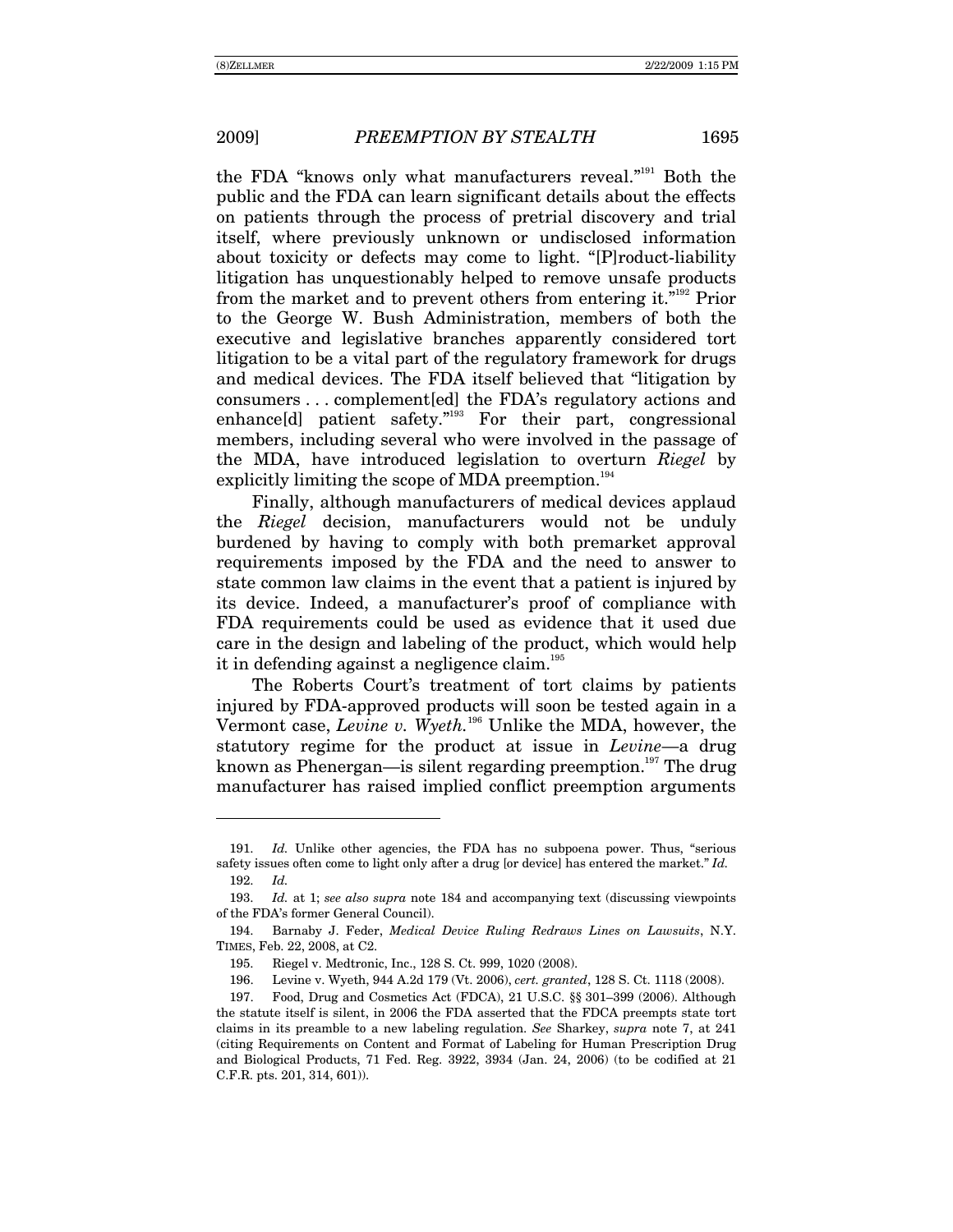the FDA "knows only what manufacturers reveal."[191] Both the public and the FDA can learn significant details about the effects on patients through the process of pretrial discovery and trial itself, where previously unknown or undisclosed information about toxicity or defects may come to light. "[P]roduct-liability litigation has unquestionably helped to remove unsafe products from the market and to prevent others from entering it."[192] Prior to the George W. Bush Administration, members of both the executive and legislative branches apparently considered tort litigation to be a vital part of the regulatory framework for drugs and medical devices. The FDA itself believed that "litigation by consumers . . . complement[ed] the FDA's regulatory actions and enhance[d] patient safety."[193] For their part, congressional members, including several who were involved in the passage of the MDA, have introduced legislation to overturn *Riegel* by explicitly limiting the scope of MDA preemption.[194]

Finally, although manufacturers of medical devices applaud the *Riegel* decision, manufacturers would not be unduly burdened by having to comply with both premarket approval requirements imposed by the FDA and the need to answer to state common law claims in the event that a patient is injured by its device. Indeed, a manufacturer's proof of compliance with FDA requirements could be used as evidence that it used due care in the design and labeling of the product, which would help it in defending against a negligence claim.[195]

The Roberts Court's treatment of tort claims by patients injured by FDA-approved products will soon be tested again in a Vermont case, *Levine v. Wyeth.*[196] Unlike the MDA, however, the statutory regime for the product at issue in *Levine*—a drug known as Phenergan—is silent regarding preemption.[197] The drug manufacturer has raised implied conflict preemption arguments

---

191. *Id.* Unlike other agencies, the FDA has no subpoena power. Thus, "serious safety issues often come to light only after a drug [or device] has entered the market." *Id.*

192. *Id.*

193. *Id.* at 1; *see also supra* note 184 and accompanying text (discussing viewpoints of the FDA's former General Council).

194. Barnaby J. Feder, *Medical Device Ruling Redraws Lines on Lawsuits*, N.Y. TIMES, Feb. 22, 2008, at C2.

195. Riegel v. Medtronic, Inc., 128 S. Ct. 999, 1020 (2008).

196. Levine v. Wyeth, 944 A.2d 179 (Vt. 2006), *cert. granted*, 128 S. Ct. 1118 (2008).

197. Food, Drug and Cosmetics Act (FDCA), 21 U.S.C. §§ 301–399 (2006). Although the statute itself is silent, in 2006 the FDA asserted that the FDCA preempts state tort claims in its preamble to a new labeling regulation. *See* Sharkey, *supra* note 7, at 241 (citing Requirements on Content and Format of Labeling for Human Prescription Drug and Biological Products, 71 Fed. Reg. 3922, 3934 (Jan. 24, 2006) (to be codified at 21 C.F.R. pts. 201, 314, 601)).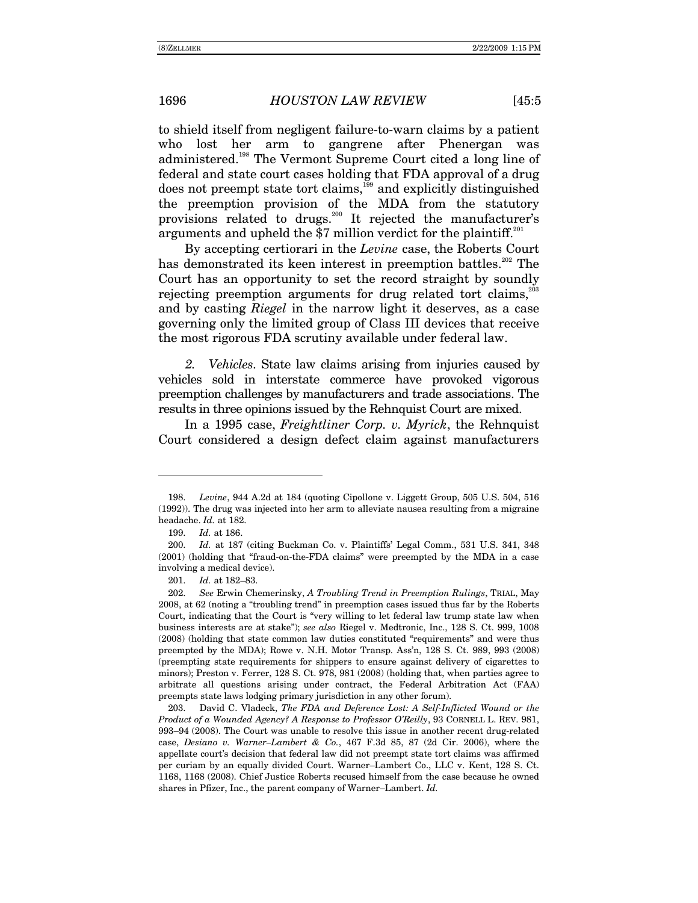to shield itself from negligent failure-to-warn claims by a patient who lost her arm to gangrene after Phenergan was administered.[198] The Vermont Supreme Court cited a long line of federal and state court cases holding that FDA approval of a drug does not preempt state tort claims,[199] and explicitly distinguished the preemption provision of the MDA from the statutory provisions related to drugs.[200] It rejected the manufacturer's arguments and upheld the $7 million verdict for the plaintiff.[201]

By accepting certiorari in the *Levine* case, the Roberts Court has demonstrated its keen interest in preemption battles.[202] The Court has an opportunity to set the record straight by soundly rejecting preemption arguments for drug related tort claims,[203] and by casting *Riegel* in the narrow light it deserves, as a case governing only the limited group of Class III devices that receive the most rigorous FDA scrutiny available under federal law.

*2. Vehicles*. State law claims arising from injuries caused by vehicles sold in interstate commerce have provoked vigorous preemption challenges by manufacturers and trade associations. The results in three opinions issued by the Rehnquist Court are mixed.

In a 1995 case, *Freightliner Corp. v. Myrick*, the Rehnquist Court considered a design defect claim against manufacturers

---

198. *Levine*, 944 A.2d at 184 (quoting Cipollone v. Liggett Group, 505 U.S. 504, 516 (1992)). The drug was injected into her arm to alleviate nausea resulting from a migraine headache. *Id.* at 182.

199. *Id.* at 186.

200. *Id.* at 187 (citing Buckman Co. v. Plaintiffs' Legal Comm., 531 U.S. 341, 348 (2001) (holding that "fraud-on-the-FDA claims" were preempted by the MDA in a case involving a medical device).

201. *Id.* at 182–83.

202. *See* Erwin Chemerinsky, *A Troubling Trend in Preemption Rulings*, TRIAL, May 2008, at 62 (noting a "troubling trend" in preemption cases issued thus far by the Roberts Court, indicating that the Court is "very willing to let federal law trump state law when business interests are at stake"); *see also* Riegel v. Medtronic, Inc., 128 S. Ct. 999, 1008 (2008) (holding that state common law duties constituted "requirements" and were thus preempted by the MDA); Rowe v. N.H. Motor Transp. Ass'n, 128 S. Ct. 989, 993 (2008) (preempting state requirements for shippers to ensure against delivery of cigarettes to minors); Preston v. Ferrer, 128 S. Ct. 978, 981 (2008) (holding that, when parties agree to arbitrate all questions arising under contract, the Federal Arbitration Act (FAA) preempts state laws lodging primary jurisdiction in any other forum).

203. David C. Vladeck, *The FDA and Deference Lost: A Self-Inflicted Wound or the Product of a Wounded Agency? A Response to Professor O'Reilly*, 93 CORNELL L. REV. 981, 993–94 (2008). The Court was unable to resolve this issue in another recent drug-related case, *Desiano v. Warner–Lambert & Co.*, 467 F.3d 85, 87 (2d Cir. 2006), where the appellate court's decision that federal law did not preempt state tort claims was affirmed per curiam by an equally divided Court. Warner–Lambert Co., LLC v. Kent, 128 S. Ct. 1168, 1168 (2008). Chief Justice Roberts recused himself from the case because he owned shares in Pfizer, Inc., the parent company of Warner–Lambert. *Id.*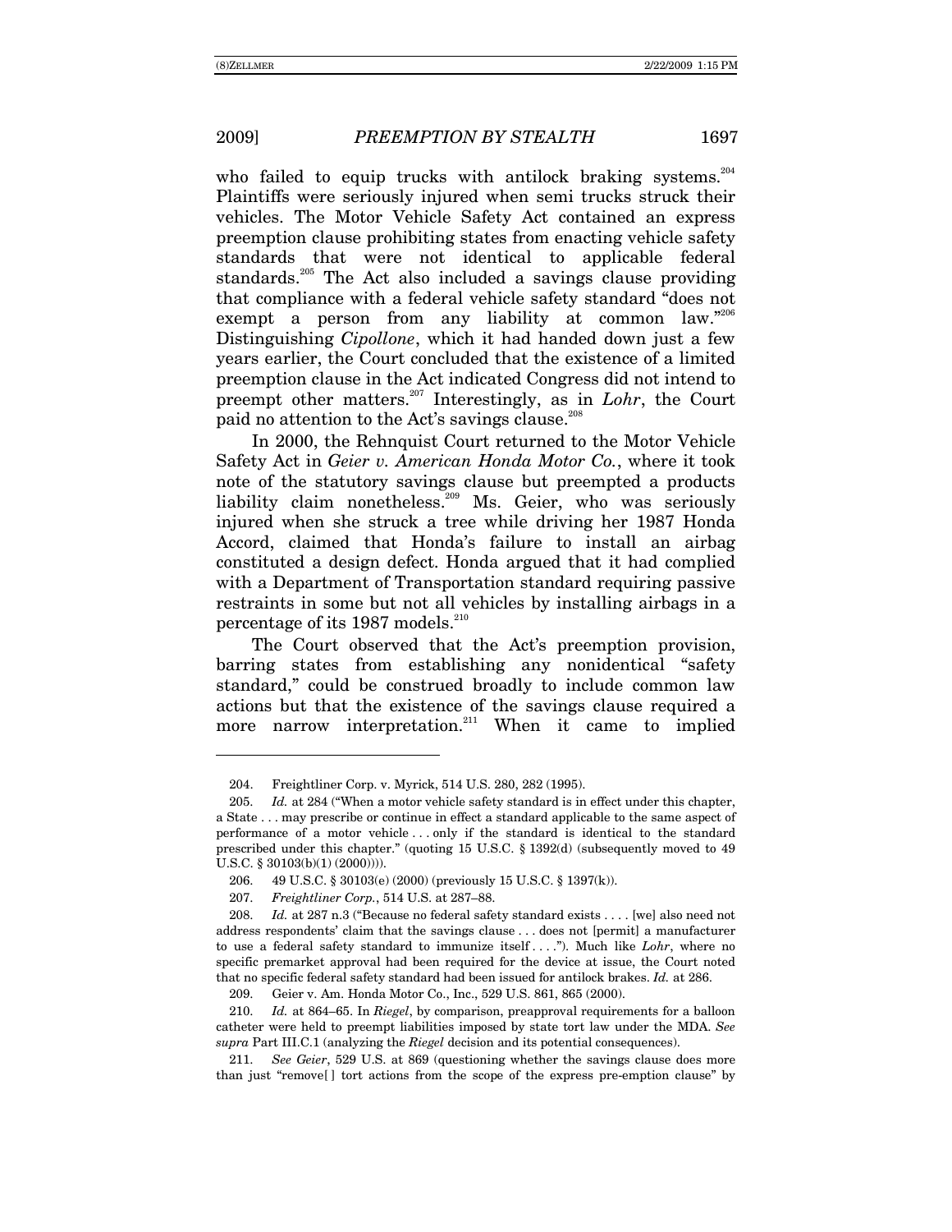who failed to equip trucks with antilock braking systems.[204] Plaintiffs were seriously injured when semi trucks struck their vehicles. The Motor Vehicle Safety Act contained an express preemption clause prohibiting states from enacting vehicle safety standards that were not identical to applicable federal standards.[205] The Act also included a savings clause providing that compliance with a federal vehicle safety standard "does not exempt a person from any liability at common law."[206] Distinguishing *Cipollone*, which it had handed down just a few years earlier, the Court concluded that the existence of a limited preemption clause in the Act indicated Congress did not intend to preempt other matters.[207] Interestingly, as in *Lohr*, the Court paid no attention to the Act's savings clause.[208]

In 2000, the Rehnquist Court returned to the Motor Vehicle Safety Act in *Geier v. American Honda Motor Co.*, where it took note of the statutory savings clause but preempted a products liability claim nonetheless.[209] Ms. Geier, who was seriously injured when she struck a tree while driving her 1987 Honda Accord, claimed that Honda's failure to install an airbag constituted a design defect. Honda argued that it had complied with a Department of Transportation standard requiring passive restraints in some but not all vehicles by installing airbags in a percentage of its 1987 models.[210]

The Court observed that the Act's preemption provision, barring states from establishing any nonidentical "safety standard," could be construed broadly to include common law actions but that the existence of the savings clause required a more narrow interpretation.[211] When it came to implied

---

204. Freightliner Corp. v. Myrick, 514 U.S. 280, 282 (1995).

205. *Id.* at 284 ("When a motor vehicle safety standard is in effect under this chapter, a State . . . may prescribe or continue in effect a standard applicable to the same aspect of performance of a motor vehicle . . . only if the standard is identical to the standard prescribed under this chapter." (quoting 15 U.S.C. § 1392(d) (subsequently moved to 49 U.S.C. § 30103(b)(1) (2000)))).

206. 49 U.S.C. § 30103(e) (2000) (previously 15 U.S.C. § 1397(k)).

207. *Freightliner Corp.*, 514 U.S. at 287–88.

208. *Id.* at 287 n.3 ("Because no federal safety standard exists . . . . [we] also need not address respondents' claim that the savings clause . . . does not [permit] a manufacturer to use a federal safety standard to immunize itself . . . ."). Much like *Lohr*, where no specific premarket approval had been required for the device at issue, the Court noted that no specific federal safety standard had been issued for antilock brakes. *Id.* at 286.

209. Geier v. Am. Honda Motor Co., Inc., 529 U.S. 861, 865 (2000).

210. *Id.* at 864–65. In *Riegel*, by comparison, preapproval requirements for a balloon catheter were held to preempt liabilities imposed by state tort law under the MDA. *See supra* Part III.C.1 (analyzing the *Riegel* decision and its potential consequences).

211. *See Geier*, 529 U.S. at 869 (questioning whether the savings clause does more than just "remove[ ] tort actions from the scope of the express pre-emption clause" by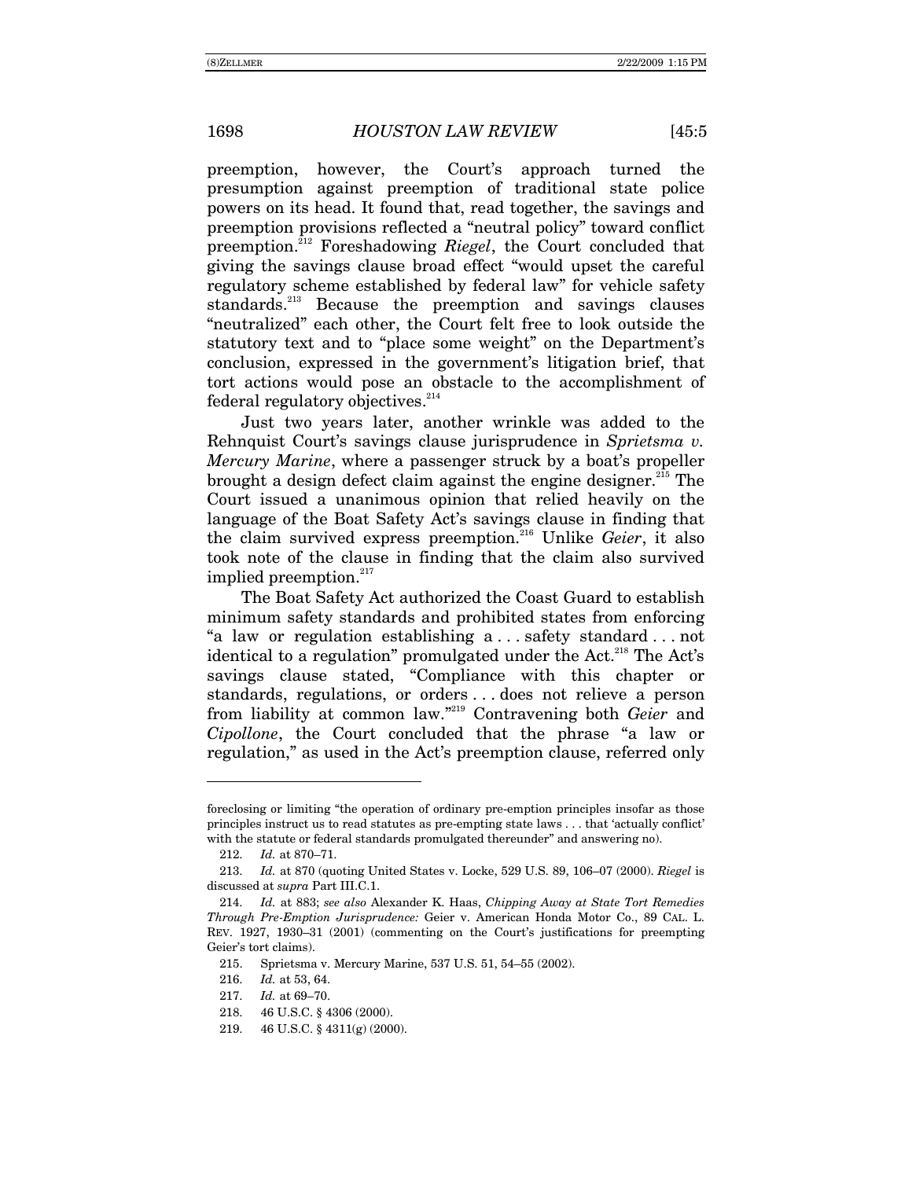preemption, however, the Court's approach turned the presumption against preemption of traditional state police powers on its head. It found that, read together, the savings and preemption provisions reflected a "neutral policy" toward conflict preemption.[212] Foreshadowing *Riegel*, the Court concluded that giving the savings clause broad effect "would upset the careful regulatory scheme established by federal law" for vehicle safety standards.[213] Because the preemption and savings clauses "neutralized" each other, the Court felt free to look outside the statutory text and to "place some weight" on the Department's conclusion, expressed in the government's litigation brief, that tort actions would pose an obstacle to the accomplishment of federal regulatory objectives.[214]

Just two years later, another wrinkle was added to the Rehnquist Court's savings clause jurisprudence in *Sprietsma v. Mercury Marine*, where a passenger struck by a boat's propeller brought a design defect claim against the engine designer.[215] The Court issued a unanimous opinion that relied heavily on the language of the Boat Safety Act's savings clause in finding that the claim survived express preemption.[216] Unlike *Geier*, it also took note of the clause in finding that the claim also survived implied preemption.[217]

The Boat Safety Act authorized the Coast Guard to establish minimum safety standards and prohibited states from enforcing "a law or regulation establishing a . . . safety standard . . . not identical to a regulation" promulgated under the Act.[218] The Act's savings clause stated, "Compliance with this chapter or standards, regulations, or orders . . . does not relieve a person from liability at common law."[219] Contravening both *Geier* and *Cipollone*, the Court concluded that the phrase "a law or regulation," as used in the Act's preemption clause, referred only

---

foreclosing or limiting "the operation of ordinary pre-emption principles insofar as those principles instruct us to read statutes as pre-empting state laws . . . that 'actually conflict' with the statute or federal standards promulgated thereunder" and answering no).

212. *Id.* at 870–71.

213. *Id.* at 870 (quoting United States v. Locke, 529 U.S. 89, 106–07 (2000). *Riegel* is discussed at *supra* Part III.C.1.

214. *Id.* at 883; *see also* Alexander K. Haas, *Chipping Away at State Tort Remedies Through Pre-Emption Jurisprudence:* Geier v. American Honda Motor Co., 89 CAL. L. REV. 1927, 1930–31 (2001) (commenting on the Court's justifications for preempting Geier's tort claims).

215. Sprietsma v. Mercury Marine, 537 U.S. 51, 54–55 (2002).

216. *Id.* at 53, 64.

217. *Id.* at 69–70.

218. 46 U.S.C. § 4306 (2000).

219. 46 U.S.C. § 4311(g) (2000).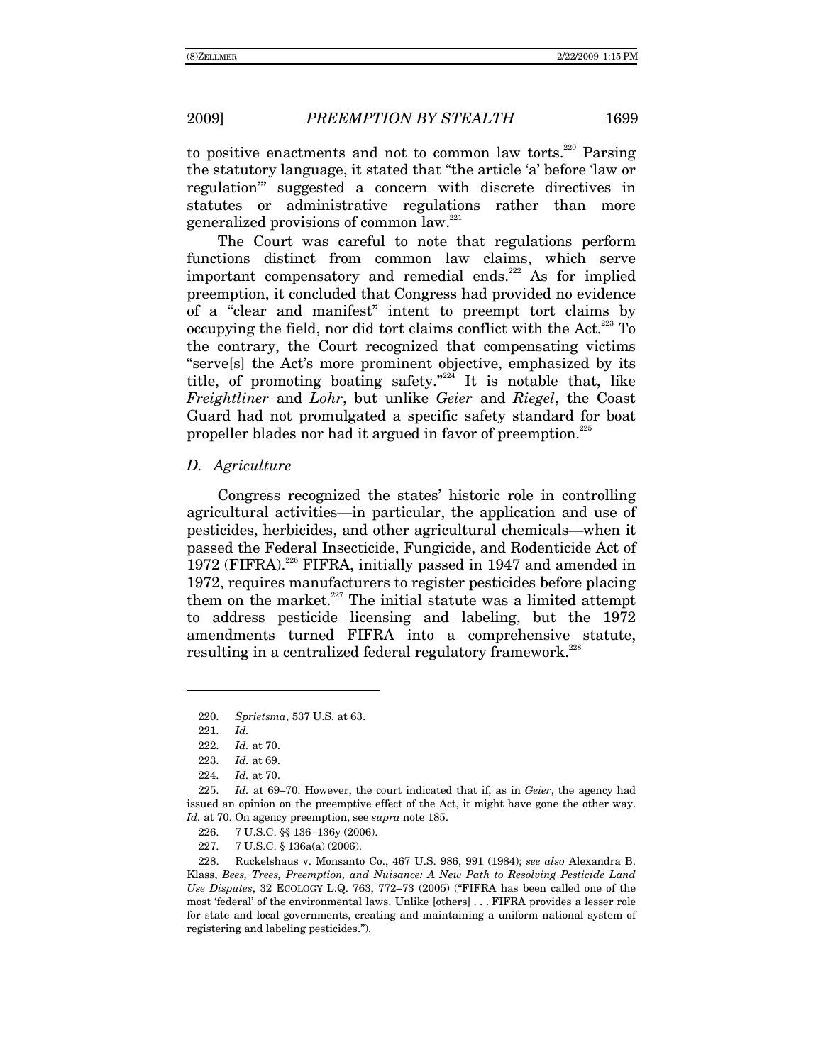to positive enactments and not to common law torts.[220] Parsing the statutory language, it stated that "the article 'a' before 'law or regulation'" suggested a concern with discrete directives in statutes or administrative regulations rather than more generalized provisions of common law.[221]

The Court was careful to note that regulations perform functions distinct from common law claims, which serve important compensatory and remedial ends.[222] As for implied preemption, it concluded that Congress had provided no evidence of a "clear and manifest" intent to preempt tort claims by occupying the field, nor did tort claims conflict with the Act.[223] To the contrary, the Court recognized that compensating victims "serve[s] the Act's more prominent objective, emphasized by its title, of promoting boating safety."[224] It is notable that, like *Freightliner* and *Lohr*, but unlike *Geier* and *Riegel*, the Coast Guard had not promulgated a specific safety standard for boat propeller blades nor had it argued in favor of preemption.[225]

### *D. Agriculture*

Congress recognized the states' historic role in controlling agricultural activities—in particular, the application and use of pesticides, herbicides, and other agricultural chemicals—when it passed the Federal Insecticide, Fungicide, and Rodenticide Act of 1972 (FIFRA).[226] FIFRA, initially passed in 1947 and amended in 1972, requires manufacturers to register pesticides before placing them on the market.[227] The initial statute was a limited attempt to address pesticide licensing and labeling, but the 1972 amendments turned FIFRA into a comprehensive statute, resulting in a centralized federal regulatory framework.[228]

---

220. *Sprietsma*, 537 U.S. at 63.

221. *Id.*

222. *Id.* at 70.

223. *Id.* at 69.

224. *Id.* at 70.

225. *Id.* at 69–70. However, the court indicated that if, as in *Geier*, the agency had issued an opinion on the preemptive effect of the Act, it might have gone the other way. *Id.* at 70. On agency preemption, see *supra* note 185.

226. 7 U.S.C. §§ 136–136y (2006).

227. 7 U.S.C. § 136a(a) (2006).

228. Ruckelshaus v. Monsanto Co., 467 U.S. 986, 991 (1984); *see also* Alexandra B. Klass, *Bees, Trees, Preemption, and Nuisance: A New Path to Resolving Pesticide Land Use Disputes*, 32 ECOLOGY L.Q. 763, 772–73 (2005) ("FIFRA has been called one of the most 'federal' of the environmental laws. Unlike [others] . . . FIFRA provides a lesser role for state and local governments, creating and maintaining a uniform national system of registering and labeling pesticides.").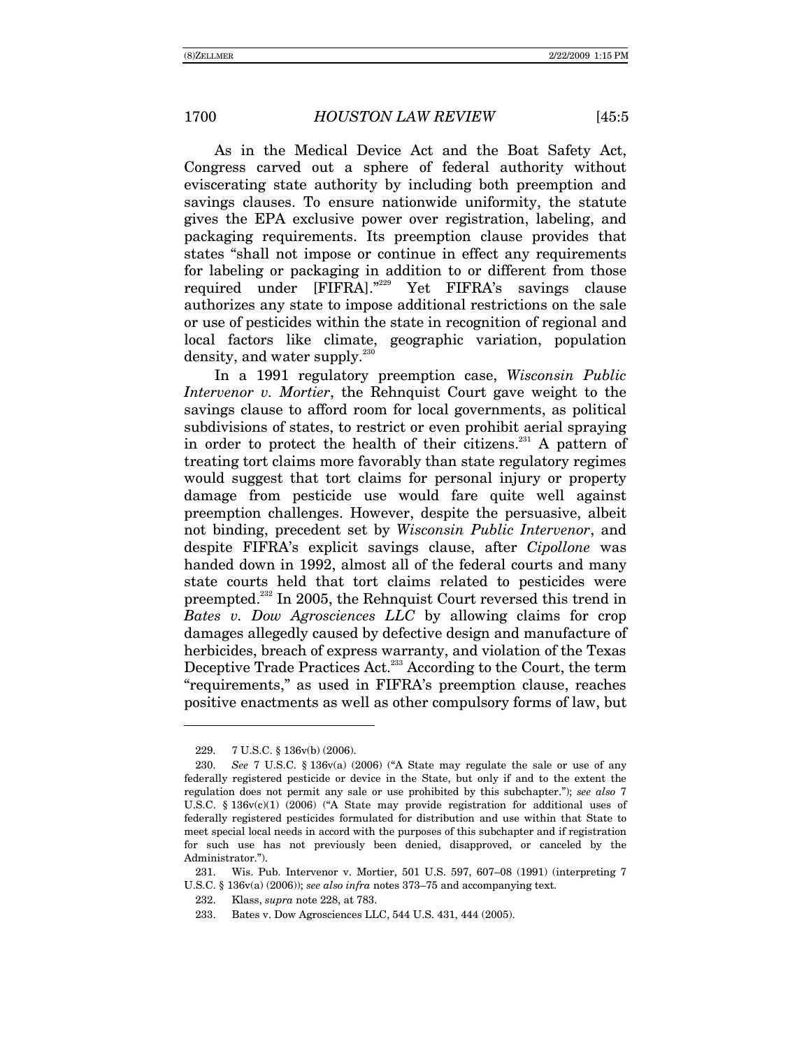As in the Medical Device Act and the Boat Safety Act, Congress carved out a sphere of federal authority without eviscerating state authority by including both preemption and savings clauses. To ensure nationwide uniformity, the statute gives the EPA exclusive power over registration, labeling, and packaging requirements. Its preemption clause provides that states "shall not impose or continue in effect any requirements for labeling or packaging in addition to or different from those required under [FIFRA]."[229] Yet FIFRA's savings clause authorizes any state to impose additional restrictions on the sale or use of pesticides within the state in recognition of regional and local factors like climate, geographic variation, population density, and water supply.[230]

In a 1991 regulatory preemption case, *Wisconsin Public Intervenor v. Mortier*, the Rehnquist Court gave weight to the savings clause to afford room for local governments, as political subdivisions of states, to restrict or even prohibit aerial spraying in order to protect the health of their citizens.[231] A pattern of treating tort claims more favorably than state regulatory regimes would suggest that tort claims for personal injury or property damage from pesticide use would fare quite well against preemption challenges. However, despite the persuasive, albeit not binding, precedent set by *Wisconsin Public Intervenor*, and despite FIFRA's explicit savings clause, after *Cipollone* was handed down in 1992, almost all of the federal courts and many state courts held that tort claims related to pesticides were preempted.[232] In 2005, the Rehnquist Court reversed this trend in *Bates v. Dow Agrosciences LLC* by allowing claims for crop damages allegedly caused by defective design and manufacture of herbicides, breach of express warranty, and violation of the Texas Deceptive Trade Practices Act.[233] According to the Court, the term "requirements," as used in FIFRA's preemption clause, reaches positive enactments as well as other compulsory forms of law, but

---

229. 7 U.S.C. § 136v(b) (2006).

230. *See* 7 U.S.C. § 136v(a) (2006) ("A State may regulate the sale or use of any federally registered pesticide or device in the State, but only if and to the extent the regulation does not permit any sale or use prohibited by this subchapter."); *see also* 7 U.S.C. § 136v(c)(1) (2006) ("A State may provide registration for additional uses of federally registered pesticides formulated for distribution and use within that State to meet special local needs in accord with the purposes of this subchapter and if registration for such use has not previously been denied, disapproved, or canceled by the Administrator.").

231. Wis. Pub. Intervenor v. Mortier, 501 U.S. 597, 607–08 (1991) (interpreting 7 U.S.C. § 136v(a) (2006)); *see also infra* notes 373–75 and accompanying text.

232. Klass, *supra* note 228, at 783.

233. Bates v. Dow Agrosciences LLC, 544 U.S. 431, 444 (2005).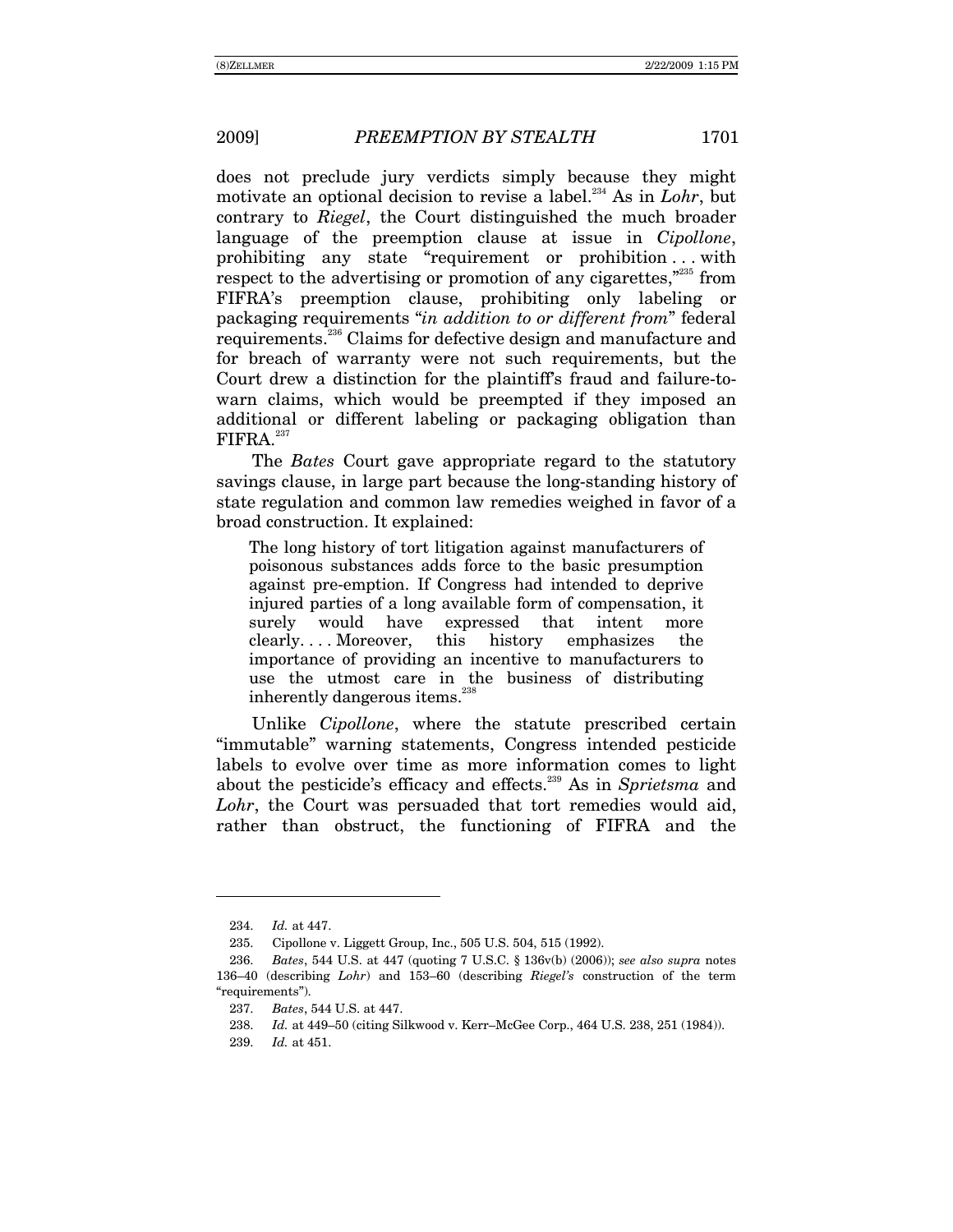does not preclude jury verdicts simply because they might motivate an optional decision to revise a label.[234] As in *Lohr*, but contrary to *Riegel*, the Court distinguished the much broader language of the preemption clause at issue in *Cipollone*, prohibiting any state "requirement or prohibition . . . with respect to the advertising or promotion of any cigarettes,"[235] from FIFRA's preemption clause, prohibiting only labeling or packaging requirements "*in addition to or different from*" federal requirements.[236] Claims for defective design and manufacture and for breach of warranty were not such requirements, but the Court drew a distinction for the plaintiff's fraud and failure-to-warn claims, which would be preempted if they imposed an additional or different labeling or packaging obligation than FIFRA.[237]

The *Bates* Court gave appropriate regard to the statutory savings clause, in large part because the long-standing history of state regulation and common law remedies weighed in favor of a broad construction. It explained:

> The long history of tort litigation against manufacturers of poisonous substances adds force to the basic presumption against pre-emption. If Congress had intended to deprive injured parties of a long available form of compensation, it surely would have expressed that intent more clearly. . . . Moreover, this history emphasizes the importance of providing an incentive to manufacturers to use the utmost care in the business of distributing inherently dangerous items.[238]

Unlike *Cipollone*, where the statute prescribed certain "immutable" warning statements, Congress intended pesticide labels to evolve over time as more information comes to light about the pesticide's efficacy and effects.[239] As in *Sprietsma* and *Lohr*, the Court was persuaded that tort remedies would aid, rather than obstruct, the functioning of FIFRA and the

---

234. *Id.* at 447.

235. Cipollone v. Liggett Group, Inc., 505 U.S. 504, 515 (1992).

236. *Bates*, 544 U.S. at 447 (quoting 7 U.S.C. § 136v(b) (2006)); *see also supra* notes 136–40 (describing *Lohr*) and 153–60 (describing *Riegel's* construction of the term "requirements").

237. *Bates*, 544 U.S. at 447.

238. *Id.* at 449–50 (citing Silkwood v. Kerr–McGee Corp., 464 U.S. 238, 251 (1984)).

239. *Id.* at 451.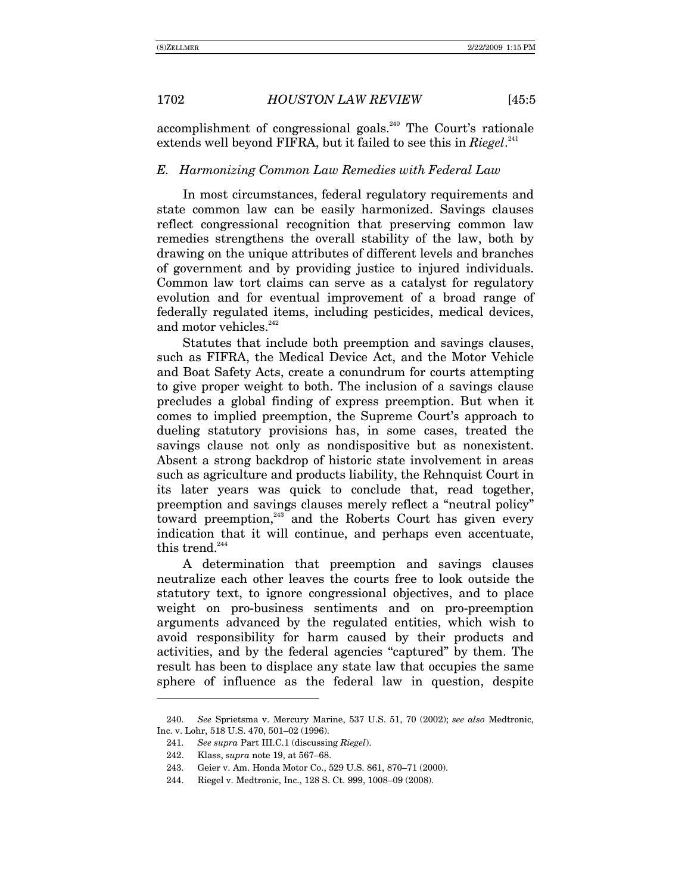accomplishment of congressional goals.[240] The Court's rationale extends well beyond FIFRA, but it failed to see this in *Riegel*.[241]

### *E. Harmonizing Common Law Remedies with Federal Law*

In most circumstances, federal regulatory requirements and state common law can be easily harmonized. Savings clauses reflect congressional recognition that preserving common law remedies strengthens the overall stability of the law, both by drawing on the unique attributes of different levels and branches of government and by providing justice to injured individuals. Common law tort claims can serve as a catalyst for regulatory evolution and for eventual improvement of a broad range of federally regulated items, including pesticides, medical devices, and motor vehicles.[242]

Statutes that include both preemption and savings clauses, such as FIFRA, the Medical Device Act, and the Motor Vehicle and Boat Safety Acts, create a conundrum for courts attempting to give proper weight to both. The inclusion of a savings clause precludes a global finding of express preemption. But when it comes to implied preemption, the Supreme Court's approach to dueling statutory provisions has, in some cases, treated the savings clause not only as nondispositive but as nonexistent. Absent a strong backdrop of historic state involvement in areas such as agriculture and products liability, the Rehnquist Court in its later years was quick to conclude that, read together, preemption and savings clauses merely reflect a "neutral policy" toward preemption,[243] and the Roberts Court has given every indication that it will continue, and perhaps even accentuate, this trend.[244]

A determination that preemption and savings clauses neutralize each other leaves the courts free to look outside the statutory text, to ignore congressional objectives, and to place weight on pro-business sentiments and on pro-preemption arguments advanced by the regulated entities, which wish to avoid responsibility for harm caused by their products and activities, and by the federal agencies "captured" by them. The result has been to displace any state law that occupies the same sphere of influence as the federal law in question, despite

---

240. *See* Sprietsma v. Mercury Marine, 537 U.S. 51, 70 (2002); *see also* Medtronic, Inc. v. Lohr, 518 U.S. 470, 501–02 (1996).

241. *See supra* Part III.C.1 (discussing *Riegel*).

242. Klass, *supra* note 19, at 567–68.

243. Geier v. Am. Honda Motor Co., 529 U.S. 861, 870–71 (2000).

244. Riegel v. Medtronic, Inc., 128 S. Ct. 999, 1008–09 (2008).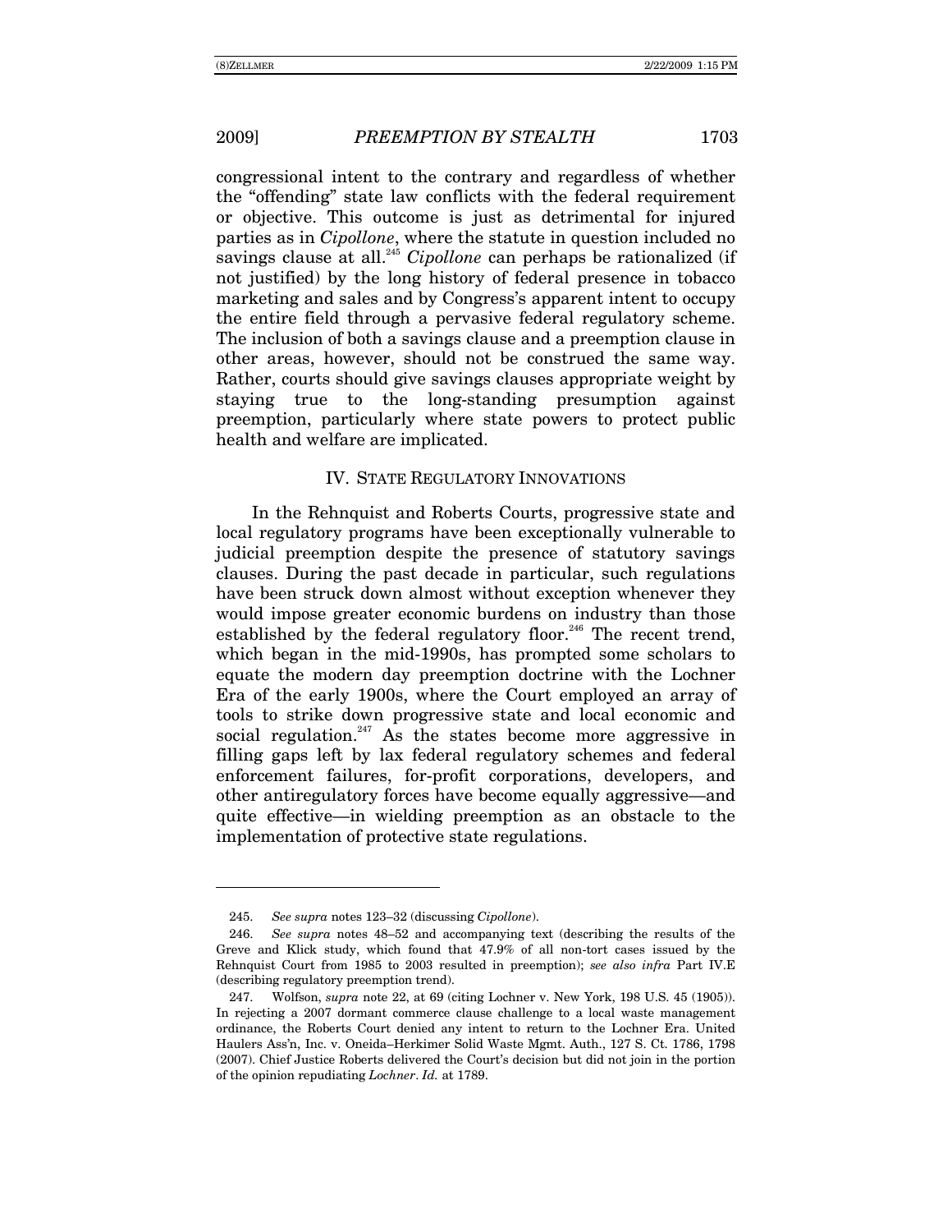congressional intent to the contrary and regardless of whether the "offending" state law conflicts with the federal requirement or objective. This outcome is just as detrimental for injured parties as in *Cipollone*, where the statute in question included no savings clause at all.[245] *Cipollone* can perhaps be rationalized (if not justified) by the long history of federal presence in tobacco marketing and sales and by Congress's apparent intent to occupy the entire field through a pervasive federal regulatory scheme. The inclusion of both a savings clause and a preemption clause in other areas, however, should not be construed the same way. Rather, courts should give savings clauses appropriate weight by staying true to the long-standing presumption against preemption, particularly where state powers to protect public health and welfare are implicated.

## IV. STATE REGULATORY INNOVATIONS

In the Rehnquist and Roberts Courts, progressive state and local regulatory programs have been exceptionally vulnerable to judicial preemption despite the presence of statutory savings clauses. During the past decade in particular, such regulations have been struck down almost without exception whenever they would impose greater economic burdens on industry than those established by the federal regulatory floor.[246] The recent trend, which began in the mid-1990s, has prompted some scholars to equate the modern day preemption doctrine with the Lochner Era of the early 1900s, where the Court employed an array of tools to strike down progressive state and local economic and social regulation.[247] As the states become more aggressive in filling gaps left by lax federal regulatory schemes and federal enforcement failures, for-profit corporations, developers, and other antiregulatory forces have become equally aggressive—and quite effective—in wielding preemption as an obstacle to the implementation of protective state regulations.

---

245. *See supra* notes 123–32 (discussing *Cipollone*).

246. *See supra* notes 48–52 and accompanying text (describing the results of the Greve and Klick study, which found that 47.9% of all non-tort cases issued by the Rehnquist Court from 1985 to 2003 resulted in preemption); *see also infra* Part IV.E (describing regulatory preemption trend).

247. Wolfson, *supra* note 22, at 69 (citing Lochner v. New York, 198 U.S. 45 (1905)). In rejecting a 2007 dormant commerce clause challenge to a local waste management ordinance, the Roberts Court denied any intent to return to the Lochner Era. United Haulers Ass'n, Inc. v. Oneida–Herkimer Solid Waste Mgmt. Auth., 127 S. Ct. 1786, 1798 (2007). Chief Justice Roberts delivered the Court's decision but did not join in the portion of the opinion repudiating *Lochner*. *Id.* at 1789.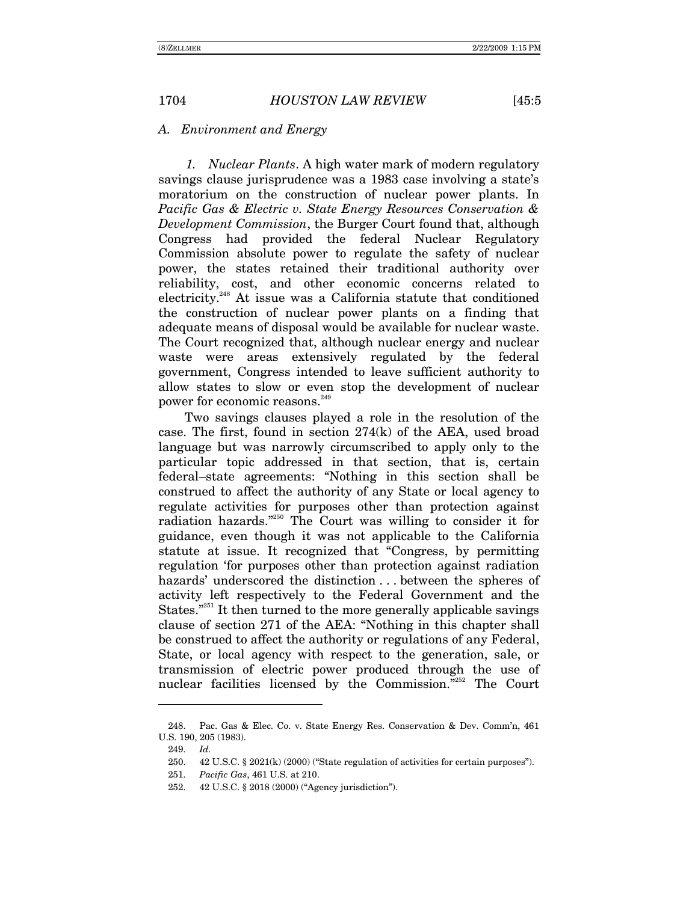### *A. Environment and Energy*

*1. Nuclear Plants*. A high water mark of modern regulatory savings clause jurisprudence was a 1983 case involving a state's moratorium on the construction of nuclear power plants. In *Pacific Gas & Electric v. State Energy Resources Conservation & Development Commission*, the Burger Court found that, although Congress had provided the federal Nuclear Regulatory Commission absolute power to regulate the safety of nuclear power, the states retained their traditional authority over reliability, cost, and other economic concerns related to electricity.[248] At issue was a California statute that conditioned the construction of nuclear power plants on a finding that adequate means of disposal would be available for nuclear waste. The Court recognized that, although nuclear energy and nuclear waste were areas extensively regulated by the federal government, Congress intended to leave sufficient authority to allow states to slow or even stop the development of nuclear power for economic reasons.[249]

Two savings clauses played a role in the resolution of the case. The first, found in section 274(k) of the AEA, used broad language but was narrowly circumscribed to apply only to the particular topic addressed in that section, that is, certain federal–state agreements: "Nothing in this section shall be construed to affect the authority of any State or local agency to regulate activities for purposes other than protection against radiation hazards."[250] The Court was willing to consider it for guidance, even though it was not applicable to the California statute at issue. It recognized that "Congress, by permitting regulation 'for purposes other than protection against radiation hazards' underscored the distinction . . . between the spheres of activity left respectively to the Federal Government and the States."[251] It then turned to the more generally applicable savings clause of section 271 of the AEA: "Nothing in this chapter shall be construed to affect the authority or regulations of any Federal, State, or local agency with respect to the generation, sale, or transmission of electric power produced through the use of nuclear facilities licensed by the Commission."[252] The Court

---

248. Pac. Gas & Elec. Co. v. State Energy Res. Conservation & Dev. Comm'n, 461 U.S. 190, 205 (1983).

249. *Id.*

250. 42 U.S.C. § 2021(k) (2000) ("State regulation of activities for certain purposes").

251. *Pacific Gas*, 461 U.S. at 210.

252. 42 U.S.C. § 2018 (2000) ("Agency jurisdiction").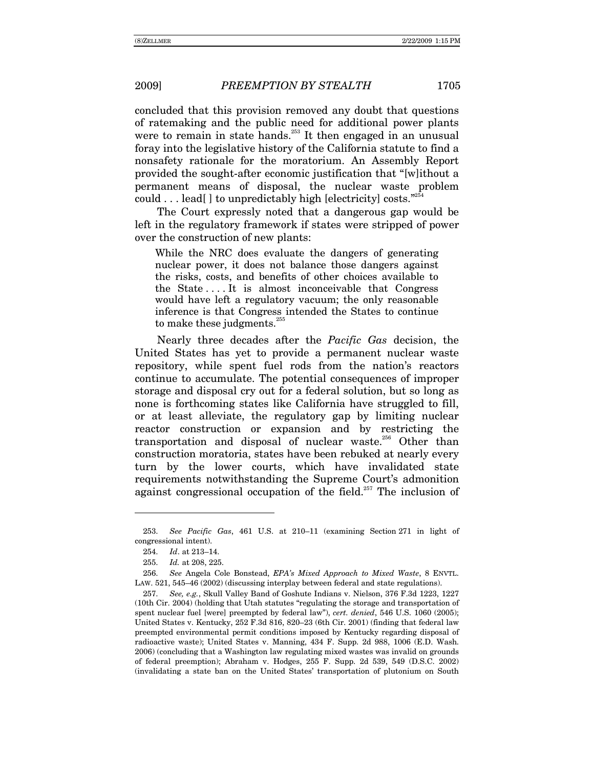concluded that this provision removed any doubt that questions of ratemaking and the public need for additional power plants were to remain in state hands.[253] It then engaged in an unusual foray into the legislative history of the California statute to find a nonsafety rationale for the moratorium. An Assembly Report provided the sought-after economic justification that "[w]ithout a permanent means of disposal, the nuclear waste problem could . . . lead[ ] to unpredictably high [electricity] costs."[254]

The Court expressly noted that a dangerous gap would be left in the regulatory framework if states were stripped of power over the construction of new plants:

> While the NRC does evaluate the dangers of generating nuclear power, it does not balance those dangers against the risks, costs, and benefits of other choices available to the State . . . . It is almost inconceivable that Congress would have left a regulatory vacuum; the only reasonable inference is that Congress intended the States to continue to make these judgments.[255]

Nearly three decades after the *Pacific Gas* decision, the United States has yet to provide a permanent nuclear waste repository, while spent fuel rods from the nation's reactors continue to accumulate. The potential consequences of improper storage and disposal cry out for a federal solution, but so long as none is forthcoming states like California have struggled to fill, or at least alleviate, the regulatory gap by limiting nuclear reactor construction or expansion and by restricting the transportation and disposal of nuclear waste.[256] Other than construction moratoria, states have been rebuked at nearly every turn by the lower courts, which have invalidated state requirements notwithstanding the Supreme Court's admonition against congressional occupation of the field.[257] The inclusion of

---

253. *See Pacific Gas*, 461 U.S. at 210–11 (examining Section 271 in light of congressional intent).

254. *Id*. at 213–14.

255. *Id.* at 208, 225.

256. *See* Angela Cole Bonstead, *EPA's Mixed Approach to Mixed Waste*, 8 ENVTL. LAW. 521, 545–46 (2002) (discussing interplay between federal and state regulations).

257. *See, e.g.*, Skull Valley Band of Goshute Indians v. Nielson, 376 F.3d 1223, 1227 (10th Cir. 2004) (holding that Utah statutes "regulating the storage and transportation of spent nuclear fuel [were] preempted by federal law"), *cert. denied*, 546 U.S. 1060 (2005); United States v. Kentucky, 252 F.3d 816, 820–23 (6th Cir. 2001) (finding that federal law preempted environmental permit conditions imposed by Kentucky regarding disposal of radioactive waste); United States v. Manning, 434 F. Supp. 2d 988, 1006 (E.D. Wash. 2006) (concluding that a Washington law regulating mixed wastes was invalid on grounds of federal preemption); Abraham v. Hodges, 255 F. Supp. 2d 539, 549 (D.S.C. 2002) (invalidating a state ban on the United States' transportation of plutonium on South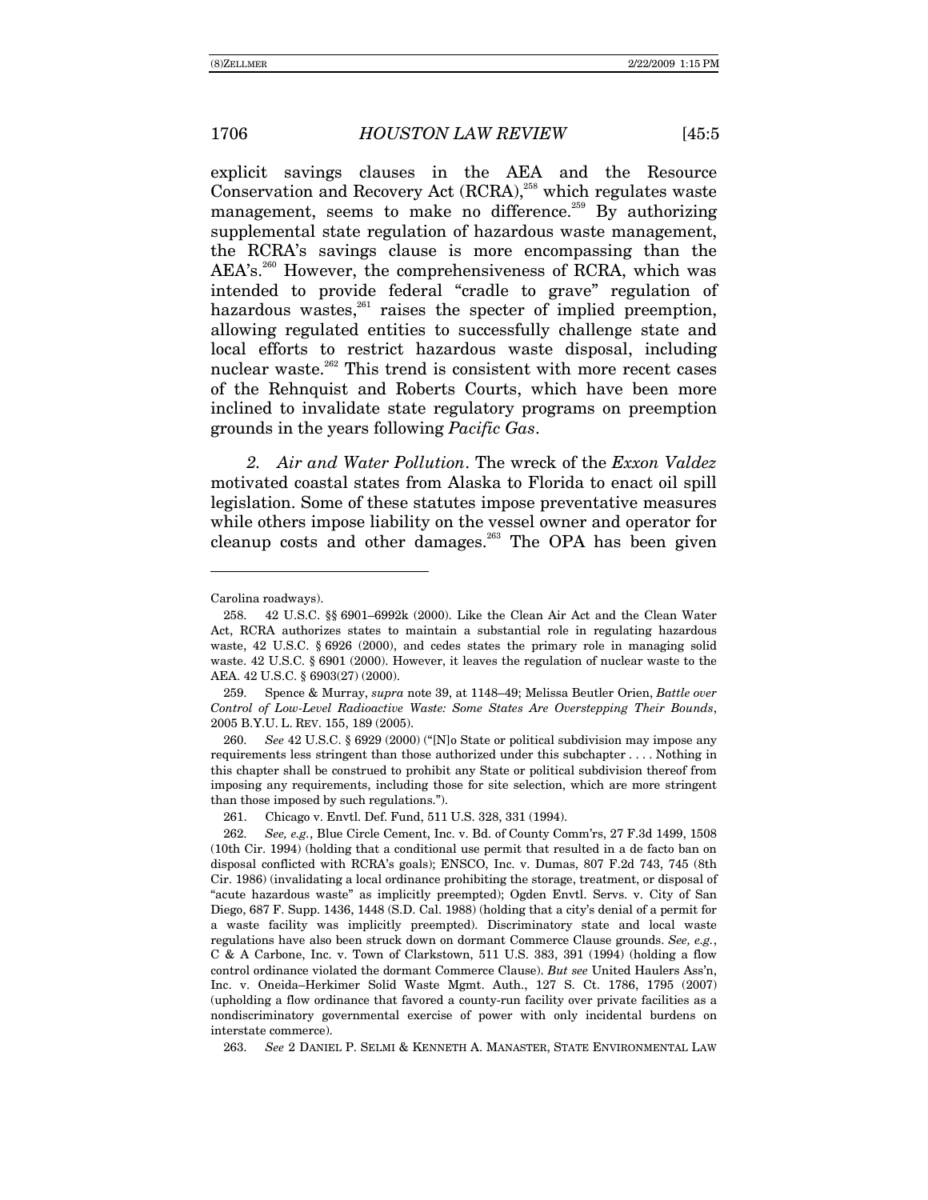explicit savings clauses in the AEA and the Resource Conservation and Recovery Act (RCRA),[258] which regulates waste management, seems to make no difference.[259] By authorizing supplemental state regulation of hazardous waste management, the RCRA's savings clause is more encompassing than the AEA's.[260] However, the comprehensiveness of RCRA, which was intended to provide federal "cradle to grave" regulation of hazardous wastes,[261] raises the specter of implied preemption, allowing regulated entities to successfully challenge state and local efforts to restrict hazardous waste disposal, including nuclear waste.[262] This trend is consistent with more recent cases of the Rehnquist and Roberts Courts, which have been more inclined to invalidate state regulatory programs on preemption grounds in the years following *Pacific Gas*.

*2. Air and Water Pollution*. The wreck of the *Exxon Valdez* motivated coastal states from Alaska to Florida to enact oil spill legislation. Some of these statutes impose preventative measures while others impose liability on the vessel owner and operator for cleanup costs and other damages.[263] The OPA has been given

---

Carolina roadways).

258. 42 U.S.C. §§ 6901–6992k (2000). Like the Clean Air Act and the Clean Water Act, RCRA authorizes states to maintain a substantial role in regulating hazardous waste, 42 U.S.C. § 6926 (2000), and cedes states the primary role in managing solid waste. 42 U.S.C. § 6901 (2000). However, it leaves the regulation of nuclear waste to the AEA. 42 U.S.C. § 6903(27) (2000).

259. Spence & Murray, *supra* note 39, at 1148–49; Melissa Beutler Orien, *Battle over Control of Low-Level Radioactive Waste: Some States Are Overstepping Their Bounds*, 2005 B.Y.U. L. REV. 155, 189 (2005).

260. *See* 42 U.S.C. § 6929 (2000) ("[N]o State or political subdivision may impose any requirements less stringent than those authorized under this subchapter . . . . Nothing in this chapter shall be construed to prohibit any State or political subdivision thereof from imposing any requirements, including those for site selection, which are more stringent than those imposed by such regulations.").

261. Chicago v. Envtl. Def. Fund, 511 U.S. 328, 331 (1994).

262. *See, e.g.*, Blue Circle Cement, Inc. v. Bd. of County Comm'rs, 27 F.3d 1499, 1508 (10th Cir. 1994) (holding that a conditional use permit that resulted in a de facto ban on disposal conflicted with RCRA's goals); ENSCO, Inc. v. Dumas, 807 F.2d 743, 745 (8th Cir. 1986) (invalidating a local ordinance prohibiting the storage, treatment, or disposal of "acute hazardous waste" as implicitly preempted); Ogden Envtl. Servs. v. City of San Diego, 687 F. Supp. 1436, 1448 (S.D. Cal. 1988) (holding that a city's denial of a permit for a waste facility was implicitly preempted). Discriminatory state and local waste regulations have also been struck down on dormant Commerce Clause grounds. *See, e.g.*, C & A Carbone, Inc. v. Town of Clarkstown, 511 U.S. 383, 391 (1994) (holding a flow control ordinance violated the dormant Commerce Clause). *But see* United Haulers Ass'n, Inc. v. Oneida–Herkimer Solid Waste Mgmt. Auth., 127 S. Ct. 1786, 1795 (2007) (upholding a flow ordinance that favored a county-run facility over private facilities as a nondiscriminatory governmental exercise of power with only incidental burdens on interstate commerce).

263. *See* 2 DANIEL P. SELMI & KENNETH A. MANASTER, STATE ENVIRONMENTAL LAW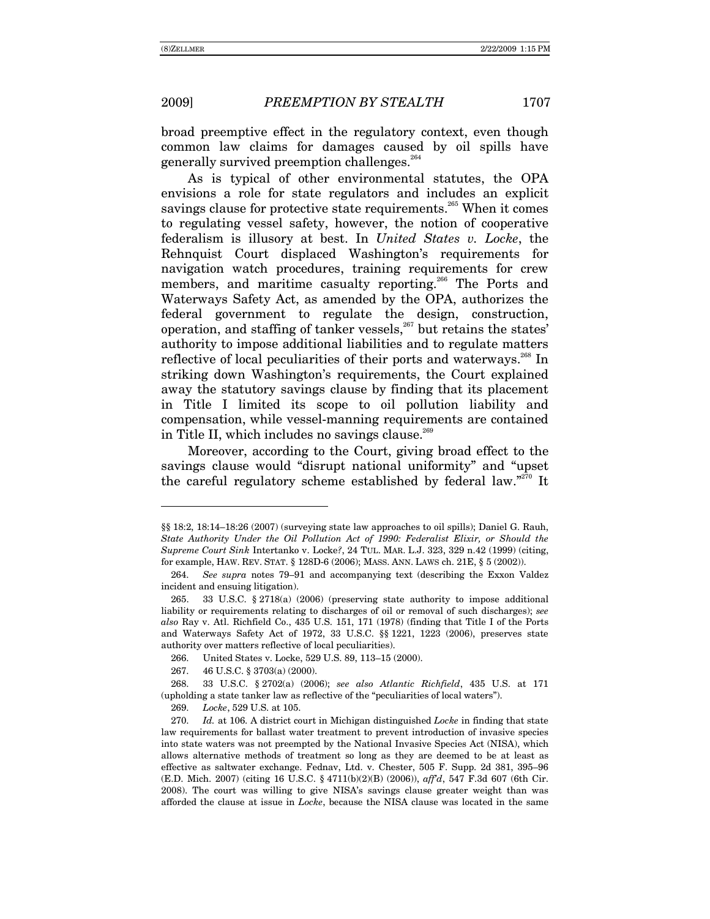broad preemptive effect in the regulatory context, even though common law claims for damages caused by oil spills have generally survived preemption challenges.[264]

As is typical of other environmental statutes, the OPA envisions a role for state regulators and includes an explicit savings clause for protective state requirements.[265] When it comes to regulating vessel safety, however, the notion of cooperative federalism is illusory at best. In *United States v. Locke*, the Rehnquist Court displaced Washington's requirements for navigation watch procedures, training requirements for crew members, and maritime casualty reporting.[266] The Ports and Waterways Safety Act, as amended by the OPA, authorizes the federal government to regulate the design, construction, operation, and staffing of tanker vessels,[267] but retains the states' authority to impose additional liabilities and to regulate matters reflective of local peculiarities of their ports and waterways.[268] In striking down Washington's requirements, the Court explained away the statutory savings clause by finding that its placement in Title I limited its scope to oil pollution liability and compensation, while vessel-manning requirements are contained in Title II, which includes no savings clause.[269]

Moreover, according to the Court, giving broad effect to the savings clause would "disrupt national uniformity" and "upset the careful regulatory scheme established by federal law."[270] It

---

§§ 18:2, 18:14–18:26 (2007) (surveying state law approaches to oil spills); Daniel G. Rauh, *State Authority Under the Oil Pollution Act of 1990: Federalist Elixir, or Should the Supreme Court Sink* Intertanko v. Locke*?*, 24 TUL. MAR. L.J. 323, 329 n.42 (1999) (citing, for example, HAW. REV. STAT. § 128D-6 (2006); MASS. ANN. LAWS ch. 21E, § 5 (2002)).

264. *See supra* notes 79–91 and accompanying text (describing the Exxon Valdez incident and ensuing litigation).

265. 33 U.S.C. § 2718(a) (2006) (preserving state authority to impose additional liability or requirements relating to discharges of oil or removal of such discharges); *see also* Ray v. Atl. Richfield Co., 435 U.S. 151, 171 (1978) (finding that Title I of the Ports and Waterways Safety Act of 1972, 33 U.S.C. §§ 1221, 1223 (2006), preserves state authority over matters reflective of local peculiarities).

266. United States v. Locke, 529 U.S. 89, 113–15 (2000).

267. 46 U.S.C. § 3703(a) (2000).

268. 33 U.S.C. § 2702(a) (2006); *see also Atlantic Richfield*, 435 U.S. at 171 (upholding a state tanker law as reflective of the "peculiarities of local waters").

269. *Locke*, 529 U.S. at 105.

270. *Id.* at 106. A district court in Michigan distinguished *Locke* in finding that state law requirements for ballast water treatment to prevent introduction of invasive species into state waters was not preempted by the National Invasive Species Act (NISA), which allows alternative methods of treatment so long as they are deemed to be at least as effective as saltwater exchange. Fednav, Ltd. v. Chester, 505 F. Supp. 2d 381, 395–96 (E.D. Mich. 2007) (citing 16 U.S.C. § 4711(b)(2)(B) (2006)), *aff'd*, 547 F.3d 607 (6th Cir. 2008). The court was willing to give NISA's savings clause greater weight than was afforded the clause at issue in *Locke*, because the NISA clause was located in the same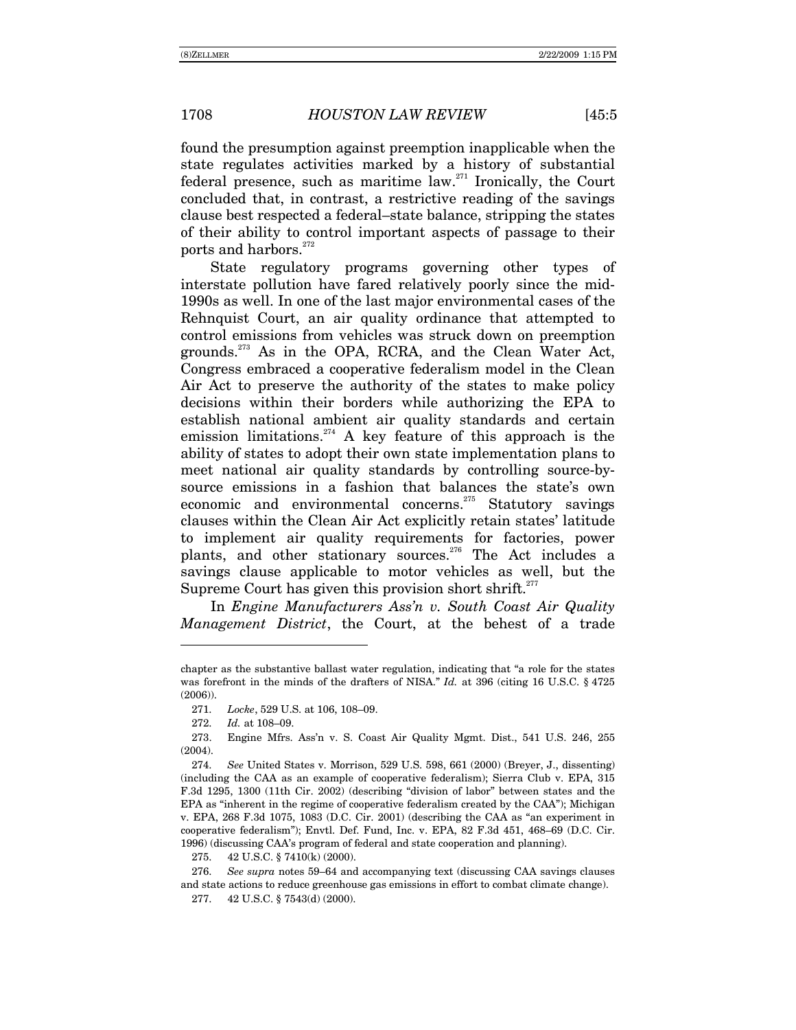found the presumption against preemption inapplicable when the state regulates activities marked by a history of substantial federal presence, such as maritime law.[271] Ironically, the Court concluded that, in contrast, a restrictive reading of the savings clause best respected a federal–state balance, stripping the states of their ability to control important aspects of passage to their ports and harbors.[272]

State regulatory programs governing other types of interstate pollution have fared relatively poorly since the mid-1990s as well. In one of the last major environmental cases of the Rehnquist Court, an air quality ordinance that attempted to control emissions from vehicles was struck down on preemption grounds.[273] As in the OPA, RCRA, and the Clean Water Act, Congress embraced a cooperative federalism model in the Clean Air Act to preserve the authority of the states to make policy decisions within their borders while authorizing the EPA to establish national ambient air quality standards and certain emission limitations.[274] A key feature of this approach is the ability of states to adopt their own state implementation plans to meet national air quality standards by controlling source-by-source emissions in a fashion that balances the state's own economic and environmental concerns.[275] Statutory savings clauses within the Clean Air Act explicitly retain states' latitude to implement air quality requirements for factories, power plants, and other stationary sources.[276] The Act includes a savings clause applicable to motor vehicles as well, but the Supreme Court has given this provision short shrift.[277]

In *Engine Manufacturers Ass'n v. South Coast Air Quality Management District*, the Court, at the behest of a trade

---

chapter as the substantive ballast water regulation, indicating that "a role for the states was forefront in the minds of the drafters of NISA." *Id.* at 396 (citing 16 U.S.C. § 4725 (2006)).

271. *Locke*, 529 U.S. at 106, 108–09.

272. *Id.* at 108–09.

273. Engine Mfrs. Ass'n v. S. Coast Air Quality Mgmt. Dist., 541 U.S. 246, 255 (2004).

274. *See* United States v. Morrison, 529 U.S. 598, 661 (2000) (Breyer, J., dissenting) (including the CAA as an example of cooperative federalism); Sierra Club v. EPA, 315 F.3d 1295, 1300 (11th Cir. 2002) (describing "division of labor" between states and the EPA as "inherent in the regime of cooperative federalism created by the CAA"); Michigan v. EPA, 268 F.3d 1075, 1083 (D.C. Cir. 2001) (describing the CAA as "an experiment in cooperative federalism"); Envtl. Def. Fund, Inc. v. EPA, 82 F.3d 451, 468–69 (D.C. Cir. 1996) (discussing CAA's program of federal and state cooperation and planning).

275. 42 U.S.C. § 7410(k) (2000).

276. *See supra* notes 59–64 and accompanying text (discussing CAA savings clauses and state actions to reduce greenhouse gas emissions in effort to combat climate change).

277. 42 U.S.C. § 7543(d) (2000).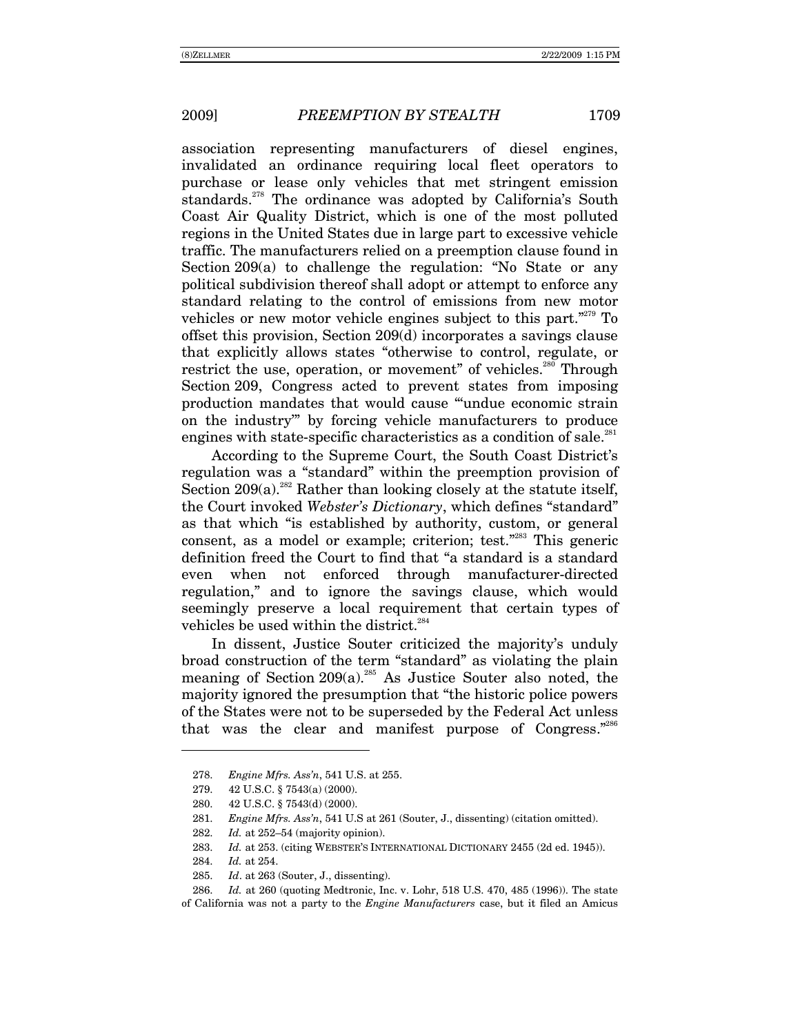association representing manufacturers of diesel engines, invalidated an ordinance requiring local fleet operators to purchase or lease only vehicles that met stringent emission standards.[278] The ordinance was adopted by California's South Coast Air Quality District, which is one of the most polluted regions in the United States due in large part to excessive vehicle traffic. The manufacturers relied on a preemption clause found in Section 209(a) to challenge the regulation: "No State or any political subdivision thereof shall adopt or attempt to enforce any standard relating to the control of emissions from new motor vehicles or new motor vehicle engines subject to this part."[279] To offset this provision, Section 209(d) incorporates a savings clause that explicitly allows states "otherwise to control, regulate, or restrict the use, operation, or movement" of vehicles.[280] Through Section 209, Congress acted to prevent states from imposing production mandates that would cause "'undue economic strain on the industry'" by forcing vehicle manufacturers to produce engines with state-specific characteristics as a condition of sale.[281]

According to the Supreme Court, the South Coast District's regulation was a "standard" within the preemption provision of Section 209(a).[282] Rather than looking closely at the statute itself, the Court invoked *Webster's Dictionary*, which defines "standard" as that which "is established by authority, custom, or general consent, as a model or example; criterion; test."[283] This generic definition freed the Court to find that "a standard is a standard even when not enforced through manufacturer-directed regulation," and to ignore the savings clause, which would seemingly preserve a local requirement that certain types of vehicles be used within the district.[284]

In dissent, Justice Souter criticized the majority's unduly broad construction of the term "standard" as violating the plain meaning of Section 209(a).[285] As Justice Souter also noted, the majority ignored the presumption that "the historic police powers of the States were not to be superseded by the Federal Act unless that was the clear and manifest purpose of Congress."[286]

---

278. *Engine Mfrs. Ass'n*, 541 U.S. at 255.

279. 42 U.S.C. § 7543(a) (2000).

280. 42 U.S.C. § 7543(d) (2000).

281. *Engine Mfrs. Ass'n*, 541 U.S at 261 (Souter, J., dissenting) (citation omitted).

282. *Id.* at 252–54 (majority opinion).

283. *Id.* at 253. (citing WEBSTER'S INTERNATIONAL DICTIONARY 2455 (2d ed. 1945)).

284. *Id.* at 254.

285. *Id*. at 263 (Souter, J., dissenting).

286. *Id.* at 260 (quoting Medtronic, Inc. v. Lohr, 518 U.S. 470, 485 (1996)). The state of California was not a party to the *Engine Manufacturers* case, but it filed an Amicus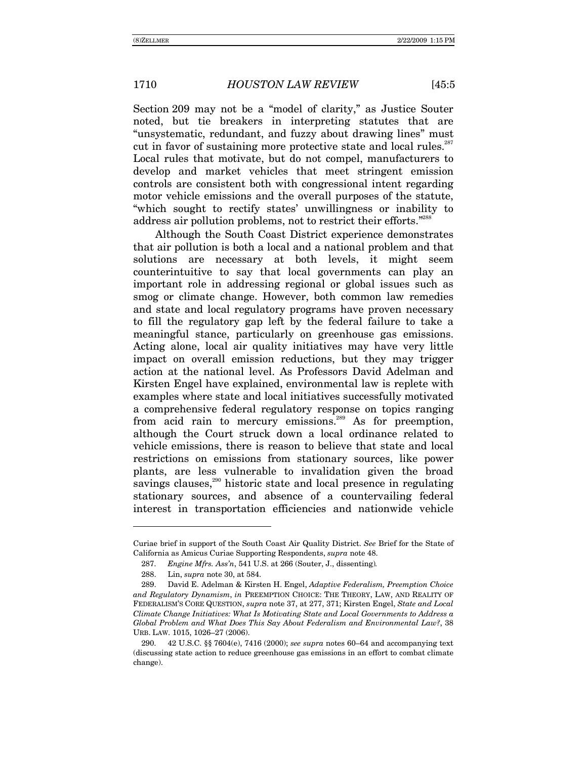Section 209 may not be a "model of clarity," as Justice Souter noted, but tie breakers in interpreting statutes that are "unsystematic, redundant, and fuzzy about drawing lines" must cut in favor of sustaining more protective state and local rules.[287] Local rules that motivate, but do not compel, manufacturers to develop and market vehicles that meet stringent emission controls are consistent both with congressional intent regarding motor vehicle emissions and the overall purposes of the statute, "which sought to rectify states' unwillingness or inability to address air pollution problems, not to restrict their efforts."[288]

Although the South Coast District experience demonstrates that air pollution is both a local and a national problem and that solutions are necessary at both levels, it might seem counterintuitive to say that local governments can play an important role in addressing regional or global issues such as smog or climate change. However, both common law remedies and state and local regulatory programs have proven necessary to fill the regulatory gap left by the federal failure to take a meaningful stance, particularly on greenhouse gas emissions. Acting alone, local air quality initiatives may have very little impact on overall emission reductions, but they may trigger action at the national level. As Professors David Adelman and Kirsten Engel have explained, environmental law is replete with examples where state and local initiatives successfully motivated a comprehensive federal regulatory response on topics ranging from acid rain to mercury emissions.[289] As for preemption, although the Court struck down a local ordinance related to vehicle emissions, there is reason to believe that state and local restrictions on emissions from stationary sources, like power plants, are less vulnerable to invalidation given the broad savings clauses,[290] historic state and local presence in regulating stationary sources, and absence of a countervailing federal interest in transportation efficiencies and nationwide vehicle

---

Curiae brief in support of the South Coast Air Quality District. *See* Brief for the State of California as Amicus Curiae Supporting Respondents, *supra* note 48.

287. *Engine Mfrs. Ass'n*, 541 U.S. at 266 (Souter, J., dissenting).

288. Lin, *supra* note 30, at 584.

289. David E. Adelman & Kirsten H. Engel, *Adaptive Federalism, Preemption Choice and Regulatory Dynamism*, *in* PREEMPTION CHOICE: THE THEORY, LAW, AND REALITY OF FEDERALISM'S CORE QUESTION, *supra* note 37, at 277, 371; Kirsten Engel, *State and Local Climate Change Initiatives: What Is Motivating State and Local Governments to Address a Global Problem and What Does This Say About Federalism and Environmental Law?*, 38 URB. LAW. 1015, 1026–27 (2006).

290. 42 U.S.C. §§ 7604(e), 7416 (2000); *see supra* notes 60–64 and accompanying text (discussing state action to reduce greenhouse gas emissions in an effort to combat climate change).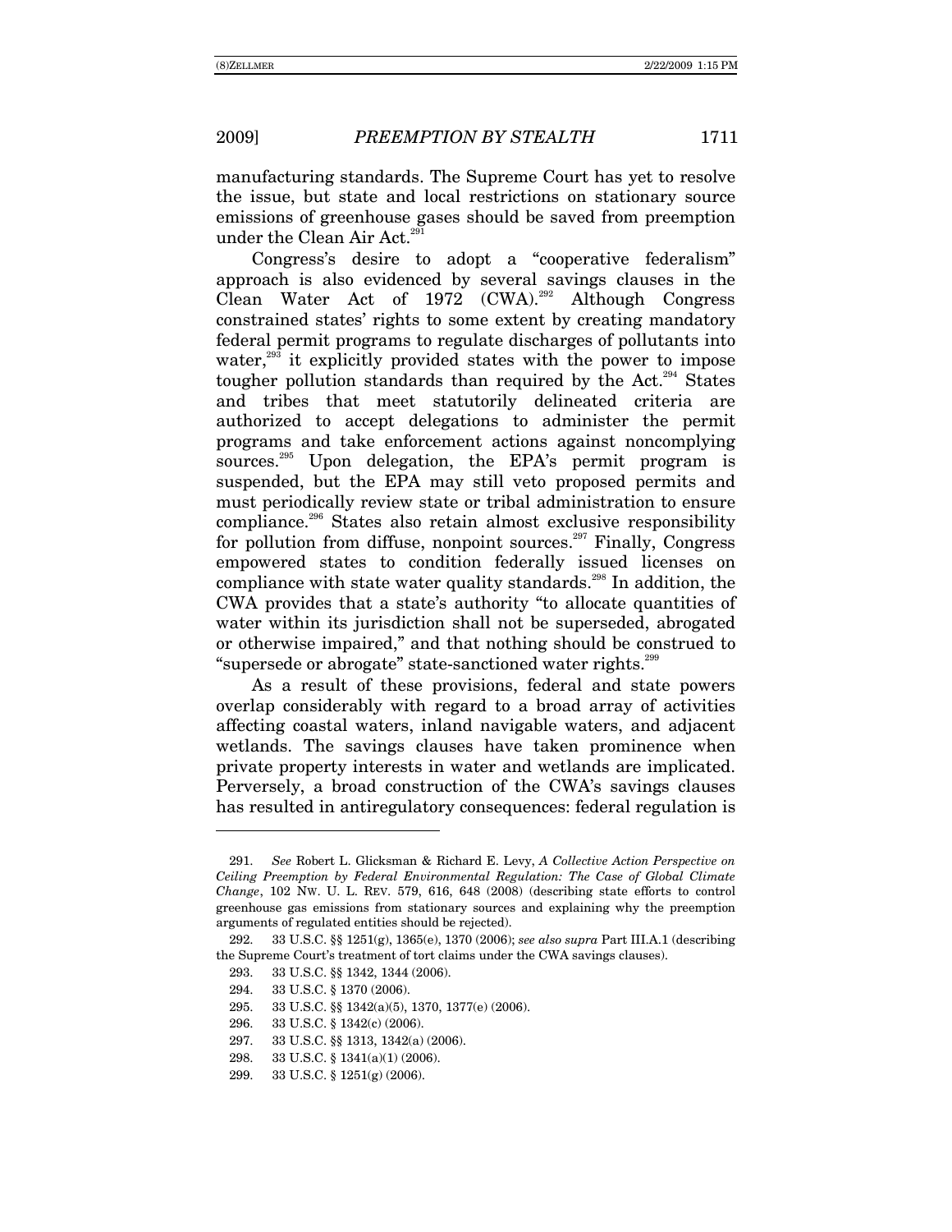manufacturing standards. The Supreme Court has yet to resolve the issue, but state and local restrictions on stationary source emissions of greenhouse gases should be saved from preemption under the Clean Air Act.[291]

Congress's desire to adopt a "cooperative federalism" approach is also evidenced by several savings clauses in the Clean Water Act of 1972 (CWA).[292] Although Congress constrained states' rights to some extent by creating mandatory federal permit programs to regulate discharges of pollutants into water,[293] it explicitly provided states with the power to impose tougher pollution standards than required by the Act.[294] States and tribes that meet statutorily delineated criteria are authorized to accept delegations to administer the permit programs and take enforcement actions against noncomplying sources.[295] Upon delegation, the EPA's permit program is suspended, but the EPA may still veto proposed permits and must periodically review state or tribal administration to ensure compliance.[296] States also retain almost exclusive responsibility for pollution from diffuse, nonpoint sources.[297] Finally, Congress empowered states to condition federally issued licenses on compliance with state water quality standards.[298] In addition, the CWA provides that a state's authority "to allocate quantities of water within its jurisdiction shall not be superseded, abrogated or otherwise impaired," and that nothing should be construed to "supersede or abrogate" state-sanctioned water rights.[299]

As a result of these provisions, federal and state powers overlap considerably with regard to a broad array of activities affecting coastal waters, inland navigable waters, and adjacent wetlands. The savings clauses have taken prominence when private property interests in water and wetlands are implicated. Perversely, a broad construction of the CWA's savings clauses has resulted in antiregulatory consequences: federal regulation is

---

291. *See* Robert L. Glicksman & Richard E. Levy, *A Collective Action Perspective on Ceiling Preemption by Federal Environmental Regulation: The Case of Global Climate Change*, 102 NW. U. L. REV. 579, 616, 648 (2008) (describing state efforts to control greenhouse gas emissions from stationary sources and explaining why the preemption arguments of regulated entities should be rejected).

292. 33 U.S.C. §§ 1251(g), 1365(e), 1370 (2006); *see also supra* Part III.A.1 (describing the Supreme Court's treatment of tort claims under the CWA savings clauses).

293. 33 U.S.C. §§ 1342, 1344 (2006).

294. 33 U.S.C. § 1370 (2006).

295. 33 U.S.C. §§ 1342(a)(5), 1370, 1377(e) (2006).

296. 33 U.S.C. § 1342(c) (2006).

297. 33 U.S.C. §§ 1313, 1342(a) (2006).

298. 33 U.S.C. § 1341(a)(1) (2006).

299. 33 U.S.C. § 1251(g) (2006).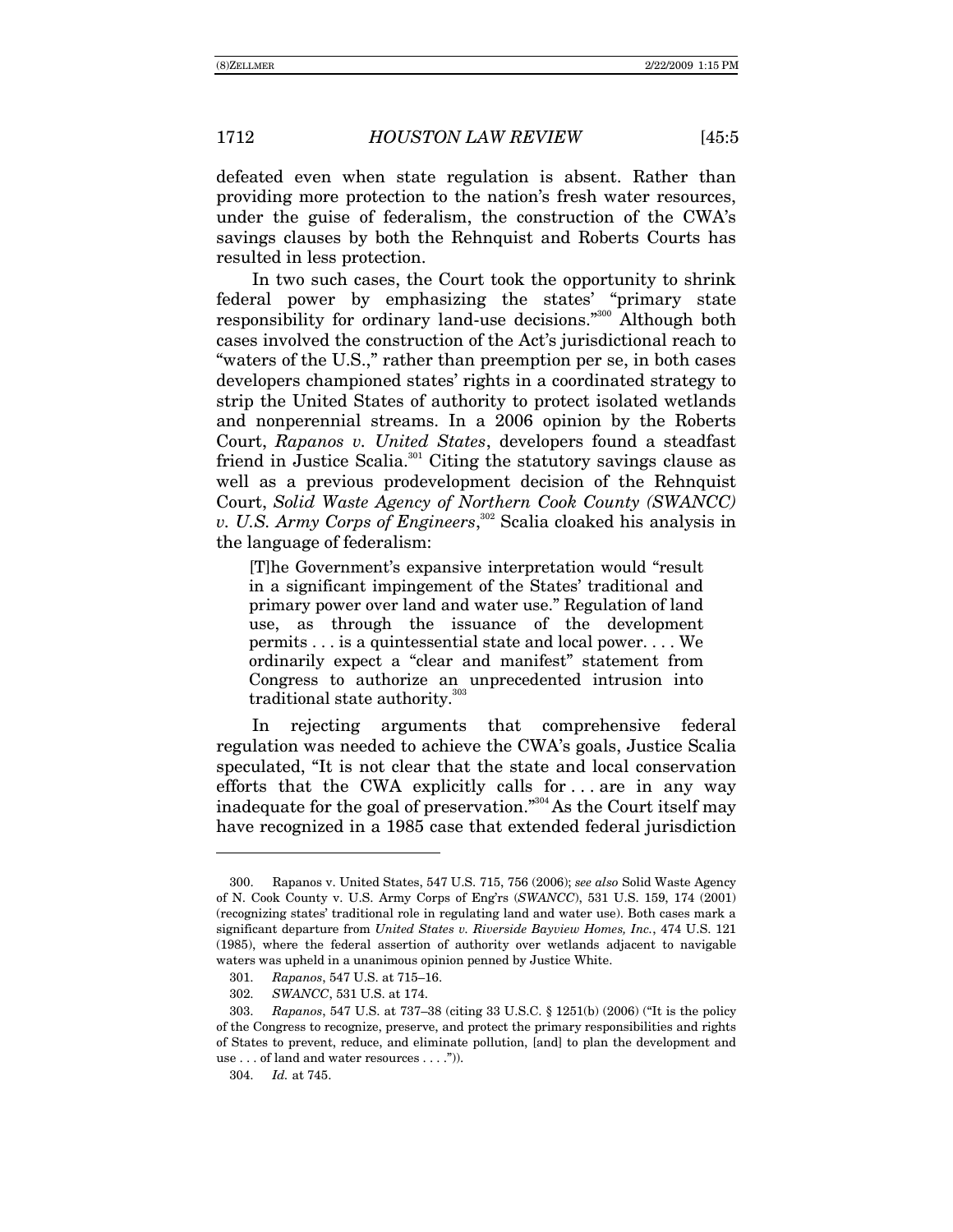defeated even when state regulation is absent. Rather than providing more protection to the nation's fresh water resources, under the guise of federalism, the construction of the CWA's savings clauses by both the Rehnquist and Roberts Courts has resulted in less protection.

In two such cases, the Court took the opportunity to shrink federal power by emphasizing the states' "primary state responsibility for ordinary land-use decisions."[300] Although both cases involved the construction of the Act's jurisdictional reach to "waters of the U.S.," rather than preemption per se, in both cases developers championed states' rights in a coordinated strategy to strip the United States of authority to protect isolated wetlands and nonperennial streams. In a 2006 opinion by the Roberts Court, *Rapanos v. United States*, developers found a steadfast friend in Justice Scalia.[301] Citing the statutory savings clause as well as a previous prodevelopment decision of the Rehnquist Court, *Solid Waste Agency of Northern Cook County (SWANCC) v. U.S. Army Corps of Engineers*,[302] Scalia cloaked his analysis in the language of federalism:

> [T]he Government's expansive interpretation would "result in a significant impingement of the States' traditional and primary power over land and water use." Regulation of land use, as through the issuance of the development permits . . . is a quintessential state and local power. . . . We ordinarily expect a "clear and manifest" statement from Congress to authorize an unprecedented intrusion into traditional state authority.[303]

In rejecting arguments that comprehensive federal regulation was needed to achieve the CWA's goals, Justice Scalia speculated, "It is not clear that the state and local conservation efforts that the CWA explicitly calls for . . . are in any way inadequate for the goal of preservation."[304] As the Court itself may have recognized in a 1985 case that extended federal jurisdiction

---

300. Rapanos v. United States, 547 U.S. 715, 756 (2006); *see also* Solid Waste Agency of N. Cook County v. U.S. Army Corps of Eng'rs (*SWANCC*), 531 U.S. 159, 174 (2001) (recognizing states' traditional role in regulating land and water use). Both cases mark a significant departure from *United States v. Riverside Bayview Homes, Inc.*, 474 U.S. 121 (1985), where the federal assertion of authority over wetlands adjacent to navigable waters was upheld in a unanimous opinion penned by Justice White.

301. *Rapanos*, 547 U.S. at 715–16.

302. *SWANCC*, 531 U.S. at 174.

303. *Rapanos*, 547 U.S. at 737–38 (citing 33 U.S.C. § 1251(b) (2006) ("It is the policy of the Congress to recognize, preserve, and protect the primary responsibilities and rights of States to prevent, reduce, and eliminate pollution, [and] to plan the development and use . . . of land and water resources . . . .")).

304. *Id.* at 745.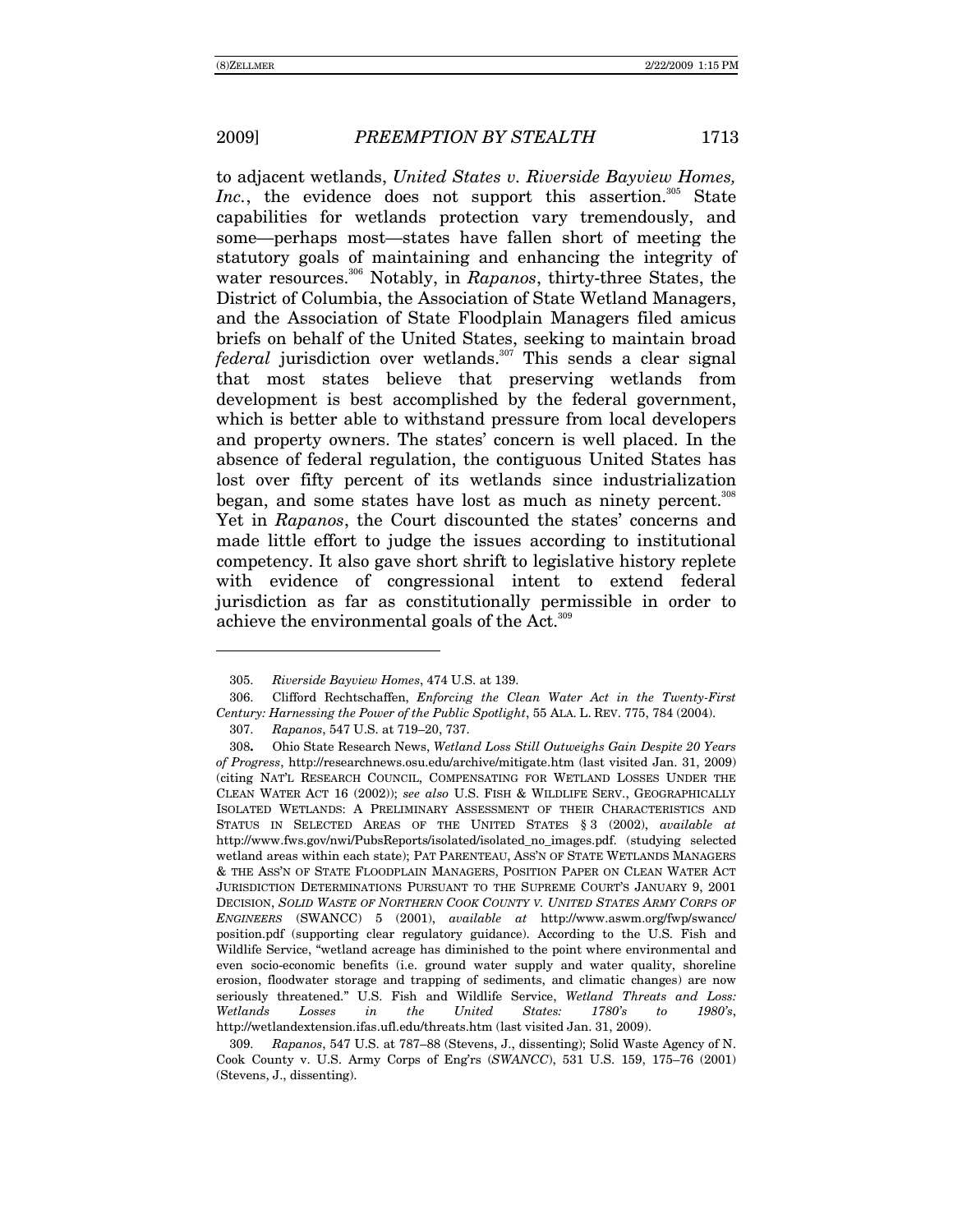to adjacent wetlands, *United States v. Riverside Bayview Homes, Inc.*, the evidence does not support this assertion.[305] State capabilities for wetlands protection vary tremendously, and some—perhaps most—states have fallen short of meeting the statutory goals of maintaining and enhancing the integrity of water resources.[306] Notably, in *Rapanos*, thirty-three States, the District of Columbia, the Association of State Wetland Managers, and the Association of State Floodplain Managers filed amicus briefs on behalf of the United States, seeking to maintain broad *federal* jurisdiction over wetlands.[307] This sends a clear signal that most states believe that preserving wetlands from development is best accomplished by the federal government, which is better able to withstand pressure from local developers and property owners. The states' concern is well placed. In the absence of federal regulation, the contiguous United States has lost over fifty percent of its wetlands since industrialization began, and some states have lost as much as ninety percent.[308] Yet in *Rapanos*, the Court discounted the states' concerns and made little effort to judge the issues according to institutional competency. It also gave short shrift to legislative history replete with evidence of congressional intent to extend federal jurisdiction as far as constitutionally permissible in order to achieve the environmental goals of the Act.[309]

---

305. *Riverside Bayview Homes*, 474 U.S. at 139.

306. Clifford Rechtschaffen, *Enforcing the Clean Water Act in the Twenty-First Century: Harnessing the Power of the Public Spotlight*, 55 ALA. L. REV. 775, 784 (2004).

307. *Rapanos*, 547 U.S. at 719–20, 737.

308**.** Ohio State Research News, *Wetland Loss Still Outweighs Gain Despite 20 Years of Progress*, http://researchnews.osu.edu/archive/mitigate.htm (last visited Jan. 31, 2009) (citing NAT'L RESEARCH COUNCIL, COMPENSATING FOR WETLAND LOSSES UNDER THE CLEAN WATER ACT 16 (2002)); *see also* U.S. FISH & WILDLIFE SERV., GEOGRAPHICALLY ISOLATED WETLANDS: A PRELIMINARY ASSESSMENT OF THEIR CHARACTERISTICS AND STATUS IN SELECTED AREAS OF THE UNITED STATES § 3 (2002), *available at* http://www.fws.gov/nwi/PubsReports/isolated/isolated_no_images.pdf. (studying selected wetland areas within each state); PAT PARENTEAU, ASS'N OF STATE WETLANDS MANAGERS & THE ASS'N OF STATE FLOODPLAIN MANAGERS, POSITION PAPER ON CLEAN WATER ACT JURISDICTION DETERMINATIONS PURSUANT TO THE SUPREME COURT'S JANUARY 9, 2001 DECISION, *SOLID WASTE OF NORTHERN COOK COUNTY V. UNITED STATES ARMY CORPS OF ENGINEERS* (SWANCC) 5 (2001), *available at* http://www.aswm.org/fwp/swancc/position.pdf (supporting clear regulatory guidance). According to the U.S. Fish and Wildlife Service, "wetland acreage has diminished to the point where environmental and even socio-economic benefits (i.e. ground water supply and water quality, shoreline erosion, floodwater storage and trapping of sediments, and climatic changes) are now seriously threatened." U.S. Fish and Wildlife Service, *Wetland Threats and Loss: Wetlands Losses in the United States: 1780's to 1980's*, http://wetlandextension.ifas.ufl.edu/threats.htm (last visited Jan. 31, 2009).

309. *Rapanos*, 547 U.S. at 787–88 (Stevens, J., dissenting); Solid Waste Agency of N. Cook County v. U.S. Army Corps of Eng'rs (*SWANCC*), 531 U.S. 159, 175–76 (2001) (Stevens, J., dissenting).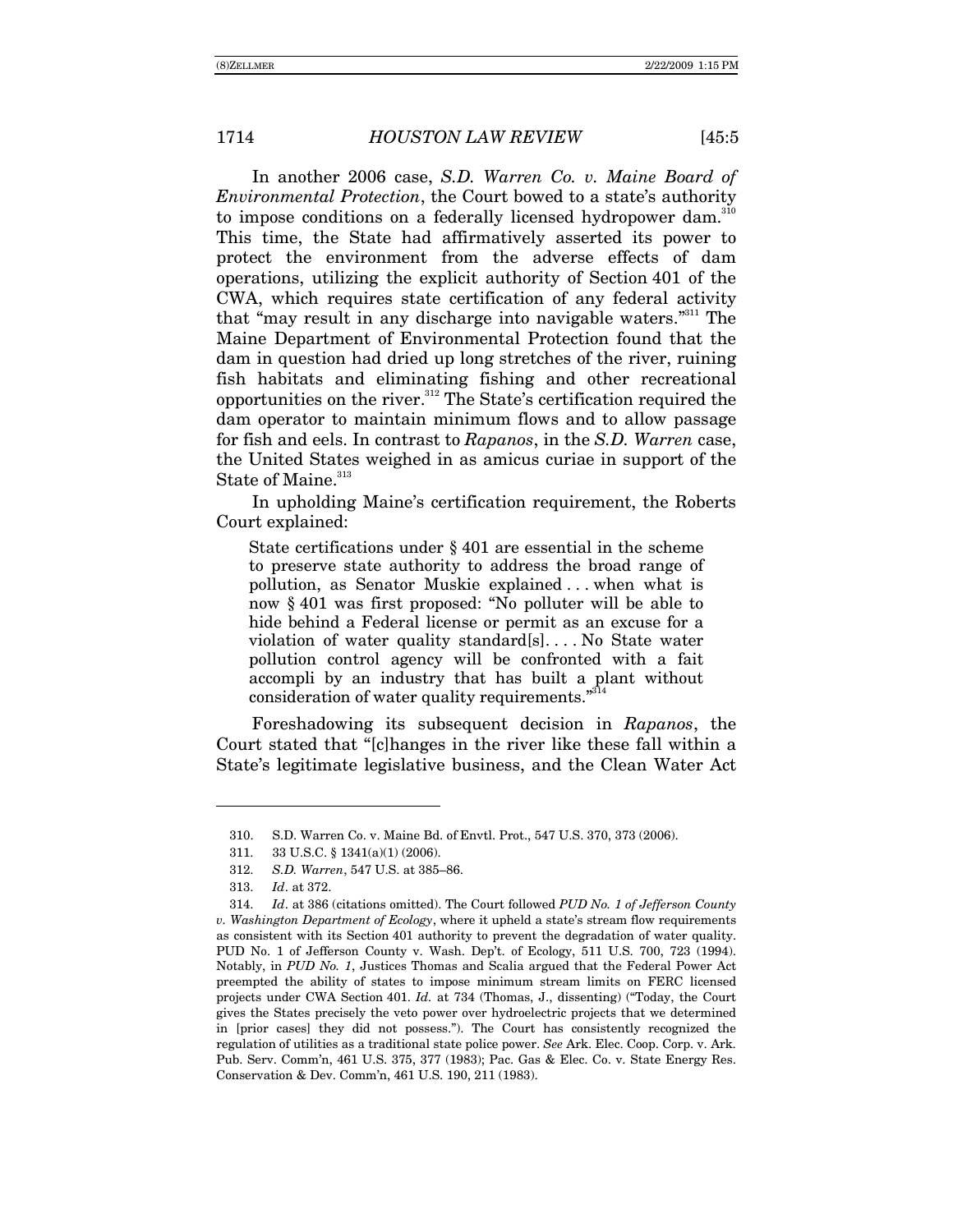In another 2006 case, *S.D. Warren Co. v. Maine Board of Environmental Protection*, the Court bowed to a state's authority to impose conditions on a federally licensed hydropower dam.[310] This time, the State had affirmatively asserted its power to protect the environment from the adverse effects of dam operations, utilizing the explicit authority of Section 401 of the CWA, which requires state certification of any federal activity that "may result in any discharge into navigable waters."[311] The Maine Department of Environmental Protection found that the dam in question had dried up long stretches of the river, ruining fish habitats and eliminating fishing and other recreational opportunities on the river.[312] The State's certification required the dam operator to maintain minimum flows and to allow passage for fish and eels. In contrast to *Rapanos*, in the *S.D. Warren* case, the United States weighed in as amicus curiae in support of the State of Maine.[313]

In upholding Maine's certification requirement, the Roberts Court explained:

> State certifications under § 401 are essential in the scheme to preserve state authority to address the broad range of pollution, as Senator Muskie explained . . . when what is now § 401 was first proposed: "No polluter will be able to hide behind a Federal license or permit as an excuse for a violation of water quality standard[s]. . . . No State water pollution control agency will be confronted with a fait accompli by an industry that has built a plant without consideration of water quality requirements."[314]

Foreshadowing its subsequent decision in *Rapanos*, the Court stated that "[c]hanges in the river like these fall within a State's legitimate legislative business, and the Clean Water Act

---

310. S.D. Warren Co. v. Maine Bd. of Envtl. Prot., 547 U.S. 370, 373 (2006).

311. 33 U.S.C. § 1341(a)(1) (2006).

312. *S.D. Warren*, 547 U.S. at 385–86.

313. *Id*. at 372.

314. *Id*. at 386 (citations omitted). The Court followed *PUD No. 1 of Jefferson County v. Washington Department of Ecology*, where it upheld a state's stream flow requirements as consistent with its Section 401 authority to prevent the degradation of water quality. PUD No. 1 of Jefferson County v. Wash. Dep't. of Ecology, 511 U.S. 700, 723 (1994). Notably, in *PUD No. 1*, Justices Thomas and Scalia argued that the Federal Power Act preempted the ability of states to impose minimum stream limits on FERC licensed projects under CWA Section 401. *Id.* at 734 (Thomas, J., dissenting) ("Today, the Court gives the States precisely the veto power over hydroelectric projects that we determined in [prior cases] they did not possess."). The Court has consistently recognized the regulation of utilities as a traditional state police power. *See* Ark. Elec. Coop. Corp. v. Ark. Pub. Serv. Comm'n, 461 U.S. 375, 377 (1983); Pac. Gas & Elec. Co. v. State Energy Res. Conservation & Dev. Comm'n, 461 U.S. 190, 211 (1983).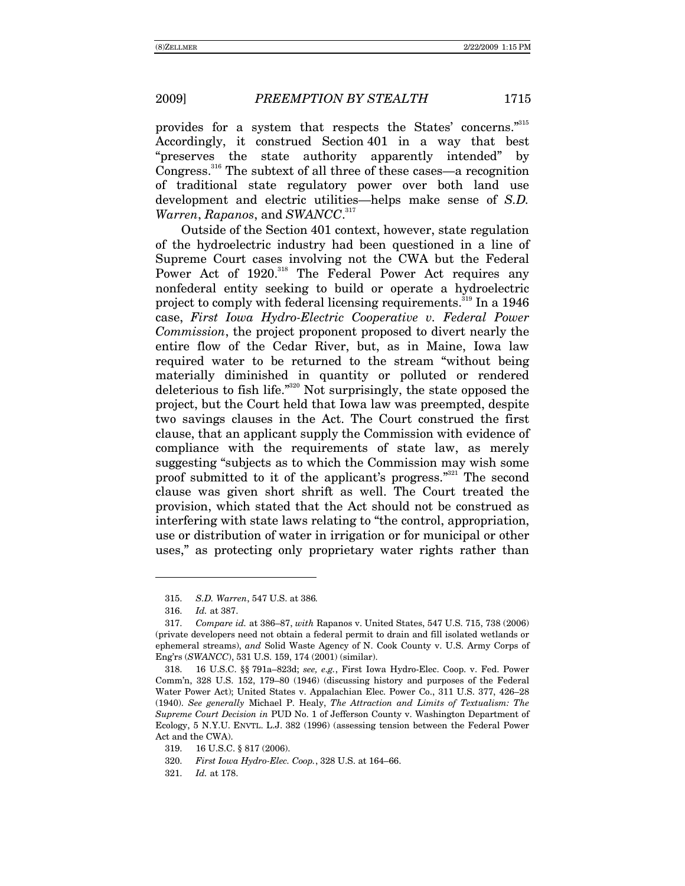provides for a system that respects the States' concerns."[315] Accordingly, it construed Section 401 in a way that best "preserves the state authority apparently intended" by Congress.[316] The subtext of all three of these cases—a recognition of traditional state regulatory power over both land use development and electric utilities—helps make sense of *S.D. Warren*, *Rapanos*, and *SWANCC*.[317]

Outside of the Section 401 context, however, state regulation of the hydroelectric industry had been questioned in a line of Supreme Court cases involving not the CWA but the Federal Power Act of 1920.[318] The Federal Power Act requires any nonfederal entity seeking to build or operate a hydroelectric project to comply with federal licensing requirements.[319] In a 1946 case, *First Iowa Hydro-Electric Cooperative v. Federal Power Commission*, the project proponent proposed to divert nearly the entire flow of the Cedar River, but, as in Maine, Iowa law required water to be returned to the stream "without being materially diminished in quantity or polluted or rendered deleterious to fish life."[320] Not surprisingly, the state opposed the project, but the Court held that Iowa law was preempted, despite two savings clauses in the Act. The Court construed the first clause, that an applicant supply the Commission with evidence of compliance with the requirements of state law, as merely suggesting "subjects as to which the Commission may wish some proof submitted to it of the applicant's progress."[321] The second clause was given short shrift as well. The Court treated the provision, which stated that the Act should not be construed as interfering with state laws relating to "the control, appropriation, use or distribution of water in irrigation or for municipal or other uses," as protecting only proprietary water rights rather than

---

315. *S.D. Warren*, 547 U.S. at 386.

316. *Id.* at 387.

317. *Compare id.* at 386–87, *with* Rapanos v. United States, 547 U.S. 715, 738 (2006) (private developers need not obtain a federal permit to drain and fill isolated wetlands or ephemeral streams), *and* Solid Waste Agency of N. Cook County v. U.S. Army Corps of Eng'rs (*SWANCC*), 531 U.S. 159, 174 (2001) (similar).

318. 16 U.S.C. §§ 791a–823d; *see, e.g.*, First Iowa Hydro-Elec. Coop. v. Fed. Power Comm'n, 328 U.S. 152, 179–80 (1946) (discussing history and purposes of the Federal Water Power Act); United States v. Appalachian Elec. Power Co., 311 U.S. 377, 426–28 (1940). *See generally* Michael P. Healy, *The Attraction and Limits of Textualism: The Supreme Court Decision in* PUD No. 1 of Jefferson County v. Washington Department of Ecology, 5 N.Y.U. ENVTL. L.J. 382 (1996) (assessing tension between the Federal Power Act and the CWA).

319. 16 U.S.C. § 817 (2006).

320. *First Iowa Hydro-Elec. Coop.*, 328 U.S. at 164–66.

321. *Id.* at 178.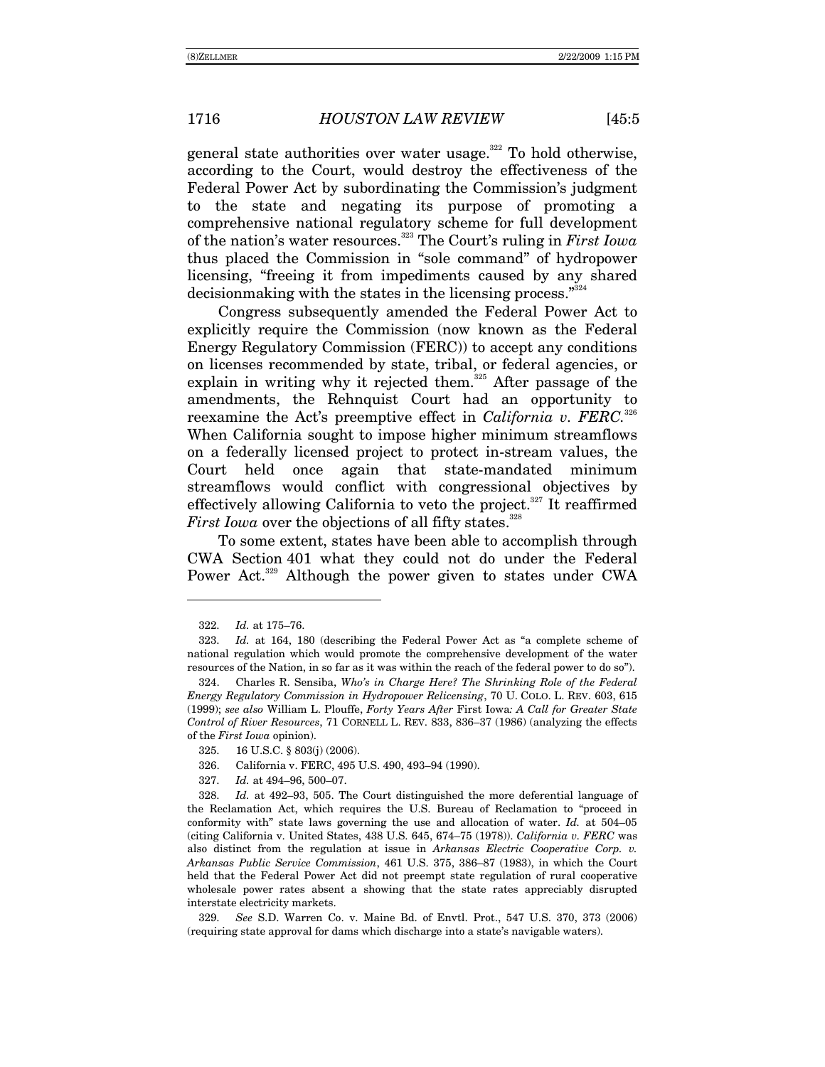general state authorities over water usage.[322] To hold otherwise, according to the Court, would destroy the effectiveness of the Federal Power Act by subordinating the Commission's judgment to the state and negating its purpose of promoting a comprehensive national regulatory scheme for full development of the nation's water resources.[323] The Court's ruling in *First Iowa* thus placed the Commission in "sole command" of hydropower licensing, "freeing it from impediments caused by any shared decisionmaking with the states in the licensing process."[324]

Congress subsequently amended the Federal Power Act to explicitly require the Commission (now known as the Federal Energy Regulatory Commission (FERC)) to accept any conditions on licenses recommended by state, tribal, or federal agencies, or explain in writing why it rejected them.[325] After passage of the amendments, the Rehnquist Court had an opportunity to reexamine the Act's preemptive effect in *California v. FERC*.[326] When California sought to impose higher minimum streamflows on a federally licensed project to protect in-stream values, the Court held once again that state-mandated minimum streamflows would conflict with congressional objectives by effectively allowing California to veto the project.[327] It reaffirmed *First Iowa* over the objections of all fifty states.[328]

To some extent, states have been able to accomplish through CWA Section 401 what they could not do under the Federal Power Act.[329] Although the power given to states under CWA

---

322. *Id.* at 175–76.

323. *Id.* at 164, 180 (describing the Federal Power Act as "a complete scheme of national regulation which would promote the comprehensive development of the water resources of the Nation, in so far as it was within the reach of the federal power to do so").

324. Charles R. Sensiba, *Who's in Charge Here? The Shrinking Role of the Federal Energy Regulatory Commission in Hydropower Relicensing*, 70 U. COLO. L. REV. 603, 615 (1999); *see also* William L. Plouffe, *Forty Years After* First Iowa*: A Call for Greater State Control of River Resources*, 71 CORNELL L. REV. 833, 836–37 (1986) (analyzing the effects of the *First Iowa* opinion).

325. 16 U.S.C. § 803(j) (2006).

326. California v. FERC, 495 U.S. 490, 493–94 (1990).

327. *Id.* at 494–96, 500–07.

328. *Id.* at 492–93, 505. The Court distinguished the more deferential language of the Reclamation Act, which requires the U.S. Bureau of Reclamation to "proceed in conformity with" state laws governing the use and allocation of water. *Id.* at 504–05 (citing California v. United States, 438 U.S. 645, 674–75 (1978)). *California v. FERC* was also distinct from the regulation at issue in *Arkansas Electric Cooperative Corp. v. Arkansas Public Service Commission*, 461 U.S. 375, 386–87 (1983), in which the Court held that the Federal Power Act did not preempt state regulation of rural cooperative wholesale power rates absent a showing that the state rates appreciably disrupted interstate electricity markets.

329. *See* S.D. Warren Co. v. Maine Bd. of Envtl. Prot., 547 U.S. 370, 373 (2006) (requiring state approval for dams which discharge into a state's navigable waters).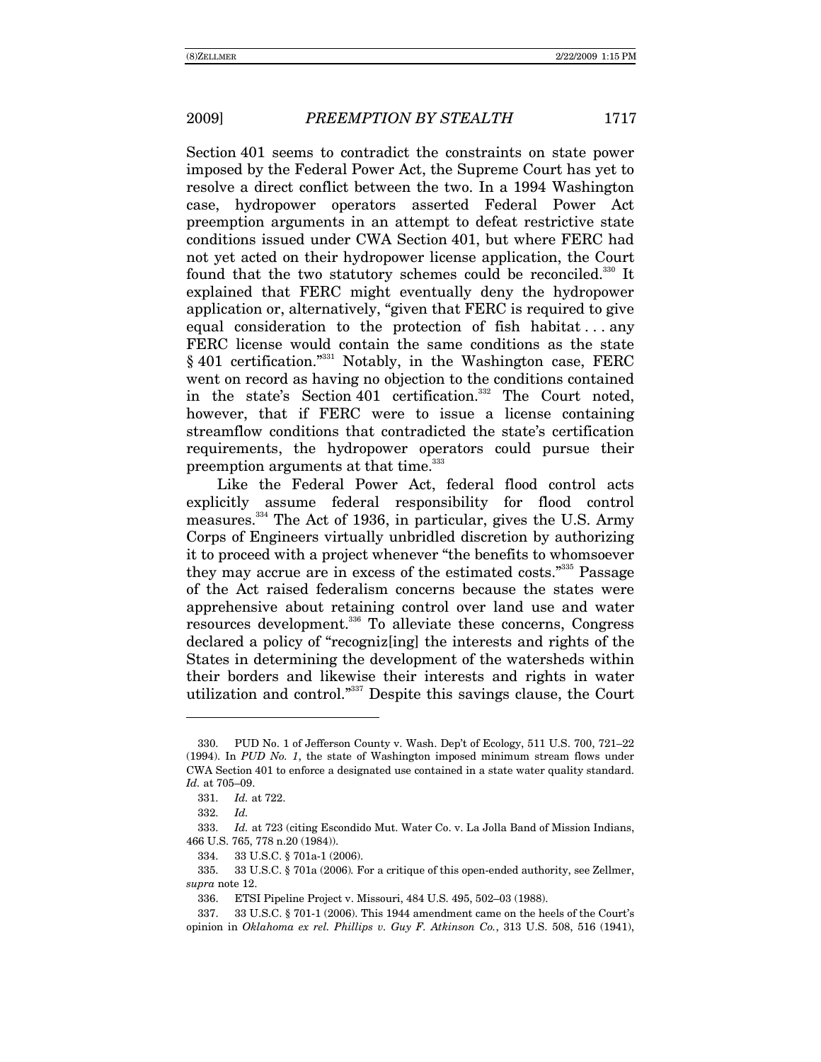Section 401 seems to contradict the constraints on state power imposed by the Federal Power Act, the Supreme Court has yet to resolve a direct conflict between the two. In a 1994 Washington case, hydropower operators asserted Federal Power Act preemption arguments in an attempt to defeat restrictive state conditions issued under CWA Section 401, but where FERC had not yet acted on their hydropower license application, the Court found that the two statutory schemes could be reconciled.[330] It explained that FERC might eventually deny the hydropower application or, alternatively, "given that FERC is required to give equal consideration to the protection of fish habitat . . . any FERC license would contain the same conditions as the state § 401 certification."[331] Notably, in the Washington case, FERC went on record as having no objection to the conditions contained in the state's Section 401 certification.[332] The Court noted, however, that if FERC were to issue a license containing streamflow conditions that contradicted the state's certification requirements, the hydropower operators could pursue their preemption arguments at that time.[333]

Like the Federal Power Act, federal flood control acts explicitly assume federal responsibility for flood control measures.[334] The Act of 1936, in particular, gives the U.S. Army Corps of Engineers virtually unbridled discretion by authorizing it to proceed with a project whenever "the benefits to whomsoever they may accrue are in excess of the estimated costs."[335] Passage of the Act raised federalism concerns because the states were apprehensive about retaining control over land use and water resources development.[336] To alleviate these concerns, Congress declared a policy of "recogniz[ing] the interests and rights of the States in determining the development of the watersheds within their borders and likewise their interests and rights in water utilization and control."[337] Despite this savings clause, the Court

---

330. PUD No. 1 of Jefferson County v. Wash. Dep't of Ecology, 511 U.S. 700, 721–22 (1994). In *PUD No. 1*, the state of Washington imposed minimum stream flows under CWA Section 401 to enforce a designated use contained in a state water quality standard. *Id.* at 705–09.

331. *Id.* at 722.

332. *Id.*

333. *Id.* at 723 (citing Escondido Mut. Water Co. v. La Jolla Band of Mission Indians, 466 U.S. 765, 778 n.20 (1984)).

334. 33 U.S.C. § 701a-1 (2006).

335. 33 U.S.C. § 701a (2006). For a critique of this open-ended authority, see Zellmer, *supra* note 12.

336. ETSI Pipeline Project v. Missouri, 484 U.S. 495, 502–03 (1988).

337. 33 U.S.C. § 701-1 (2006). This 1944 amendment came on the heels of the Court's opinion in *Oklahoma ex rel. Phillips v. Guy F. Atkinson Co.*, 313 U.S. 508, 516 (1941),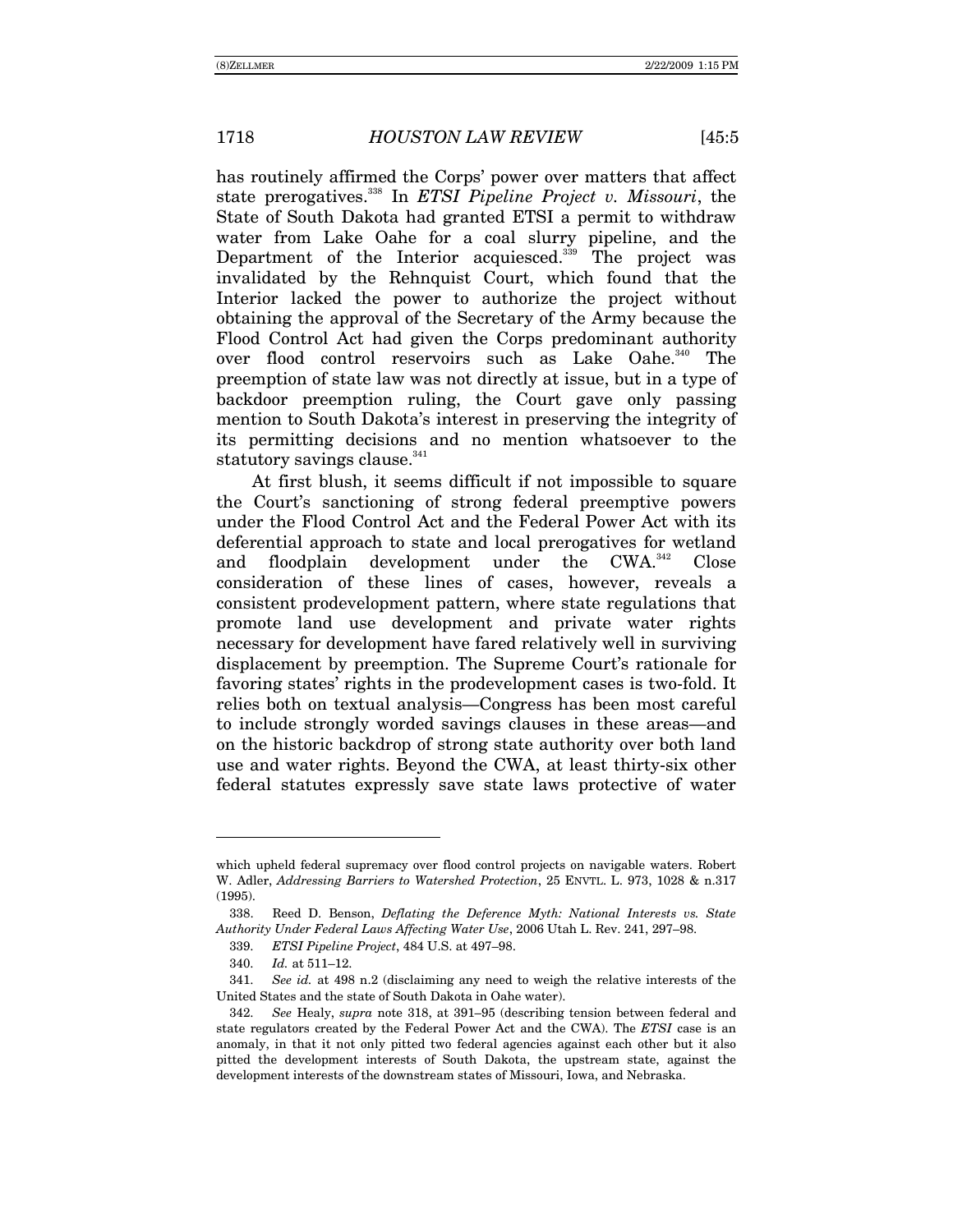has routinely affirmed the Corps' power over matters that affect state prerogatives.[338] In *ETSI Pipeline Project v. Missouri*, the State of South Dakota had granted ETSI a permit to withdraw water from Lake Oahe for a coal slurry pipeline, and the Department of the Interior acquiesced.[339] The project was invalidated by the Rehnquist Court, which found that the Interior lacked the power to authorize the project without obtaining the approval of the Secretary of the Army because the Flood Control Act had given the Corps predominant authority over flood control reservoirs such as Lake Oahe.[340] The preemption of state law was not directly at issue, but in a type of backdoor preemption ruling, the Court gave only passing mention to South Dakota's interest in preserving the integrity of its permitting decisions and no mention whatsoever to the statutory savings clause.[341]

At first blush, it seems difficult if not impossible to square the Court's sanctioning of strong federal preemptive powers under the Flood Control Act and the Federal Power Act with its deferential approach to state and local prerogatives for wetland and floodplain development under the CWA.[342] Close consideration of these lines of cases, however, reveals a consistent prodevelopment pattern, where state regulations that promote land use development and private water rights necessary for development have fared relatively well in surviving displacement by preemption. The Supreme Court's rationale for favoring states' rights in the prodevelopment cases is two-fold. It relies both on textual analysis—Congress has been most careful to include strongly worded savings clauses in these areas—and on the historic backdrop of strong state authority over both land use and water rights. Beyond the CWA, at least thirty-six other federal statutes expressly save state laws protective of water

---

which upheld federal supremacy over flood control projects on navigable waters. Robert W. Adler, *Addressing Barriers to Watershed Protection*, 25 ENVTL. L. 973, 1028 & n.317 (1995).

338. Reed D. Benson, *Deflating the Deference Myth: National Interests vs. State Authority Under Federal Laws Affecting Water Use*, 2006 Utah L. Rev. 241, 297–98.

339. *ETSI Pipeline Project*, 484 U.S. at 497–98.

340. *Id.* at 511–12.

341. *See id.* at 498 n.2 (disclaiming any need to weigh the relative interests of the United States and the state of South Dakota in Oahe water).

342. *See* Healy, *supra* note 318, at 391–95 (describing tension between federal and state regulators created by the Federal Power Act and the CWA). The *ETSI* case is an anomaly, in that it not only pitted two federal agencies against each other but it also pitted the development interests of South Dakota, the upstream state, against the development interests of the downstream states of Missouri, Iowa, and Nebraska.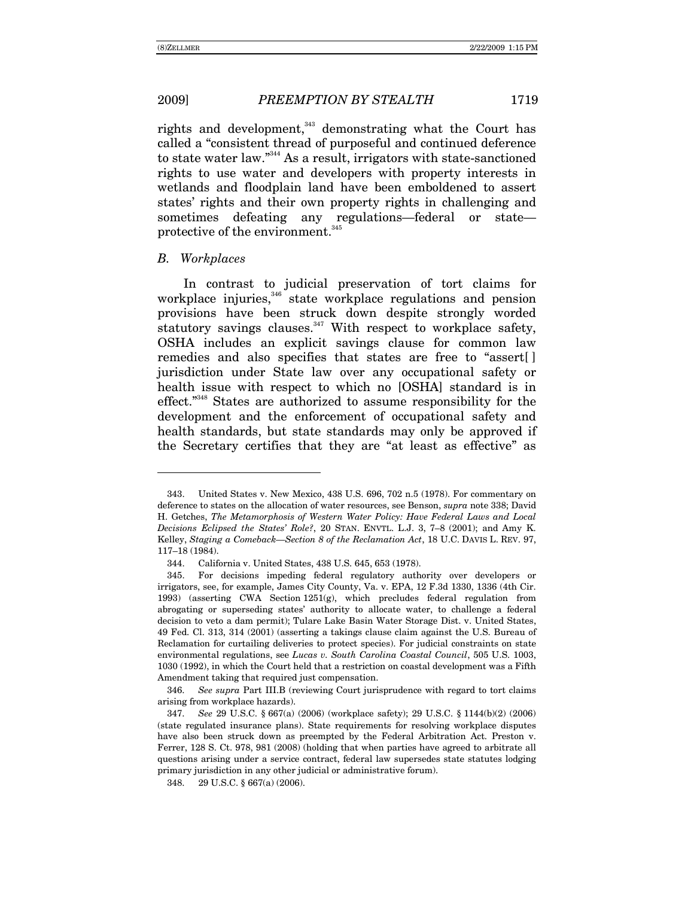rights and development,[343] demonstrating what the Court has called a "consistent thread of purposeful and continued deference to state water law."[344] As a result, irrigators with state-sanctioned rights to use water and developers with property interests in wetlands and floodplain land have been emboldened to assert states' rights and their own property rights in challenging and sometimes defeating any regulations—federal or state—protective of the environment.[345]

### *B. Workplaces*

In contrast to judicial preservation of tort claims for workplace injuries,[346] state workplace regulations and pension provisions have been struck down despite strongly worded statutory savings clauses.[347] With respect to workplace safety, OSHA includes an explicit savings clause for common law remedies and also specifies that states are free to "assert[ ] jurisdiction under State law over any occupational safety or health issue with respect to which no [OSHA] standard is in effect."[348] States are authorized to assume responsibility for the development and the enforcement of occupational safety and health standards, but state standards may only be approved if the Secretary certifies that they are "at least as effective" as

---

343. United States v. New Mexico, 438 U.S. 696, 702 n.5 (1978). For commentary on deference to states on the allocation of water resources, see Benson, *supra* note 338; David H. Getches, *The Metamorphosis of Western Water Policy: Have Federal Laws and Local Decisions Eclipsed the States' Role?*, 20 STAN. ENVTL. L.J. 3, 7–8 (2001); and Amy K. Kelley, *Staging a Comeback—Section 8 of the Reclamation Act*, 18 U.C. DAVIS L. REV. 97, 117–18 (1984).

344. California v. United States, 438 U.S. 645, 653 (1978).

345. For decisions impeding federal regulatory authority over developers or irrigators, see, for example, James City County, Va. v. EPA, 12 F.3d 1330, 1336 (4th Cir. 1993) (asserting CWA Section 1251(g), which precludes federal regulation from abrogating or superseding states' authority to allocate water, to challenge a federal decision to veto a dam permit); Tulare Lake Basin Water Storage Dist. v. United States, 49 Fed. Cl. 313, 314 (2001) (asserting a takings clause claim against the U.S. Bureau of Reclamation for curtailing deliveries to protect species). For judicial constraints on state environmental regulations, see *Lucas v. South Carolina Coastal Council*, 505 U.S. 1003, 1030 (1992), in which the Court held that a restriction on coastal development was a Fifth Amendment taking that required just compensation.

346. *See supra* Part III.B (reviewing Court jurisprudence with regard to tort claims arising from workplace hazards).

347. *See* 29 U.S.C. § 667(a) (2006) (workplace safety); 29 U.S.C. § 1144(b)(2) (2006) (state regulated insurance plans). State requirements for resolving workplace disputes have also been struck down as preempted by the Federal Arbitration Act. Preston v. Ferrer, 128 S. Ct. 978, 981 (2008) (holding that when parties have agreed to arbitrate all questions arising under a service contract, federal law supersedes state statutes lodging primary jurisdiction in any other judicial or administrative forum).

348. 29 U.S.C. § 667(a) (2006).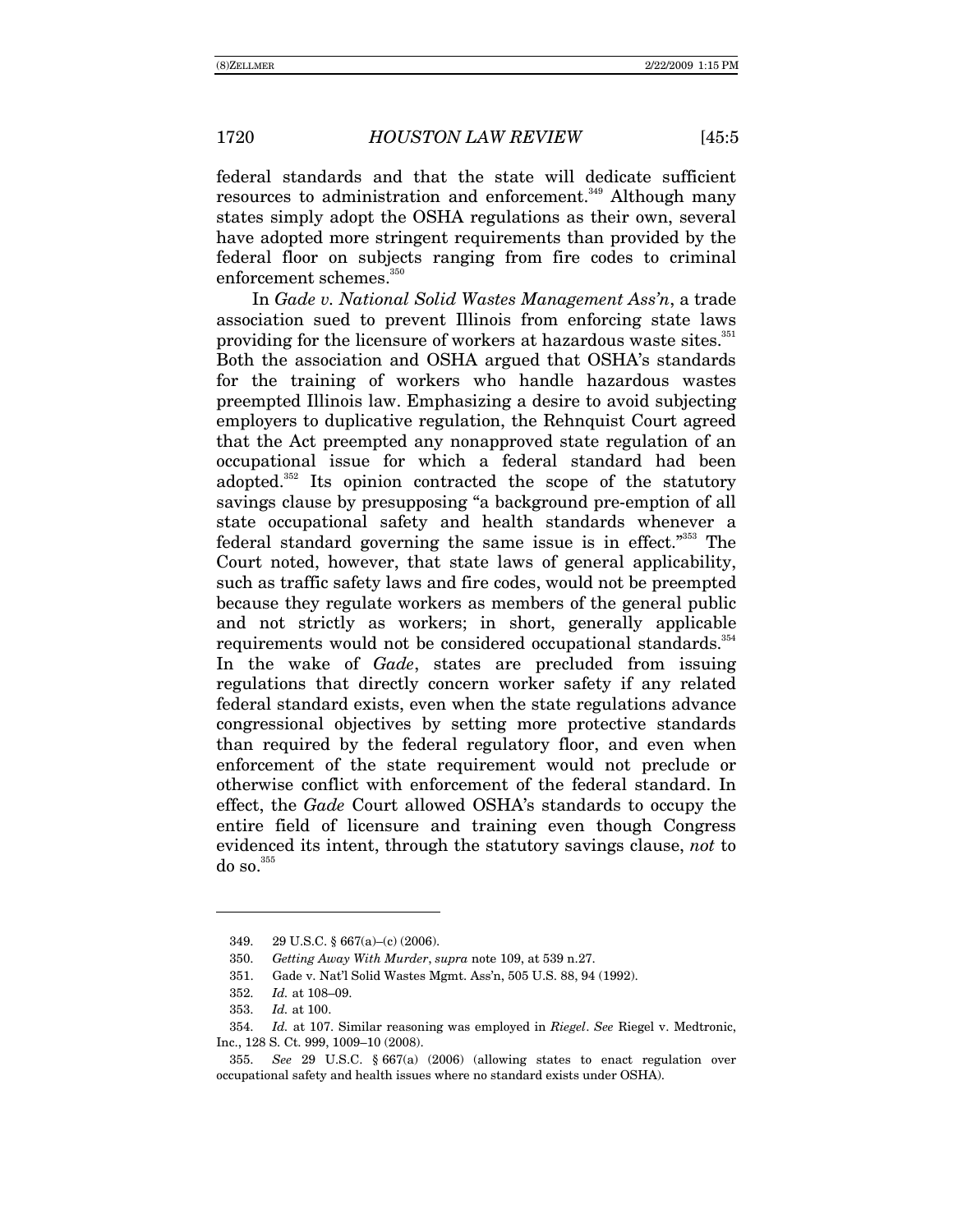federal standards and that the state will dedicate sufficient resources to administration and enforcement.[349] Although many states simply adopt the OSHA regulations as their own, several have adopted more stringent requirements than provided by the federal floor on subjects ranging from fire codes to criminal enforcement schemes.[350]

In *Gade v. National Solid Wastes Management Ass'n*, a trade association sued to prevent Illinois from enforcing state laws providing for the licensure of workers at hazardous waste sites.[351] Both the association and OSHA argued that OSHA's standards for the training of workers who handle hazardous wastes preempted Illinois law. Emphasizing a desire to avoid subjecting employers to duplicative regulation, the Rehnquist Court agreed that the Act preempted any nonapproved state regulation of an occupational issue for which a federal standard had been adopted.[352] Its opinion contracted the scope of the statutory savings clause by presupposing "a background pre-emption of all state occupational safety and health standards whenever a federal standard governing the same issue is in effect."[353] The Court noted, however, that state laws of general applicability, such as traffic safety laws and fire codes, would not be preempted because they regulate workers as members of the general public and not strictly as workers; in short, generally applicable requirements would not be considered occupational standards.[354] In the wake of *Gade*, states are precluded from issuing regulations that directly concern worker safety if any related federal standard exists, even when the state regulations advance congressional objectives by setting more protective standards than required by the federal regulatory floor, and even when enforcement of the state requirement would not preclude or otherwise conflict with enforcement of the federal standard. In effect, the *Gade* Court allowed OSHA's standards to occupy the entire field of licensure and training even though Congress evidenced its intent, through the statutory savings clause, *not* to do so.[355]

---

349. 29 U.S.C. § 667(a)–(c) (2006).

350. *Getting Away With Murder*, *supra* note 109, at 539 n.27.

351. Gade v. Nat'l Solid Wastes Mgmt. Ass'n, 505 U.S. 88, 94 (1992).

352. *Id.* at 108–09.

353. *Id.* at 100.

354. *Id.* at 107. Similar reasoning was employed in *Riegel*. *See* Riegel v. Medtronic, Inc., 128 S. Ct. 999, 1009–10 (2008).

355. *See* 29 U.S.C. § 667(a) (2006) (allowing states to enact regulation over occupational safety and health issues where no standard exists under OSHA).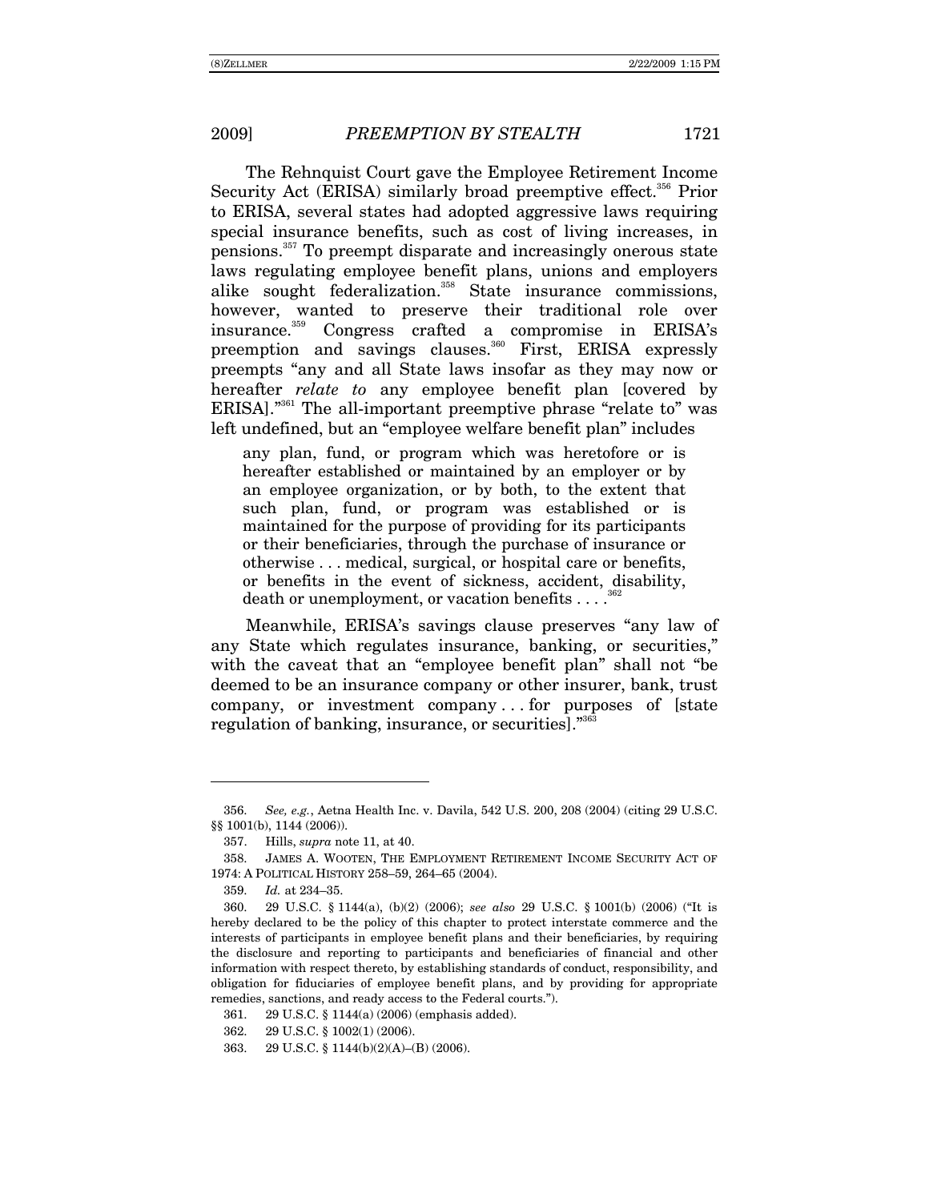The Rehnquist Court gave the Employee Retirement Income Security Act (ERISA) similarly broad preemptive effect.[356] Prior to ERISA, several states had adopted aggressive laws requiring special insurance benefits, such as cost of living increases, in pensions.[357] To preempt disparate and increasingly onerous state laws regulating employee benefit plans, unions and employers alike sought federalization.[358] State insurance commissions, however, wanted to preserve their traditional role over insurance.[359] Congress crafted a compromise in ERISA's preemption and savings clauses.[360] First, ERISA expressly preempts "any and all State laws insofar as they may now or hereafter *relate to* any employee benefit plan [covered by ERISA]."[361] The all-important preemptive phrase "relate to" was left undefined, but an "employee welfare benefit plan" includes

> any plan, fund, or program which was heretofore or is hereafter established or maintained by an employer or by an employee organization, or by both, to the extent that such plan, fund, or program was established or is maintained for the purpose of providing for its participants or their beneficiaries, through the purchase of insurance or otherwise . . . medical, surgical, or hospital care or benefits, or benefits in the event of sickness, accident, disability, death or unemployment, or vacation benefits . . . .[362]

Meanwhile, ERISA's savings clause preserves "any law of any State which regulates insurance, banking, or securities," with the caveat that an "employee benefit plan" shall not "be deemed to be an insurance company or other insurer, bank, trust company, or investment company . . . for purposes of [state regulation of banking, insurance, or securities]."[363]

---

356. *See, e.g.*, Aetna Health Inc. v. Davila, 542 U.S. 200, 208 (2004) (citing 29 U.S.C. §§ 1001(b), 1144 (2006)).

357. Hills, *supra* note 11, at 40.

358. JAMES A. WOOTEN, THE EMPLOYMENT RETIREMENT INCOME SECURITY ACT OF 1974: A POLITICAL HISTORY 258–59, 264–65 (2004).

359. *Id.* at 234–35.

360. 29 U.S.C. § 1144(a), (b)(2) (2006); *see also* 29 U.S.C. § 1001(b) (2006) ("It is hereby declared to be the policy of this chapter to protect interstate commerce and the interests of participants in employee benefit plans and their beneficiaries, by requiring the disclosure and reporting to participants and beneficiaries of financial and other information with respect thereto, by establishing standards of conduct, responsibility, and obligation for fiduciaries of employee benefit plans, and by providing for appropriate remedies, sanctions, and ready access to the Federal courts.").

361. 29 U.S.C. § 1144(a) (2006) (emphasis added).

362. 29 U.S.C. § 1002(1) (2006).

363. 29 U.S.C. § 1144(b)(2)(A)–(B) (2006).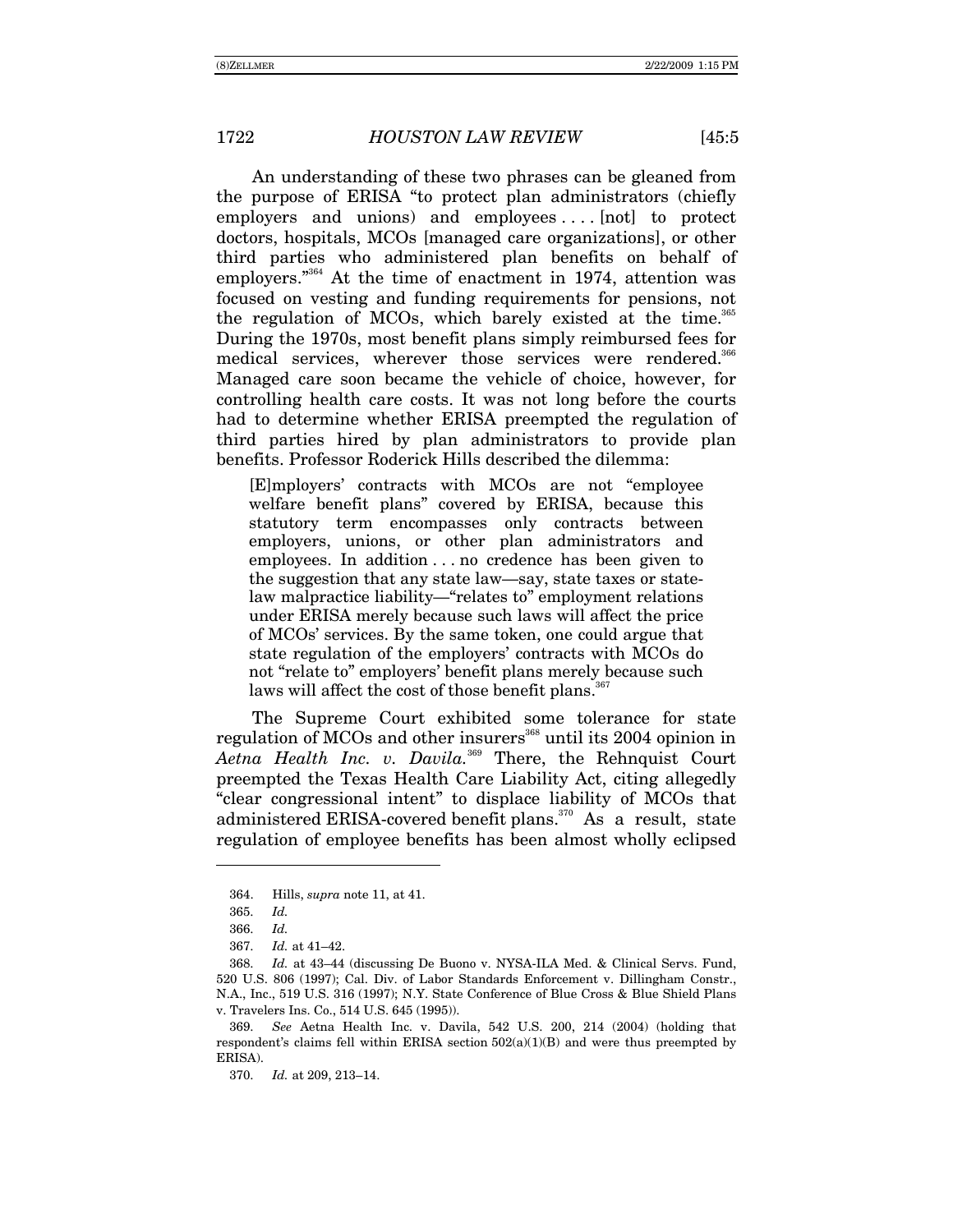An understanding of these two phrases can be gleaned from the purpose of ERISA "to protect plan administrators (chiefly employers and unions) and employees . . . . [not] to protect doctors, hospitals, MCOs [managed care organizations], or other third parties who administered plan benefits on behalf of employers."[364] At the time of enactment in 1974, attention was focused on vesting and funding requirements for pensions, not the regulation of MCOs, which barely existed at the time.[365] During the 1970s, most benefit plans simply reimbursed fees for medical services, wherever those services were rendered.[366] Managed care soon became the vehicle of choice, however, for controlling health care costs. It was not long before the courts had to determine whether ERISA preempted the regulation of third parties hired by plan administrators to provide plan benefits. Professor Roderick Hills described the dilemma:

> [E]mployers' contracts with MCOs are not "employee welfare benefit plans" covered by ERISA, because this statutory term encompasses only contracts between employers, unions, or other plan administrators and employees. In addition . . . no credence has been given to the suggestion that any state law—say, state taxes or state-law malpractice liability—"relates to" employment relations under ERISA merely because such laws will affect the price of MCOs' services. By the same token, one could argue that state regulation of the employers' contracts with MCOs do not "relate to" employers' benefit plans merely because such laws will affect the cost of those benefit plans.[367]

The Supreme Court exhibited some tolerance for state regulation of MCOs and other insurers[368] until its 2004 opinion in *Aetna Health Inc. v. Davila*.[369] There, the Rehnquist Court preempted the Texas Health Care Liability Act, citing allegedly "clear congressional intent" to displace liability of MCOs that administered ERISA-covered benefit plans.[370] As a result, state regulation of employee benefits has been almost wholly eclipsed

---

364. Hills, *supra* note 11, at 41.

365. *Id.*

366. *Id.*

367. *Id.* at 41–42.

368. *Id.* at 43–44 (discussing De Buono v. NYSA-ILA Med. & Clinical Servs. Fund, 520 U.S. 806 (1997); Cal. Div. of Labor Standards Enforcement v. Dillingham Constr., N.A., Inc., 519 U.S. 316 (1997); N.Y. State Conference of Blue Cross & Blue Shield Plans v. Travelers Ins. Co., 514 U.S. 645 (1995)).

369. *See* Aetna Health Inc. v. Davila, 542 U.S. 200, 214 (2004) (holding that respondent's claims fell within ERISA section 502(a)(1)(B) and were thus preempted by ERISA).

370. *Id.* at 209, 213–14.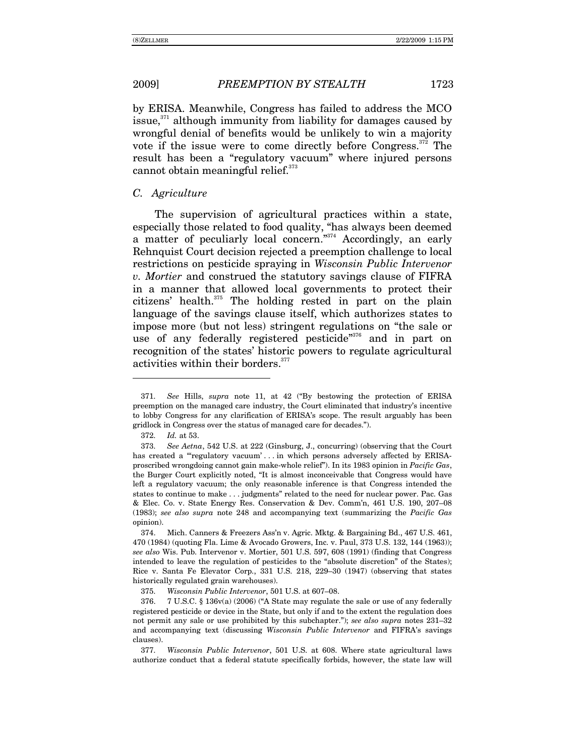by ERISA. Meanwhile, Congress has failed to address the MCO issue,[371] although immunity from liability for damages caused by wrongful denial of benefits would be unlikely to win a majority vote if the issue were to come directly before Congress.[372] The result has been a "regulatory vacuum" where injured persons cannot obtain meaningful relief.[373]

### *C. Agriculture*

The supervision of agricultural practices within a state, especially those related to food quality, "has always been deemed a matter of peculiarly local concern."[374] Accordingly, an early Rehnquist Court decision rejected a preemption challenge to local restrictions on pesticide spraying in *Wisconsin Public Intervenor v. Mortier* and construed the statutory savings clause of FIFRA in a manner that allowed local governments to protect their citizens' health.[375] The holding rested in part on the plain language of the savings clause itself, which authorizes states to impose more (but not less) stringent regulations on "the sale or use of any federally registered pesticide"[376] and in part on recognition of the states' historic powers to regulate agricultural activities within their borders.[377]

---

371. *See* Hills, *supra* note 11, at 42 ("By bestowing the protection of ERISA preemption on the managed care industry, the Court eliminated that industry's incentive to lobby Congress for any clarification of ERISA's scope. The result arguably has been gridlock in Congress over the status of managed care for decades.").

372. *Id.* at 53.

373. *See Aetna*, 542 U.S. at 222 (Ginsburg, J., concurring) (observing that the Court has created a "'regulatory vacuum' . . . in which persons adversely affected by ERISA-proscribed wrongdoing cannot gain make-whole relief"). In its 1983 opinion in *Pacific Gas*, the Burger Court explicitly noted, "It is almost inconceivable that Congress would have left a regulatory vacuum; the only reasonable inference is that Congress intended the states to continue to make . . . judgments" related to the need for nuclear power. Pac. Gas & Elec. Co. v. State Energy Res. Conservation & Dev. Comm'n, 461 U.S. 190, 207–08 (1983); *see also supra* note 248 and accompanying text (summarizing the *Pacific Gas* opinion).

374. Mich. Canners & Freezers Ass'n v. Agric. Mktg. & Bargaining Bd., 467 U.S. 461, 470 (1984) (quoting Fla. Lime & Avocado Growers, Inc. v. Paul, 373 U.S. 132, 144 (1963)); *see also* Wis. Pub. Intervenor v. Mortier, 501 U.S. 597, 608 (1991) (finding that Congress intended to leave the regulation of pesticides to the "absolute discretion" of the States); Rice v. Santa Fe Elevator Corp., 331 U.S. 218, 229–30 (1947) (observing that states historically regulated grain warehouses).

375. *Wisconsin Public Intervenor*, 501 U.S. at 607–08.

376. 7 U.S.C. § 136v(a) (2006) ("A State may regulate the sale or use of any federally registered pesticide or device in the State, but only if and to the extent the regulation does not permit any sale or use prohibited by this subchapter."); *see also supra* notes 231–32 and accompanying text (discussing *Wisconsin Public Intervenor* and FIFRA's savings clauses).

377. *Wisconsin Public Intervenor*, 501 U.S. at 608. Where state agricultural laws authorize conduct that a federal statute specifically forbids, however, the state law will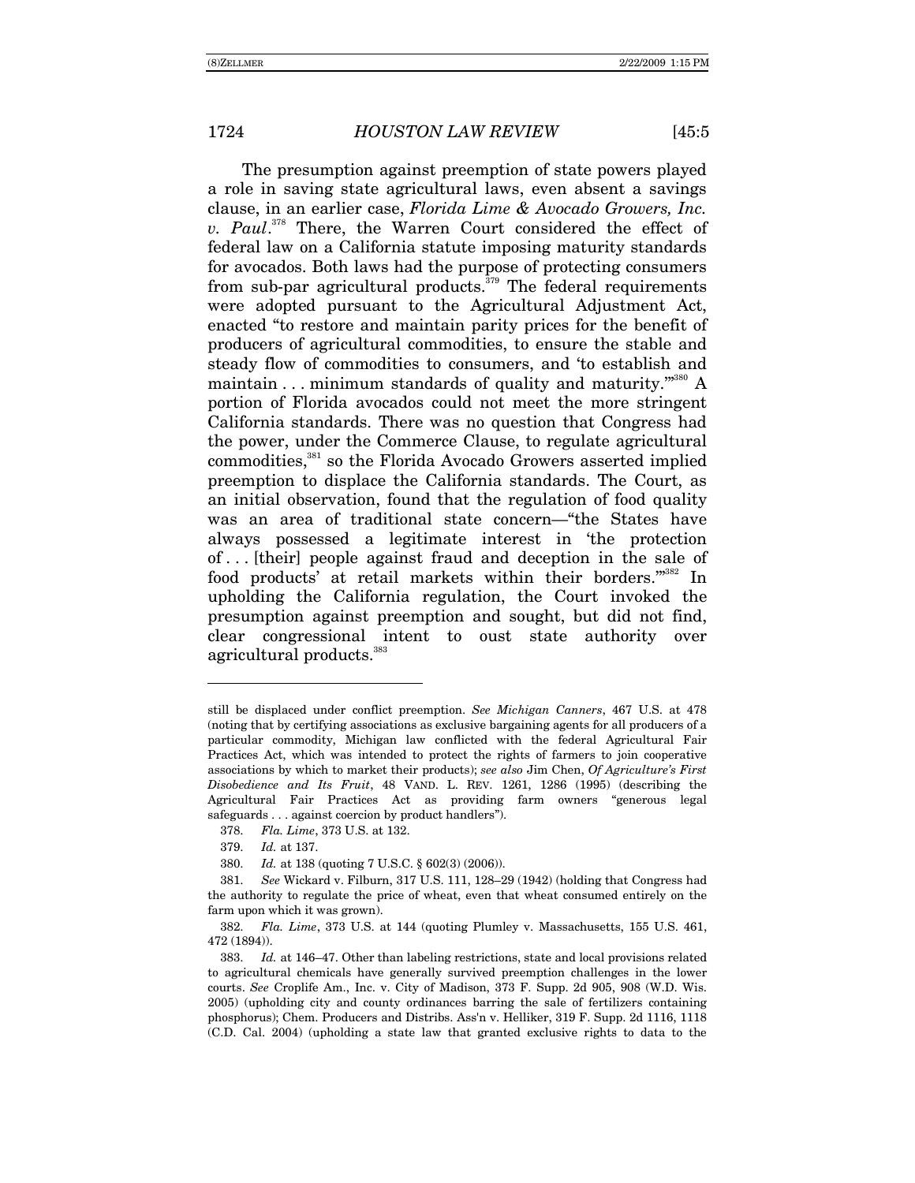The presumption against preemption of state powers played a role in saving state agricultural laws, even absent a savings clause, in an earlier case, *Florida Lime & Avocado Growers, Inc. v. Paul*.[378] There, the Warren Court considered the effect of federal law on a California statute imposing maturity standards for avocados. Both laws had the purpose of protecting consumers from sub-par agricultural products.[379] The federal requirements were adopted pursuant to the Agricultural Adjustment Act, enacted "to restore and maintain parity prices for the benefit of producers of agricultural commodities, to ensure the stable and steady flow of commodities to consumers, and 'to establish and maintain . . . minimum standards of quality and maturity.'"[380] A portion of Florida avocados could not meet the more stringent California standards. There was no question that Congress had the power, under the Commerce Clause, to regulate agricultural commodities,[381] so the Florida Avocado Growers asserted implied preemption to displace the California standards. The Court, as an initial observation, found that the regulation of food quality was an area of traditional state concern—"the States have always possessed a legitimate interest in 'the protection of . . . [their] people against fraud and deception in the sale of food products' at retail markets within their borders."[382] In upholding the California regulation, the Court invoked the presumption against preemption and sought, but did not find, clear congressional intent to oust state authority over agricultural products.[383]

---

still be displaced under conflict preemption. *See Michigan Canners*, 467 U.S. at 478 (noting that by certifying associations as exclusive bargaining agents for all producers of a particular commodity, Michigan law conflicted with the federal Agricultural Fair Practices Act, which was intended to protect the rights of farmers to join cooperative associations by which to market their products); *see also* Jim Chen, *Of Agriculture's First Disobedience and Its Fruit*, 48 VAND. L. REV. 1261, 1286 (1995) (describing the Agricultural Fair Practices Act as providing farm owners "generous legal safeguards . . . against coercion by product handlers").

378. *Fla. Lime*, 373 U.S. at 132.

379. *Id.* at 137.

380. *Id.* at 138 (quoting 7 U.S.C. § 602(3) (2006)).

381. *See* Wickard v. Filburn, 317 U.S. 111, 128–29 (1942) (holding that Congress had the authority to regulate the price of wheat, even that wheat consumed entirely on the farm upon which it was grown).

382. *Fla. Lime*, 373 U.S. at 144 (quoting Plumley v. Massachusetts, 155 U.S. 461, 472 (1894)).

383. *Id.* at 146–47. Other than labeling restrictions, state and local provisions related to agricultural chemicals have generally survived preemption challenges in the lower courts. *See* Croplife Am., Inc. v. City of Madison, 373 F. Supp. 2d 905, 908 (W.D. Wis. 2005) (upholding city and county ordinances barring the sale of fertilizers containing phosphorus); Chem. Producers and Distribs. Ass'n v. Helliker, 319 F. Supp. 2d 1116, 1118 (C.D. Cal. 2004) (upholding a state law that granted exclusive rights to data to the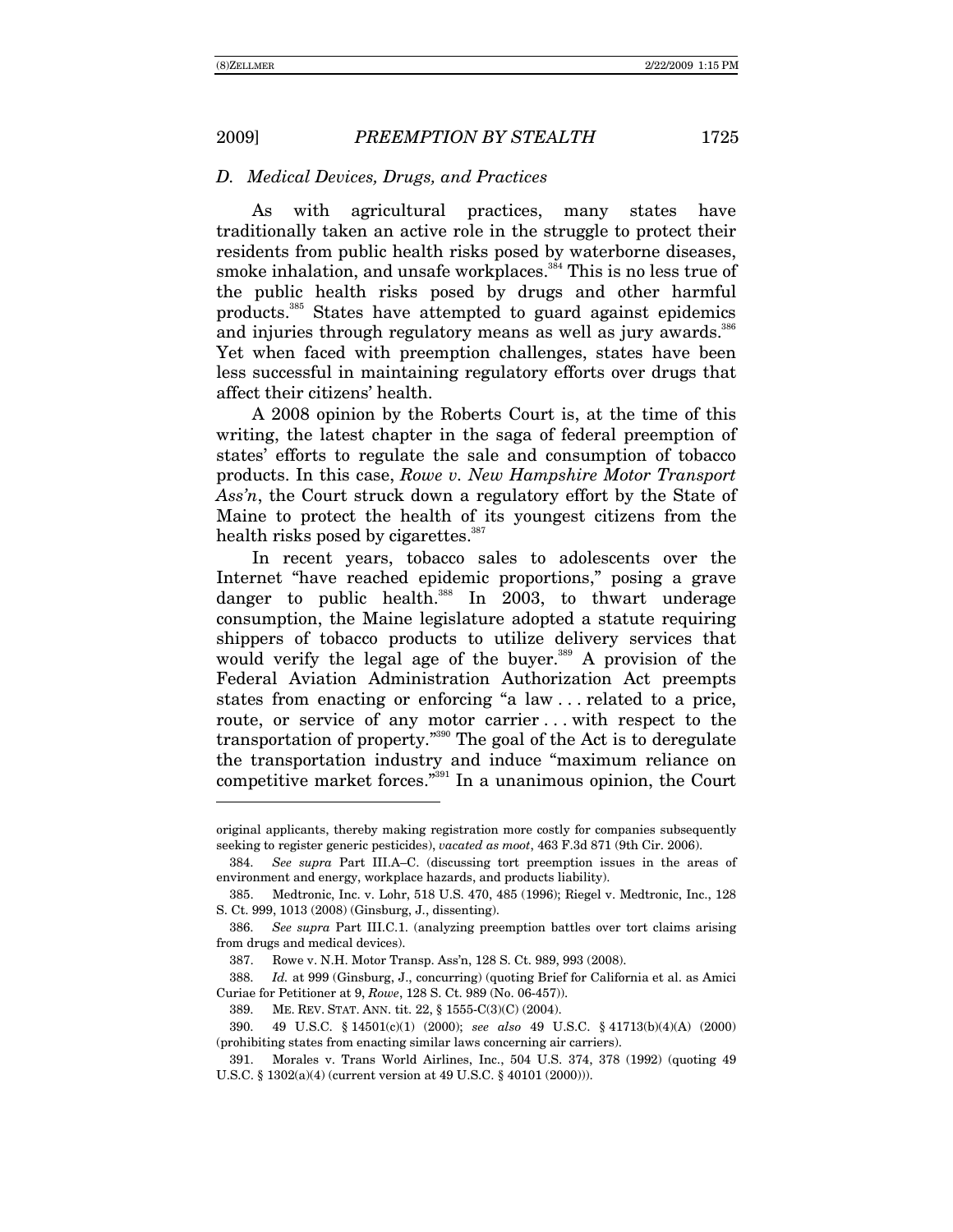### D. Medical Devices, Drugs, and Practices

As with agricultural practices, many states have traditionally taken an active role in the struggle to protect their residents from public health risks posed by waterborne diseases, smoke inhalation, and unsafe workplaces.[384] This is no less true of the public health risks posed by drugs and other harmful products.[385] States have attempted to guard against epidemics and injuries through regulatory means as well as jury awards.[386] Yet when faced with preemption challenges, states have been less successful in maintaining regulatory efforts over drugs that affect their citizens' health.

A 2008 opinion by the Roberts Court is, at the time of this writing, the latest chapter in the saga of federal preemption of states' efforts to regulate the sale and consumption of tobacco products. In this case, *Rowe v. New Hampshire Motor Transport Ass'n*, the Court struck down a regulatory effort by the State of Maine to protect the health of its youngest citizens from the health risks posed by cigarettes.[387]

In recent years, tobacco sales to adolescents over the Internet "have reached epidemic proportions," posing a grave danger to public health.[388] In 2003, to thwart underage consumption, the Maine legislature adopted a statute requiring shippers of tobacco products to utilize delivery services that would verify the legal age of the buyer.[389] A provision of the Federal Aviation Administration Authorization Act preempts states from enacting or enforcing "a law . . . related to a price, route, or service of any motor carrier . . . with respect to the transportation of property."[390] The goal of the Act is to deregulate the transportation industry and induce "maximum reliance on competitive market forces."[391] In a unanimous opinion, the Court

---

original applicants, thereby making registration more costly for companies subsequently seeking to register generic pesticides), *vacated as moot*, 463 F.3d 871 (9th Cir. 2006).

384. *See supra* Part III.A–C. (discussing tort preemption issues in the areas of environment and energy, workplace hazards, and products liability).

385. Medtronic, Inc. v. Lohr, 518 U.S. 470, 485 (1996); Riegel v. Medtronic, Inc., 128 S. Ct. 999, 1013 (2008) (Ginsburg, J., dissenting).

386. *See supra* Part III.C.1. (analyzing preemption battles over tort claims arising from drugs and medical devices).

387. Rowe v. N.H. Motor Transp. Ass'n, 128 S. Ct. 989, 993 (2008).

388. *Id.* at 999 (Ginsburg, J., concurring) (quoting Brief for California et al. as Amici Curiae for Petitioner at 9, *Rowe*, 128 S. Ct. 989 (No. 06-457)).

389. ME. REV. STAT. ANN. tit. 22, § 1555-C(3)(C) (2004).

390. 49 U.S.C. § 14501(c)(1) (2000); *see also* 49 U.S.C. § 41713(b)(4)(A) (2000) (prohibiting states from enacting similar laws concerning air carriers).

391. Morales v. Trans World Airlines, Inc., 504 U.S. 374, 378 (1992) (quoting 49 U.S.C. § 1302(a)(4) (current version at 49 U.S.C. § 40101 (2000))).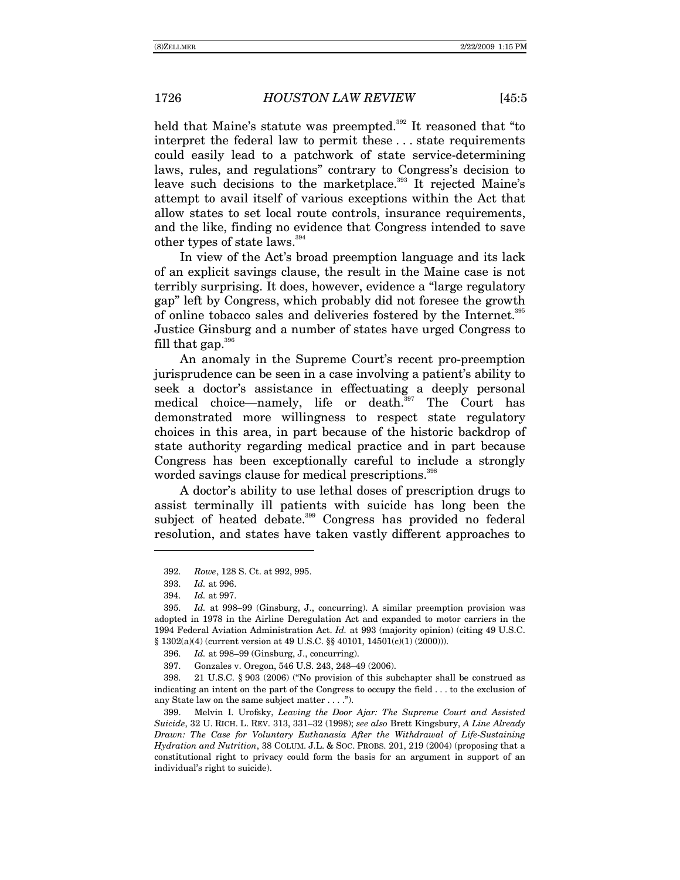held that Maine's statute was preempted.[392] It reasoned that "to interpret the federal law to permit these . . . state requirements could easily lead to a patchwork of state service-determining laws, rules, and regulations" contrary to Congress's decision to leave such decisions to the marketplace.[393] It rejected Maine's attempt to avail itself of various exceptions within the Act that allow states to set local route controls, insurance requirements, and the like, finding no evidence that Congress intended to save other types of state laws.[394]

In view of the Act's broad preemption language and its lack of an explicit savings clause, the result in the Maine case is not terribly surprising. It does, however, evidence a "large regulatory gap" left by Congress, which probably did not foresee the growth of online tobacco sales and deliveries fostered by the Internet.[395] Justice Ginsburg and a number of states have urged Congress to fill that gap.[396]

An anomaly in the Supreme Court's recent pro-preemption jurisprudence can be seen in a case involving a patient's ability to seek a doctor's assistance in effectuating a deeply personal medical choice—namely, life or death.[397] The Court has demonstrated more willingness to respect state regulatory choices in this area, in part because of the historic backdrop of state authority regarding medical practice and in part because Congress has been exceptionally careful to include a strongly worded savings clause for medical prescriptions.[398]

A doctor's ability to use lethal doses of prescription drugs to assist terminally ill patients with suicide has long been the subject of heated debate.[399] Congress has provided no federal resolution, and states have taken vastly different approaches to

---

392. *Rowe*, 128 S. Ct. at 992, 995.

393. *Id.* at 996.

394. *Id.* at 997.

395. *Id.* at 998–99 (Ginsburg, J., concurring). A similar preemption provision was adopted in 1978 in the Airline Deregulation Act and expanded to motor carriers in the 1994 Federal Aviation Administration Act. *Id.* at 993 (majority opinion) (citing 49 U.S.C. § 1302(a)(4) (current version at 49 U.S.C. §§ 40101, 14501(c)(1) (2000))).

396. *Id.* at 998–99 (Ginsburg, J., concurring).

397. Gonzales v. Oregon, 546 U.S. 243, 248–49 (2006).

398. 21 U.S.C. § 903 (2006) ("No provision of this subchapter shall be construed as indicating an intent on the part of the Congress to occupy the field . . . to the exclusion of any State law on the same subject matter . . . .").

399. Melvin I. Urofsky, *Leaving the Door Ajar: The Supreme Court and Assisted Suicide*, 32 U. RICH. L. REV. 313, 331–32 (1998); *see also* Brett Kingsbury, *A Line Already Drawn: The Case for Voluntary Euthanasia After the Withdrawal of Life-Sustaining Hydration and Nutrition*, 38 COLUM. J.L. & SOC. PROBS. 201, 219 (2004) (proposing that a constitutional right to privacy could form the basis for an argument in support of an individual's right to suicide).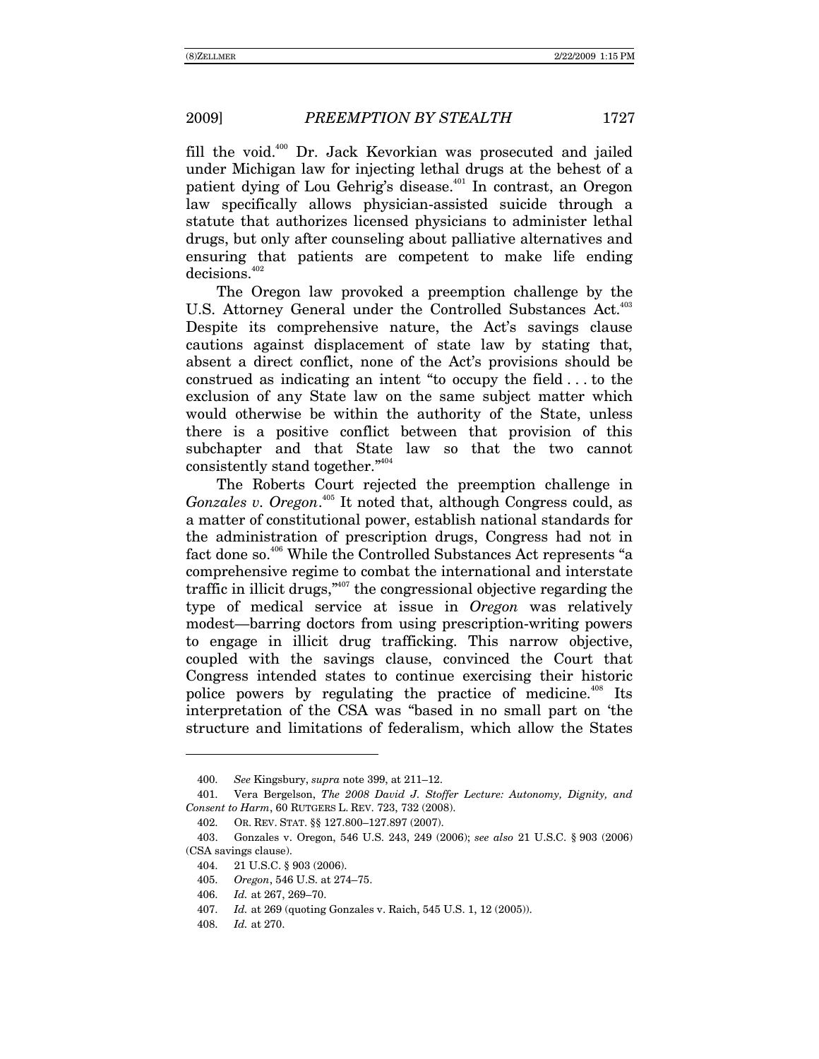fill the void.[400] Dr. Jack Kevorkian was prosecuted and jailed under Michigan law for injecting lethal drugs at the behest of a patient dying of Lou Gehrig's disease.[401] In contrast, an Oregon law specifically allows physician-assisted suicide through a statute that authorizes licensed physicians to administer lethal drugs, but only after counseling about palliative alternatives and ensuring that patients are competent to make life ending decisions.[402]

The Oregon law provoked a preemption challenge by the U.S. Attorney General under the Controlled Substances Act.[403] Despite its comprehensive nature, the Act's savings clause cautions against displacement of state law by stating that, absent a direct conflict, none of the Act's provisions should be construed as indicating an intent "to occupy the field . . . to the exclusion of any State law on the same subject matter which would otherwise be within the authority of the State, unless there is a positive conflict between that provision of this subchapter and that State law so that the two cannot consistently stand together."[404]

The Roberts Court rejected the preemption challenge in *Gonzales v. Oregon*.[405] It noted that, although Congress could, as a matter of constitutional power, establish national standards for the administration of prescription drugs, Congress had not in fact done so.[406] While the Controlled Substances Act represents "a comprehensive regime to combat the international and interstate traffic in illicit drugs,"[407] the congressional objective regarding the type of medical service at issue in *Oregon* was relatively modest—barring doctors from using prescription-writing powers to engage in illicit drug trafficking. This narrow objective, coupled with the savings clause, convinced the Court that Congress intended states to continue exercising their historic police powers by regulating the practice of medicine.[408] Its interpretation of the CSA was "based in no small part on 'the structure and limitations of federalism, which allow the States

---

400. *See* Kingsbury, *supra* note 399, at 211–12.

401. Vera Bergelson, *The 2008 David J. Stoffer Lecture: Autonomy, Dignity, and Consent to Harm*, 60 RUTGERS L. REV. 723, 732 (2008).

402. OR. REV. STAT. §§ 127.800–127.897 (2007).

403. Gonzales v. Oregon, 546 U.S. 243, 249 (2006); *see also* 21 U.S.C. § 903 (2006) (CSA savings clause).

404. 21 U.S.C. § 903 (2006).

405. *Oregon*, 546 U.S. at 274–75.

406. *Id.* at 267, 269–70.

407. *Id.* at 269 (quoting Gonzales v. Raich, 545 U.S. 1, 12 (2005)).

408. *Id.* at 270.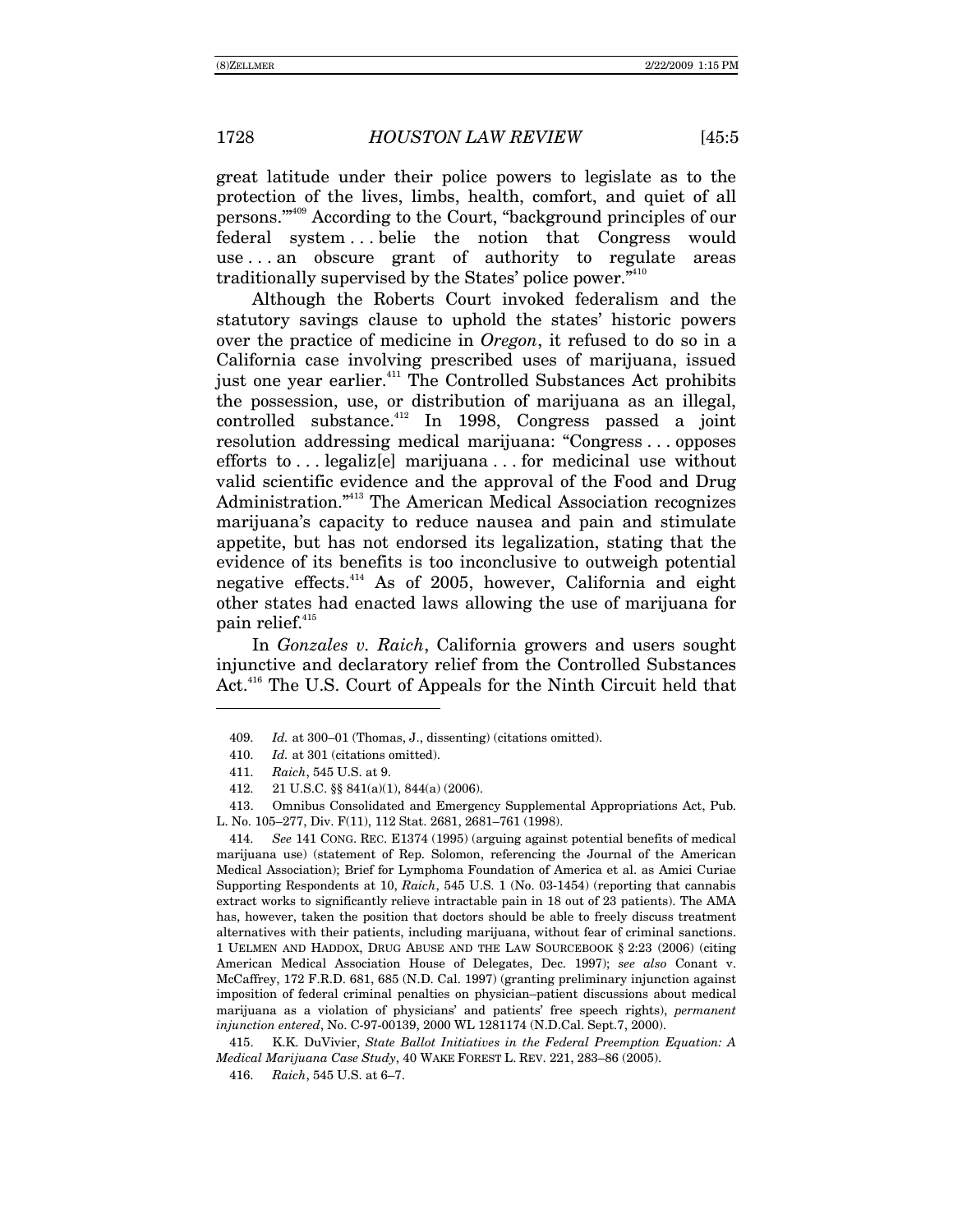great latitude under their police powers to legislate as to the protection of the lives, limbs, health, comfort, and quiet of all persons.'"[409] According to the Court, "background principles of our federal system . . . belie the notion that Congress would use . . . an obscure grant of authority to regulate areas traditionally supervised by the States' police power."[410]

Although the Roberts Court invoked federalism and the statutory savings clause to uphold the states' historic powers over the practice of medicine in *Oregon*, it refused to do so in a California case involving prescribed uses of marijuana, issued just one year earlier.[411] The Controlled Substances Act prohibits the possession, use, or distribution of marijuana as an illegal, controlled substance.[412] In 1998, Congress passed a joint resolution addressing medical marijuana: "Congress . . . opposes efforts to . . . legaliz[e] marijuana . . . for medicinal use without valid scientific evidence and the approval of the Food and Drug Administration."[413] The American Medical Association recognizes marijuana's capacity to reduce nausea and pain and stimulate appetite, but has not endorsed its legalization, stating that the evidence of its benefits is too inconclusive to outweigh potential negative effects.[414] As of 2005, however, California and eight other states had enacted laws allowing the use of marijuana for pain relief.[415]

In *Gonzales v. Raich*, California growers and users sought injunctive and declaratory relief from the Controlled Substances Act.[416] The U.S. Court of Appeals for the Ninth Circuit held that

---

409. *Id.* at 300–01 (Thomas, J., dissenting) (citations omitted).

410. *Id.* at 301 (citations omitted).

411. *Raich*, 545 U.S. at 9.

412. 21 U.S.C. §§ 841(a)(1), 844(a) (2006).

413. Omnibus Consolidated and Emergency Supplemental Appropriations Act, Pub. L. No. 105–277, Div. F(11), 112 Stat. 2681, 2681–761 (1998).

414. *See* 141 CONG. REC. E1374 (1995) (arguing against potential benefits of medical marijuana use) (statement of Rep. Solomon, referencing the Journal of the American Medical Association); Brief for Lymphoma Foundation of America et al. as Amici Curiae Supporting Respondents at 10, *Raich*, 545 U.S. 1 (No. 03-1454) (reporting that cannabis extract works to significantly relieve intractable pain in 18 out of 23 patients). The AMA has, however, taken the position that doctors should be able to freely discuss treatment alternatives with their patients, including marijuana, without fear of criminal sanctions. 1 UELMEN AND HADDOX, DRUG ABUSE AND THE LAW SOURCEBOOK § 2:23 (2006) (citing American Medical Association House of Delegates, Dec. 1997); *see also* Conant v. McCaffrey, 172 F.R.D. 681, 685 (N.D. Cal. 1997) (granting preliminary injunction against imposition of federal criminal penalties on physician–patient discussions about medical marijuana as a violation of physicians' and patients' free speech rights), *permanent injunction entered*, No. C-97-00139, 2000 WL 1281174 (N.D.Cal. Sept.7, 2000).

415. K.K. DuVivier, *State Ballot Initiatives in the Federal Preemption Equation: A Medical Marijuana Case Study*, 40 WAKE FOREST L. REV. 221, 283–86 (2005).

416. *Raich*, 545 U.S. at 6–7.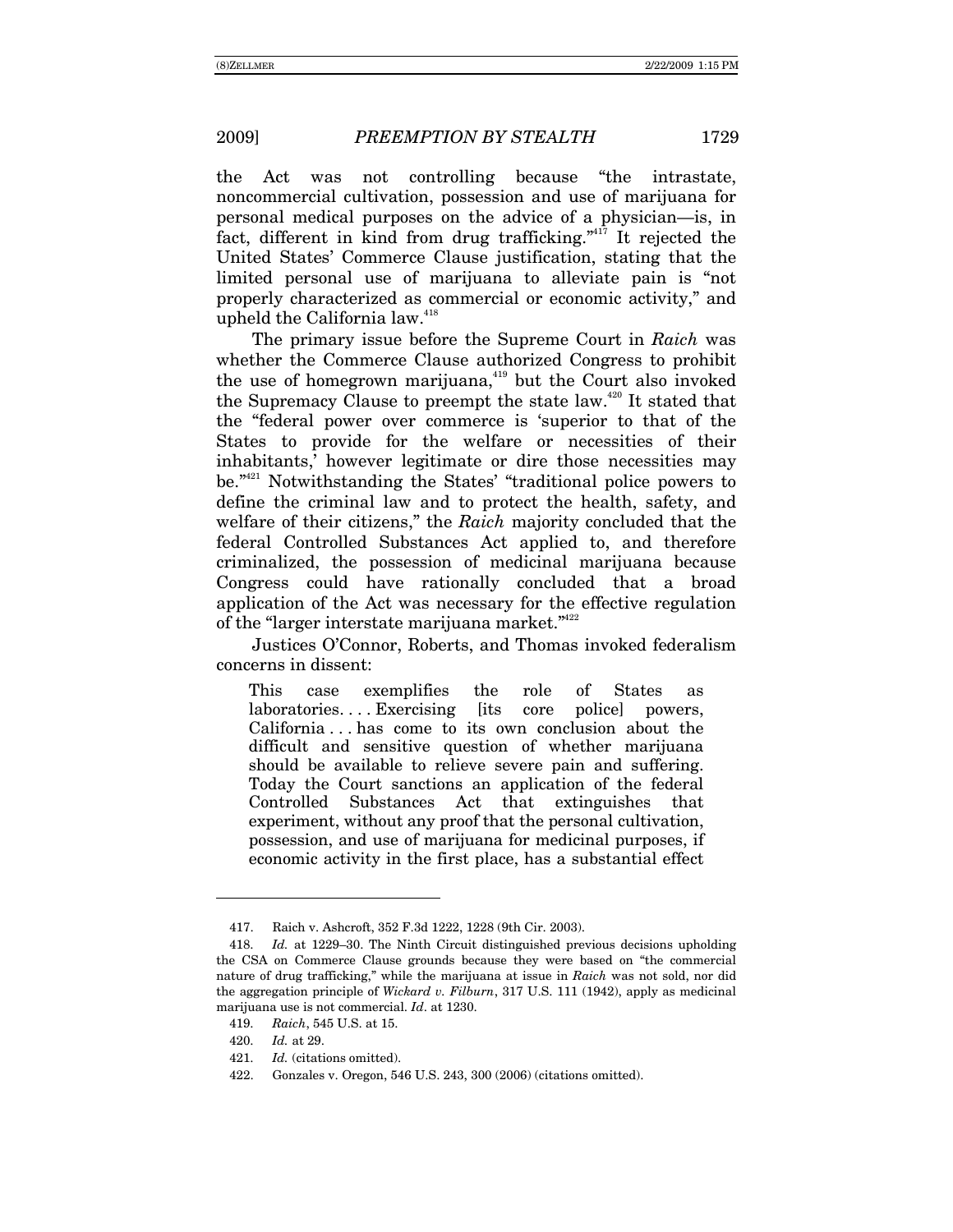the Act was not controlling because "the intrastate, noncommercial cultivation, possession and use of marijuana for personal medical purposes on the advice of a physician—is, in fact, different in kind from drug trafficking."[417] It rejected the United States' Commerce Clause justification, stating that the limited personal use of marijuana to alleviate pain is "not properly characterized as commercial or economic activity," and upheld the California law.[418]

The primary issue before the Supreme Court in *Raich* was whether the Commerce Clause authorized Congress to prohibit the use of homegrown marijuana,[419] but the Court also invoked the Supremacy Clause to preempt the state law.[420] It stated that the "federal power over commerce is 'superior to that of the States to provide for the welfare or necessities of their inhabitants,' however legitimate or dire those necessities may be."[421] Notwithstanding the States' "traditional police powers to define the criminal law and to protect the health, safety, and welfare of their citizens," the *Raich* majority concluded that the federal Controlled Substances Act applied to, and therefore criminalized, the possession of medicinal marijuana because Congress could have rationally concluded that a broad application of the Act was necessary for the effective regulation of the "larger interstate marijuana market."[422]

Justices O'Connor, Roberts, and Thomas invoked federalism concerns in dissent:

> This case exemplifies the role of States as laboratories. . . . Exercising [its core police] powers, California . . . has come to its own conclusion about the difficult and sensitive question of whether marijuana should be available to relieve severe pain and suffering. Today the Court sanctions an application of the federal Controlled Substances Act that extinguishes that experiment, without any proof that the personal cultivation, possession, and use of marijuana for medicinal purposes, if economic activity in the first place, has a substantial effect

---

417. Raich v. Ashcroft, 352 F.3d 1222, 1228 (9th Cir. 2003).

418. *Id.* at 1229–30. The Ninth Circuit distinguished previous decisions upholding the CSA on Commerce Clause grounds because they were based on "the commercial nature of drug trafficking," while the marijuana at issue in *Raich* was not sold, nor did the aggregation principle of *Wickard v. Filburn*, 317 U.S. 111 (1942), apply as medicinal marijuana use is not commercial. *Id*. at 1230.

419. *Raich*, 545 U.S. at 15.

420. *Id.* at 29.

421. *Id.* (citations omitted).

422. Gonzales v. Oregon, 546 U.S. 243, 300 (2006) (citations omitted).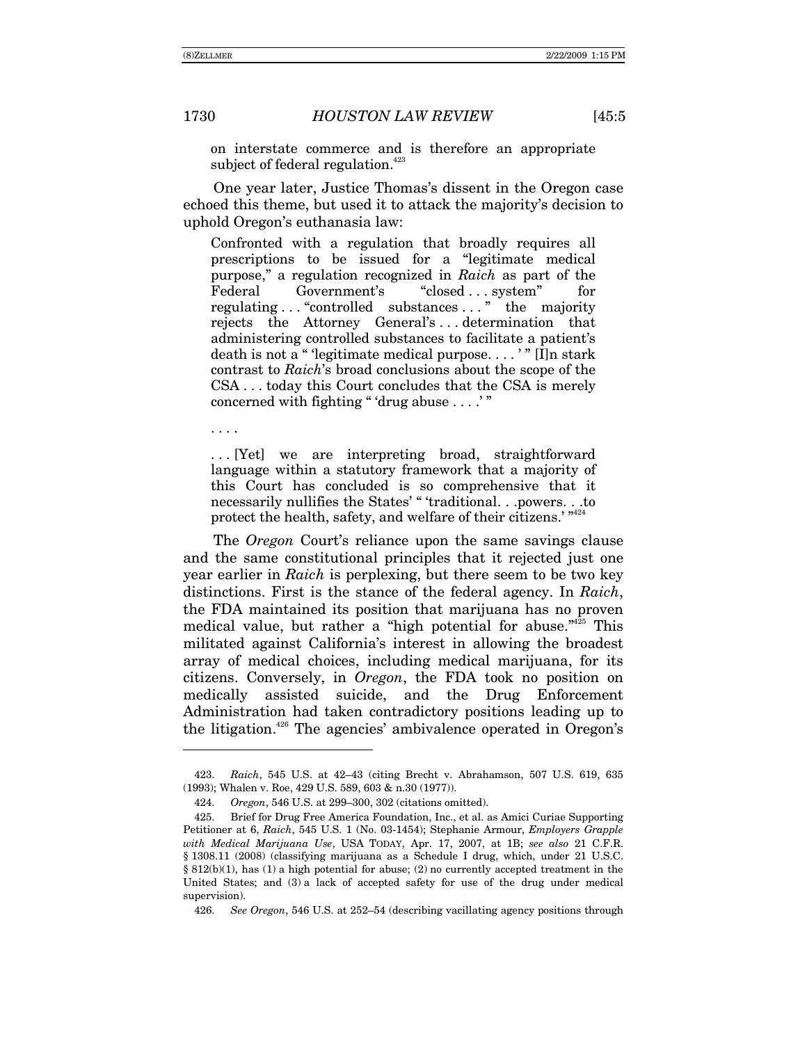on interstate commerce and is therefore an appropriate subject of federal regulation.[423]

One year later, Justice Thomas's dissent in the Oregon case echoed this theme, but used it to attack the majority's decision to uphold Oregon's euthanasia law:

> Confronted with a regulation that broadly requires all prescriptions to be issued for a "legitimate medical purpose," a regulation recognized in *Raich* as part of the Federal Government's "closed . . . system" for regulating . . . "controlled substances . . . " the majority rejects the Attorney General's . . . determination that administering controlled substances to facilitate a patient's death is not a " 'legitimate medical purpose. . . . ' " [I]n stark contrast to *Raich*'s broad conclusions about the scope of the CSA . . . today this Court concludes that the CSA is merely concerned with fighting " 'drug abuse . . . .' "
>
> . . . .
>
> . . . [Yet] we are interpreting broad, straightforward language within a statutory framework that a majority of this Court has concluded is so comprehensive that it necessarily nullifies the States' " 'traditional. . .powers. . .to protect the health, safety, and welfare of their citizens.' "[424]

The *Oregon* Court's reliance upon the same savings clause and the same constitutional principles that it rejected just one year earlier in *Raich* is perplexing, but there seem to be two key distinctions. First is the stance of the federal agency. In *Raich*, the FDA maintained its position that marijuana has no proven medical value, but rather a "high potential for abuse."[425] This militated against California's interest in allowing the broadest array of medical choices, including medical marijuana, for its citizens. Conversely, in *Oregon*, the FDA took no position on medically assisted suicide, and the Drug Enforcement Administration had taken contradictory positions leading up to the litigation.[426] The agencies' ambivalence operated in Oregon's

---

423. *Raich*, 545 U.S. at 42–43 (citing Brecht v. Abrahamson, 507 U.S. 619, 635 (1993); Whalen v. Roe, 429 U.S. 589, 603 & n.30 (1977)).

424. *Oregon*, 546 U.S. at 299–300, 302 (citations omitted).

425. Brief for Drug Free America Foundation, Inc., et al. as Amici Curiae Supporting Petitioner at 6, *Raich*, 545 U.S. 1 (No. 03-1454); Stephanie Armour, *Employers Grapple with Medical Marijuana Use*, USA TODAY, Apr. 17, 2007, at 1B; *see also* 21 C.F.R. § 1308.11 (2008) (classifying marijuana as a Schedule I drug, which, under 21 U.S.C. § 812(b)(1), has (1) a high potential for abuse; (2) no currently accepted treatment in the United States; and (3) a lack of accepted safety for use of the drug under medical supervision).

426. *See Oregon*, 546 U.S. at 252–54 (describing vacillating agency positions through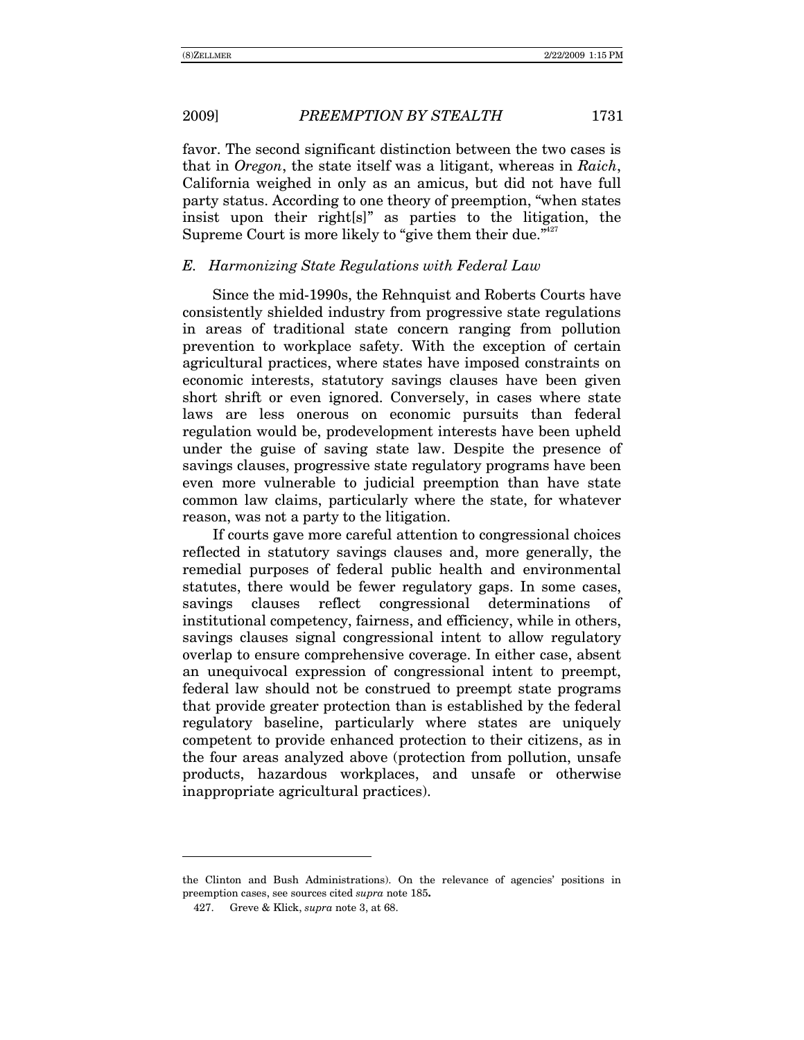favor. The second significant distinction between the two cases is that in *Oregon*, the state itself was a litigant, whereas in *Raich*, California weighed in only as an amicus, but did not have full party status. According to one theory of preemption, "when states insist upon their right[s]" as parties to the litigation, the Supreme Court is more likely to "give them their due."[427]

### *E. Harmonizing State Regulations with Federal Law*

Since the mid-1990s, the Rehnquist and Roberts Courts have consistently shielded industry from progressive state regulations in areas of traditional state concern ranging from pollution prevention to workplace safety. With the exception of certain agricultural practices, where states have imposed constraints on economic interests, statutory savings clauses have been given short shrift or even ignored. Conversely, in cases where state laws are less onerous on economic pursuits than federal regulation would be, prodevelopment interests have been upheld under the guise of saving state law. Despite the presence of savings clauses, progressive state regulatory programs have been even more vulnerable to judicial preemption than have state common law claims, particularly where the state, for whatever reason, was not a party to the litigation.

If courts gave more careful attention to congressional choices reflected in statutory savings clauses and, more generally, the remedial purposes of federal public health and environmental statutes, there would be fewer regulatory gaps. In some cases, savings clauses reflect congressional determinations of institutional competency, fairness, and efficiency, while in others, savings clauses signal congressional intent to allow regulatory overlap to ensure comprehensive coverage. In either case, absent an unequivocal expression of congressional intent to preempt, federal law should not be construed to preempt state programs that provide greater protection than is established by the federal regulatory baseline, particularly where states are uniquely competent to provide enhanced protection to their citizens, as in the four areas analyzed above (protection from pollution, unsafe products, hazardous workplaces, and unsafe or otherwise inappropriate agricultural practices).

---

the Clinton and Bush Administrations). On the relevance of agencies' positions in preemption cases, see sources cited *supra* note 185.

427. Greve & Klick, *supra* note 3, at 68.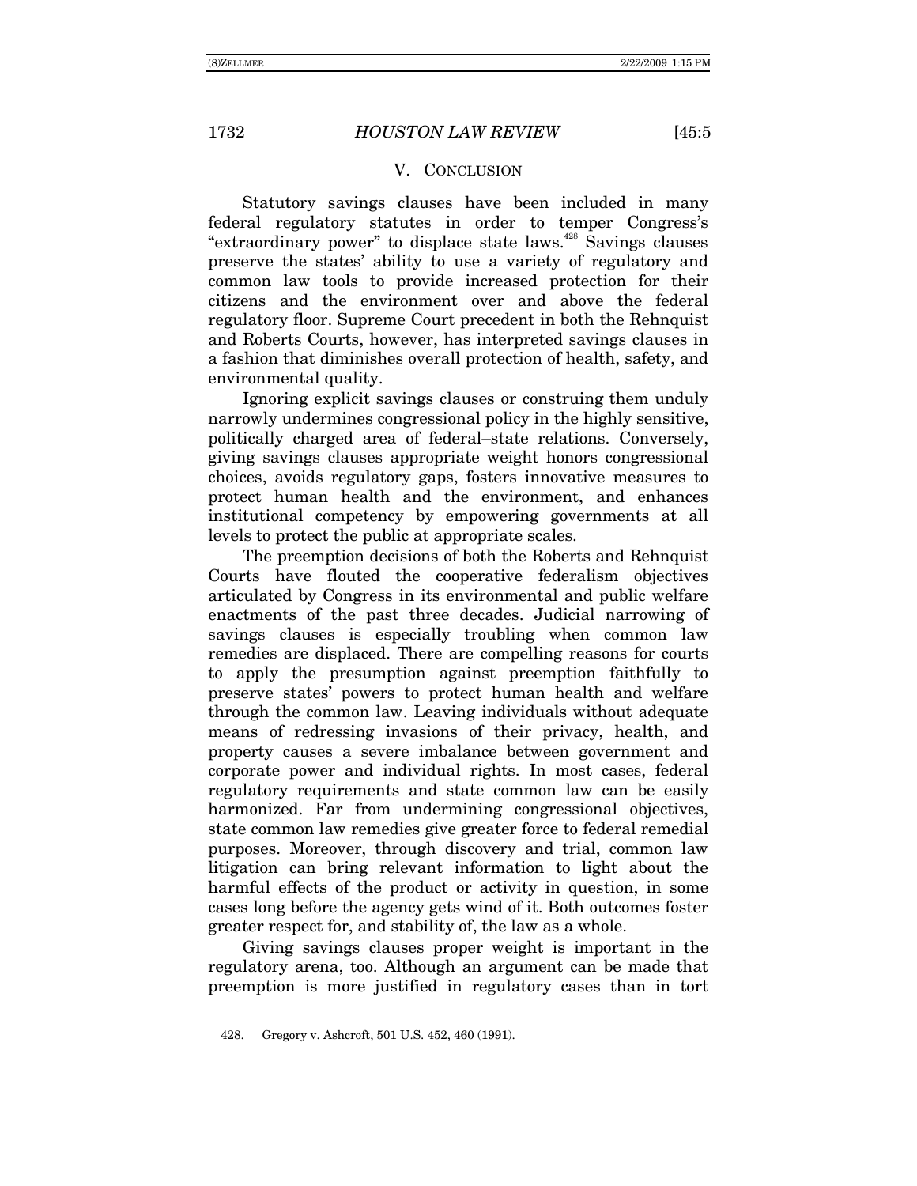## V. CONCLUSION

Statutory savings clauses have been included in many federal regulatory statutes in order to temper Congress's "extraordinary power" to displace state laws.[428] Savings clauses preserve the states' ability to use a variety of regulatory and common law tools to provide increased protection for their citizens and the environment over and above the federal regulatory floor. Supreme Court precedent in both the Rehnquist and Roberts Courts, however, has interpreted savings clauses in a fashion that diminishes overall protection of health, safety, and environmental quality.

Ignoring explicit savings clauses or construing them unduly narrowly undermines congressional policy in the highly sensitive, politically charged area of federal–state relations. Conversely, giving savings clauses appropriate weight honors congressional choices, avoids regulatory gaps, fosters innovative measures to protect human health and the environment, and enhances institutional competency by empowering governments at all levels to protect the public at appropriate scales.

The preemption decisions of both the Roberts and Rehnquist Courts have flouted the cooperative federalism objectives articulated by Congress in its environmental and public welfare enactments of the past three decades. Judicial narrowing of savings clauses is especially troubling when common law remedies are displaced. There are compelling reasons for courts to apply the presumption against preemption faithfully to preserve states' powers to protect human health and welfare through the common law. Leaving individuals without adequate means of redressing invasions of their privacy, health, and property causes a severe imbalance between government and corporate power and individual rights. In most cases, federal regulatory requirements and state common law can be easily harmonized. Far from undermining congressional objectives, state common law remedies give greater force to federal remedial purposes. Moreover, through discovery and trial, common law litigation can bring relevant information to light about the harmful effects of the product or activity in question, in some cases long before the agency gets wind of it. Both outcomes foster greater respect for, and stability of, the law as a whole.

Giving savings clauses proper weight is important in the regulatory arena, too. Although an argument can be made that preemption is more justified in regulatory cases than in tort

---

428. Gregory v. Ashcroft, 501 U.S. 452, 460 (1991).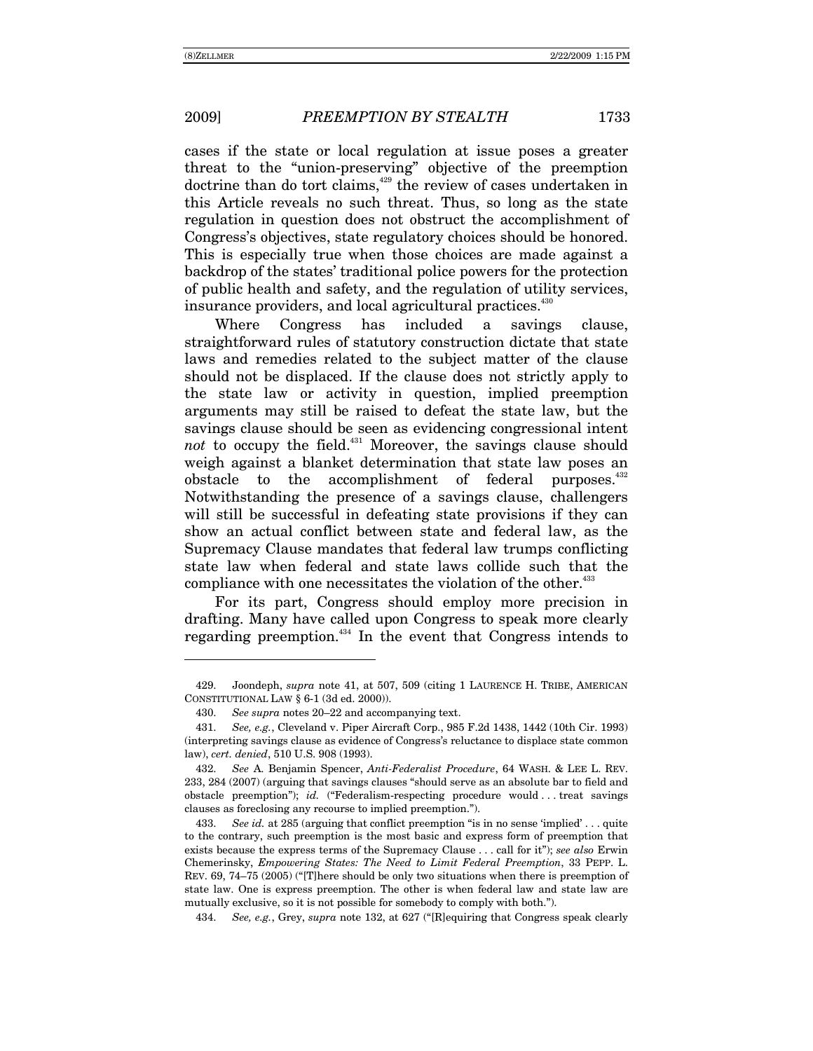cases if the state or local regulation at issue poses a greater threat to the "union-preserving" objective of the preemption doctrine than do tort claims,[429] the review of cases undertaken in this Article reveals no such threat. Thus, so long as the state regulation in question does not obstruct the accomplishment of Congress's objectives, state regulatory choices should be honored. This is especially true when those choices are made against a backdrop of the states' traditional police powers for the protection of public health and safety, and the regulation of utility services, insurance providers, and local agricultural practices.[430]

Where Congress has included a savings clause, straightforward rules of statutory construction dictate that state laws and remedies related to the subject matter of the clause should not be displaced. If the clause does not strictly apply to the state law or activity in question, implied preemption arguments may still be raised to defeat the state law, but the savings clause should be seen as evidencing congressional intent *not* to occupy the field.[431] Moreover, the savings clause should weigh against a blanket determination that state law poses an obstacle to the accomplishment of federal purposes.[432] Notwithstanding the presence of a savings clause, challengers will still be successful in defeating state provisions if they can show an actual conflict between state and federal law, as the Supremacy Clause mandates that federal law trumps conflicting state law when federal and state laws collide such that the compliance with one necessitates the violation of the other.[433]

For its part, Congress should employ more precision in drafting. Many have called upon Congress to speak more clearly regarding preemption.[434] In the event that Congress intends to

---

429. Joondeph, *supra* note 41, at 507, 509 (citing 1 LAURENCE H. TRIBE, AMERICAN CONSTITUTIONAL LAW § 6-1 (3d ed. 2000)).

430. *See supra* notes 20–22 and accompanying text.

431. *See, e.g.*, Cleveland v. Piper Aircraft Corp., 985 F.2d 1438, 1442 (10th Cir. 1993) (interpreting savings clause as evidence of Congress's reluctance to displace state common law), *cert. denied*, 510 U.S. 908 (1993).

432. *See* A. Benjamin Spencer, *Anti-Federalist Procedure*, 64 WASH. & LEE L. REV. 233, 284 (2007) (arguing that savings clauses "should serve as an absolute bar to field and obstacle preemption"); *id.* ("Federalism-respecting procedure would . . . treat savings clauses as foreclosing any recourse to implied preemption.").

433. *See id.* at 285 (arguing that conflict preemption "is in no sense 'implied' . . . quite to the contrary, such preemption is the most basic and express form of preemption that exists because the express terms of the Supremacy Clause . . . call for it"); *see also* Erwin Chemerinsky, *Empowering States: The Need to Limit Federal Preemption*, 33 PEPP. L. REV. 69, 74–75 (2005) ("[T]here should be only two situations when there is preemption of state law. One is express preemption. The other is when federal law and state law are mutually exclusive, so it is not possible for somebody to comply with both.").

434. *See, e.g.*, Grey, *supra* note 132, at 627 ("[R]equiring that Congress speak clearly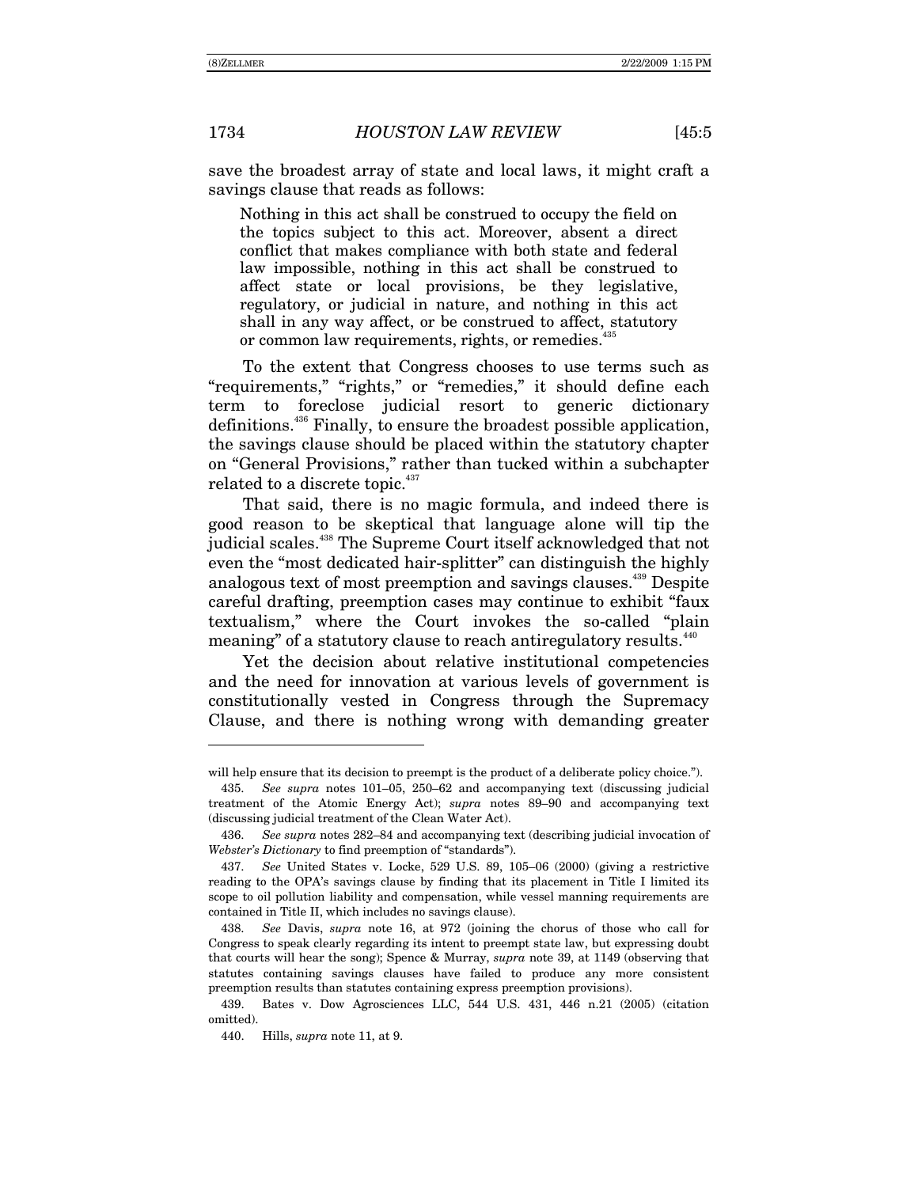save the broadest array of state and local laws, it might craft a savings clause that reads as follows:

> Nothing in this act shall be construed to occupy the field on the topics subject to this act. Moreover, absent a direct conflict that makes compliance with both state and federal law impossible, nothing in this act shall be construed to affect state or local provisions, be they legislative, regulatory, or judicial in nature, and nothing in this act shall in any way affect, or be construed to affect, statutory or common law requirements, rights, or remedies.[435]

To the extent that Congress chooses to use terms such as "requirements," "rights," or "remedies," it should define each term to foreclose judicial resort to generic dictionary definitions.[436] Finally, to ensure the broadest possible application, the savings clause should be placed within the statutory chapter on "General Provisions," rather than tucked within a subchapter related to a discrete topic.[437]

That said, there is no magic formula, and indeed there is good reason to be skeptical that language alone will tip the judicial scales.[438] The Supreme Court itself acknowledged that not even the "most dedicated hair-splitter" can distinguish the highly analogous text of most preemption and savings clauses.[439] Despite careful drafting, preemption cases may continue to exhibit "faux textualism," where the Court invokes the so-called "plain meaning" of a statutory clause to reach antiregulatory results.[440]

Yet the decision about relative institutional competencies and the need for innovation at various levels of government is constitutionally vested in Congress through the Supremacy Clause, and there is nothing wrong with demanding greater

---

will help ensure that its decision to preempt is the product of a deliberate policy choice.").

435. *See supra* notes 101–05, 250–62 and accompanying text (discussing judicial treatment of the Atomic Energy Act); *supra* notes 89–90 and accompanying text (discussing judicial treatment of the Clean Water Act).

436. *See supra* notes 282–84 and accompanying text (describing judicial invocation of *Webster's Dictionary* to find preemption of "standards").

437. *See* United States v. Locke, 529 U.S. 89, 105–06 (2000) (giving a restrictive reading to the OPA's savings clause by finding that its placement in Title I limited its scope to oil pollution liability and compensation, while vessel manning requirements are contained in Title II, which includes no savings clause).

438. *See* Davis, *supra* note 16, at 972 (joining the chorus of those who call for Congress to speak clearly regarding its intent to preempt state law, but expressing doubt that courts will hear the song); Spence & Murray, *supra* note 39, at 1149 (observing that statutes containing savings clauses have failed to produce any more consistent preemption results than statutes containing express preemption provisions).

439. Bates v. Dow Agrosciences LLC, 544 U.S. 431, 446 n.21 (2005) (citation omitted).

440. Hills, *supra* note 11, at 9.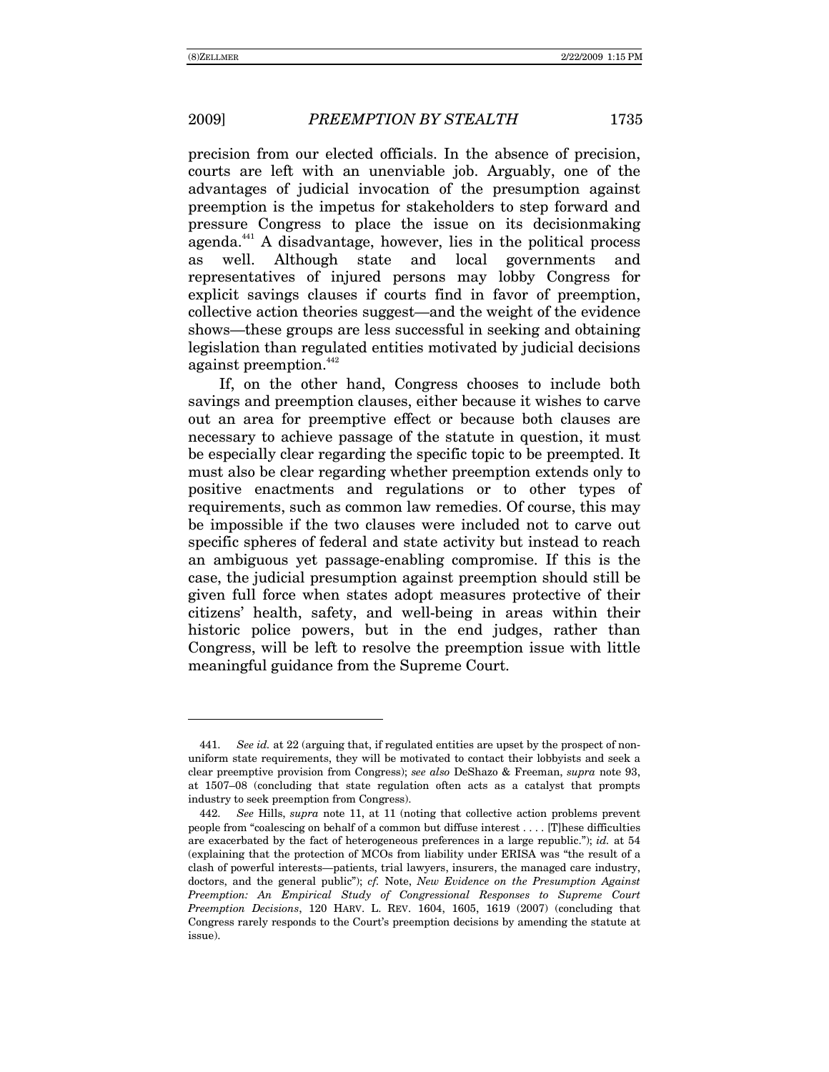precision from our elected officials. In the absence of precision, courts are left with an unenviable job. Arguably, one of the advantages of judicial invocation of the presumption against preemption is the impetus for stakeholders to step forward and pressure Congress to place the issue on its decisionmaking agenda.[441] A disadvantage, however, lies in the political process as well. Although state and local governments and representatives of injured persons may lobby Congress for explicit savings clauses if courts find in favor of preemption, collective action theories suggest—and the weight of the evidence shows—these groups are less successful in seeking and obtaining legislation than regulated entities motivated by judicial decisions against preemption.[442]

If, on the other hand, Congress chooses to include both savings and preemption clauses, either because it wishes to carve out an area for preemptive effect or because both clauses are necessary to achieve passage of the statute in question, it must be especially clear regarding the specific topic to be preempted. It must also be clear regarding whether preemption extends only to positive enactments and regulations or to other types of requirements, such as common law remedies. Of course, this may be impossible if the two clauses were included not to carve out specific spheres of federal and state activity but instead to reach an ambiguous yet passage-enabling compromise. If this is the case, the judicial presumption against preemption should still be given full force when states adopt measures protective of their citizens' health, safety, and well-being in areas within their historic police powers, but in the end judges, rather than Congress, will be left to resolve the preemption issue with little meaningful guidance from the Supreme Court.

---

441. *See id.* at 22 (arguing that, if regulated entities are upset by the prospect of non-uniform state requirements, they will be motivated to contact their lobbyists and seek a clear preemptive provision from Congress); *see also* DeShazo & Freeman, *supra* note 93, at 1507–08 (concluding that state regulation often acts as a catalyst that prompts industry to seek preemption from Congress).

442. *See* Hills, *supra* note 11, at 11 (noting that collective action problems prevent people from "coalescing on behalf of a common but diffuse interest . . . . [T]hese difficulties are exacerbated by the fact of heterogeneous preferences in a large republic."); *id.* at 54 (explaining that the protection of MCOs from liability under ERISA was "the result of a clash of powerful interests—patients, trial lawyers, insurers, the managed care industry, doctors, and the general public"); *cf.* Note, *New Evidence on the Presumption Against Preemption: An Empirical Study of Congressional Responses to Supreme Court Preemption Decisions*, 120 HARV. L. REV. 1604, 1605, 1619 (2007) (concluding that Congress rarely responds to the Court's preemption decisions by amending the statute at issue).